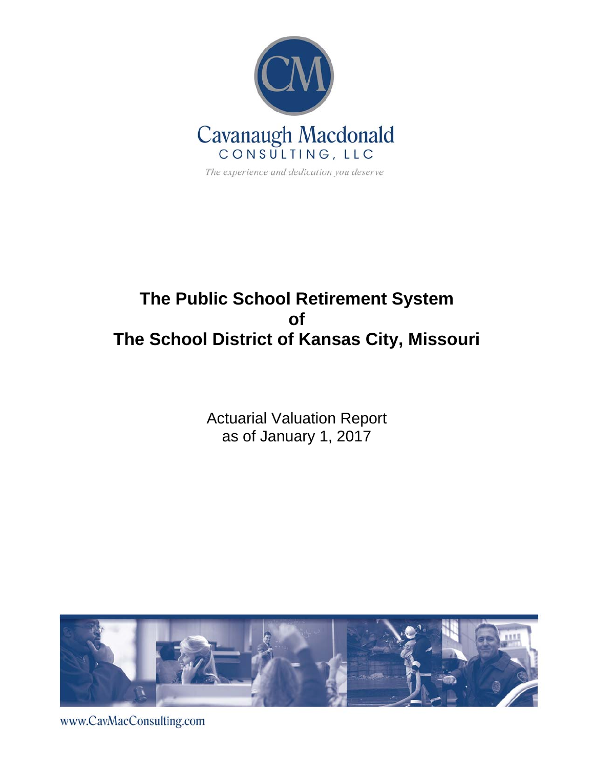CM

Cavanaugh Macdonald
CONSULTING, LLC

*The experience and dedication you deserve*

# The Public School Retirement System of The School District of Kansas City, Missouri

Actuarial Valuation Report
as of January 1, 2017

www.CavMacConsulting.com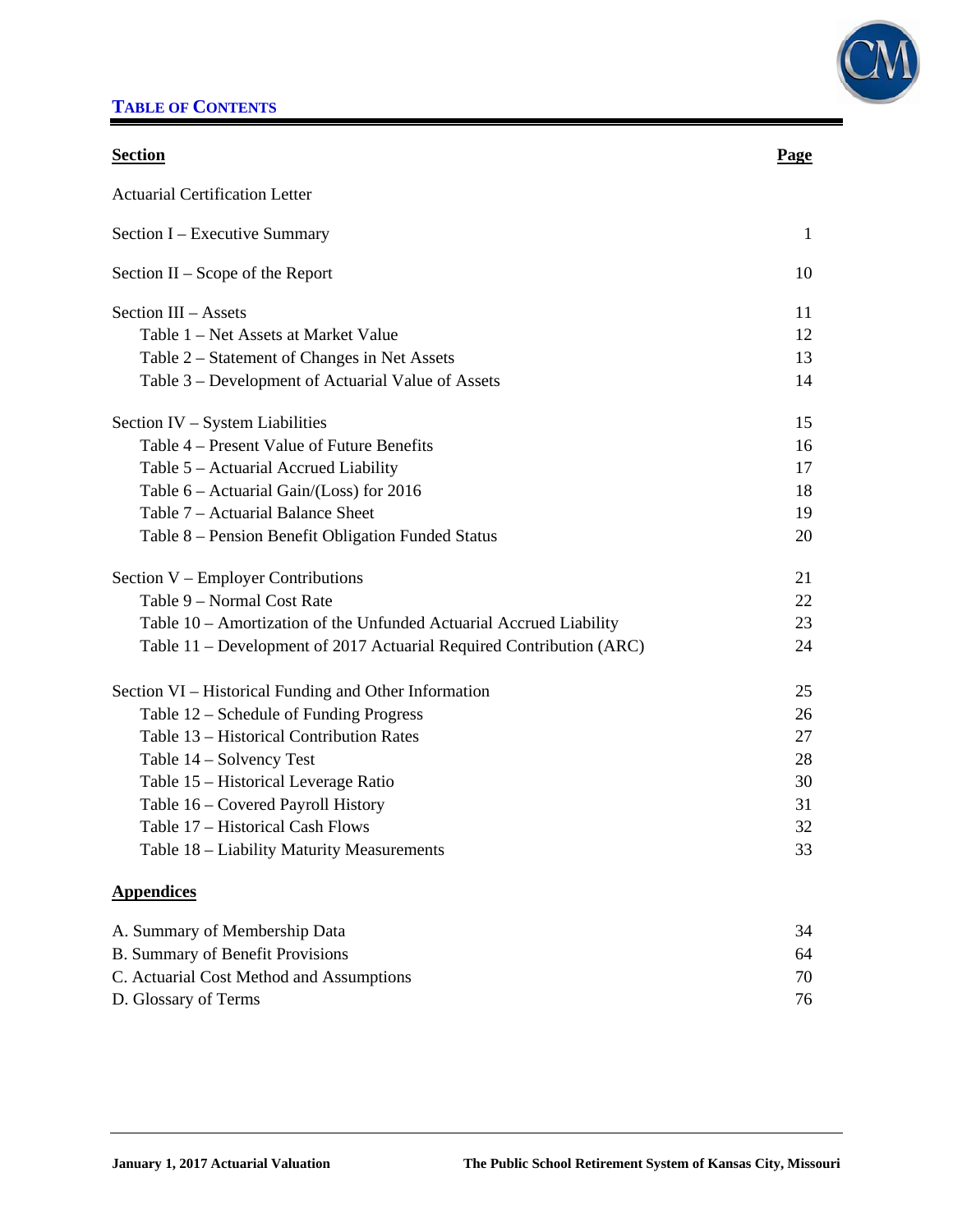## TABLE OF CONTENTS

| Section | Page |
|---|---|
| Actuarial Certification Letter | |
| Section I – Executive Summary | 1 |
| Section II – Scope of the Report | 10 |
| Section III – Assets | 11 |
| Table 1 – Net Assets at Market Value | 12 |
| Table 2 – Statement of Changes in Net Assets | 13 |
| Table 3 – Development of Actuarial Value of Assets | 14 |
| Section IV – System Liabilities | 15 |
| Table 4 – Present Value of Future Benefits | 16 |
| Table 5 – Actuarial Accrued Liability | 17 |
| Table 6 – Actuarial Gain/(Loss) for 2016 | 18 |
| Table 7 – Actuarial Balance Sheet | 19 |
| Table 8 – Pension Benefit Obligation Funded Status | 20 |
| Section V – Employer Contributions | 21 |
| Table 9 – Normal Cost Rate | 22 |
| Table 10 – Amortization of the Unfunded Actuarial Accrued Liability | 23 |
| Table 11 – Development of 2017 Actuarial Required Contribution (ARC) | 24 |
| Section VI – Historical Funding and Other Information | 25 |
| Table 12 – Schedule of Funding Progress | 26 |
| Table 13 – Historical Contribution Rates | 27 |
| Table 14 – Solvency Test | 28 |
| Table 15 – Historical Leverage Ratio | 30 |
| Table 16 – Covered Payroll History | 31 |
| Table 17 – Historical Cash Flows | 32 |
| Table 18 – Liability Maturity Measurements | 33 |

**Appendices**

| Appendix | Page |
|---|---|
| A. Summary of Membership Data | 34 |
| B. Summary of Benefit Provisions | 64 |
| C. Actuarial Cost Method and Assumptions | 70 |
| D. Glossary of Terms | 76 |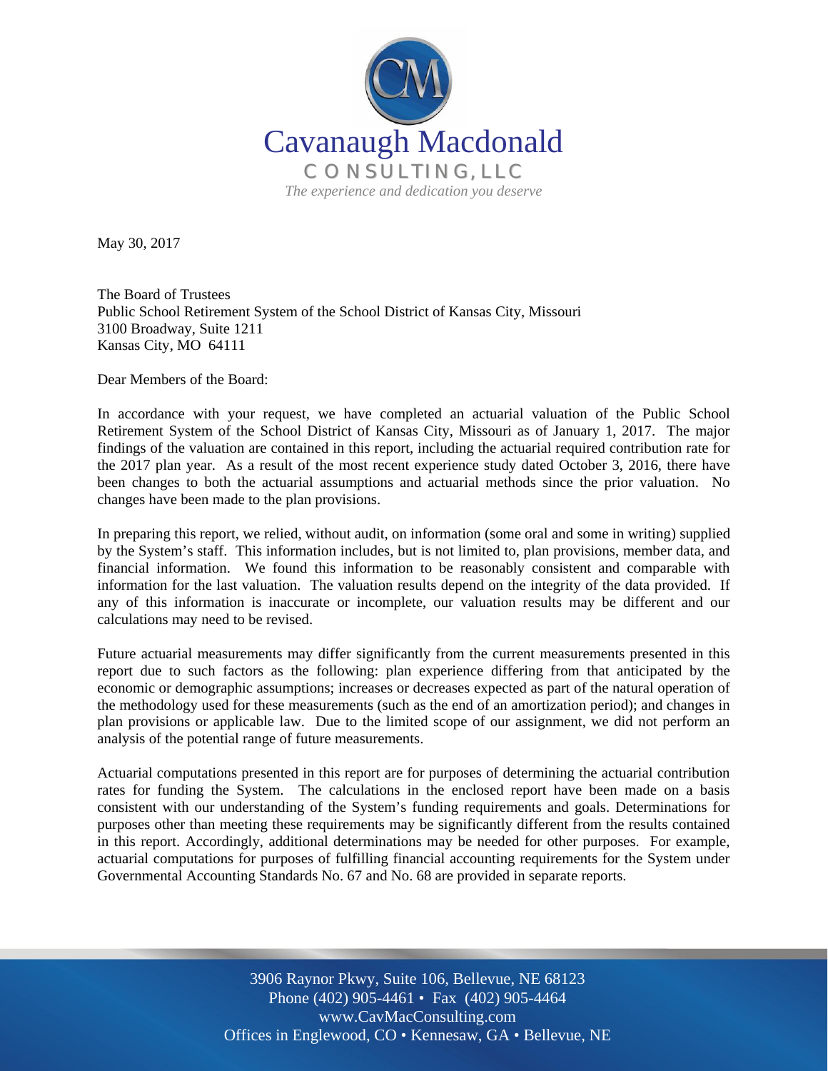Cavanaugh Macdonald
CONSULTING, LLC
*The experience and dedication you deserve*

May 30, 2017

The Board of Trustees
Public School Retirement System of the School District of Kansas City, Missouri
3100 Broadway, Suite 1211
Kansas City, MO 64111

Dear Members of the Board:

In accordance with your request, we have completed an actuarial valuation of the Public School Retirement System of the School District of Kansas City, Missouri as of January 1, 2017. The major findings of the valuation are contained in this report, including the actuarial required contribution rate for the 2017 plan year. As a result of the most recent experience study dated October 3, 2016, there have been changes to both the actuarial assumptions and actuarial methods since the prior valuation. No changes have been made to the plan provisions.

In preparing this report, we relied, without audit, on information (some oral and some in writing) supplied by the System's staff. This information includes, but is not limited to, plan provisions, member data, and financial information. We found this information to be reasonably consistent and comparable with information for the last valuation. The valuation results depend on the integrity of the data provided. If any of this information is inaccurate or incomplete, our valuation results may be different and our calculations may need to be revised.

Future actuarial measurements may differ significantly from the current measurements presented in this report due to such factors as the following: plan experience differing from that anticipated by the economic or demographic assumptions; increases or decreases expected as part of the natural operation of the methodology used for these measurements (such as the end of an amortization period); and changes in plan provisions or applicable law. Due to the limited scope of our assignment, we did not perform an analysis of the potential range of future measurements.

Actuarial computations presented in this report are for purposes of determining the actuarial contribution rates for funding the System. The calculations in the enclosed report have been made on a basis consistent with our understanding of the System's funding requirements and goals. Determinations for purposes other than meeting these requirements may be significantly different from the results contained in this report. Accordingly, additional determinations may be needed for other purposes. For example, actuarial computations for purposes of fulfilling financial accounting requirements for the System under Governmental Accounting Standards No. 67 and No. 68 are provided in separate reports.

3906 Raynor Pkwy, Suite 106, Bellevue, NE 68123
Phone (402) 905-4461 • Fax (402) 905-4464
www.CavMacConsulting.com
Offices in Englewood, CO • Kennesaw, GA • Bellevue, NE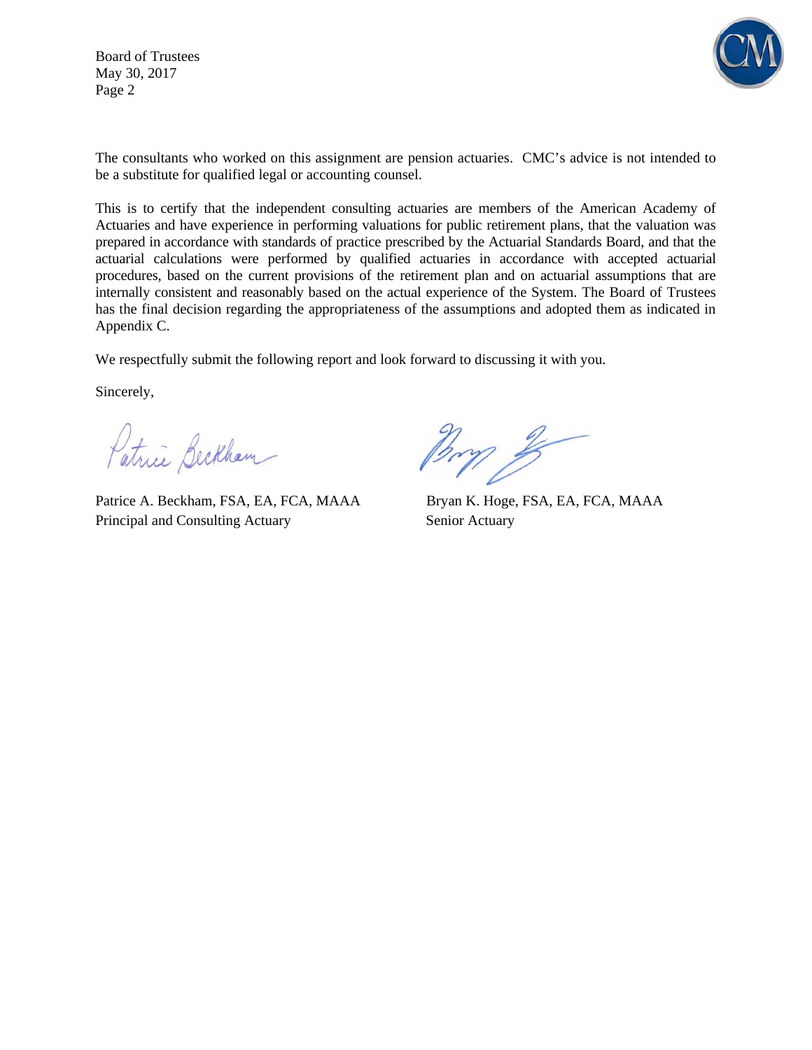Board of Trustees
May 30, 2017
Page 2

The consultants who worked on this assignment are pension actuaries. CMC's advice is not intended to be a substitute for qualified legal or accounting counsel.

This is to certify that the independent consulting actuaries are members of the American Academy of Actuaries and have experience in performing valuations for public retirement plans, that the valuation was prepared in accordance with standards of practice prescribed by the Actuarial Standards Board, and that the actuarial calculations were performed by qualified actuaries in accordance with accepted actuarial procedures, based on the current provisions of the retirement plan and on actuarial assumptions that are internally consistent and reasonably based on the actual experience of the System. The Board of Trustees has the final decision regarding the appropriateness of the assumptions and adopted them as indicated in Appendix C.

We respectfully submit the following report and look forward to discussing it with you.

Sincerely,

Patrice A. Beckham, FSA, EA, FCA, MAAA
Principal and Consulting Actuary

Bryan K. Hoge, FSA, EA, FCA, MAAA
Senior Actuary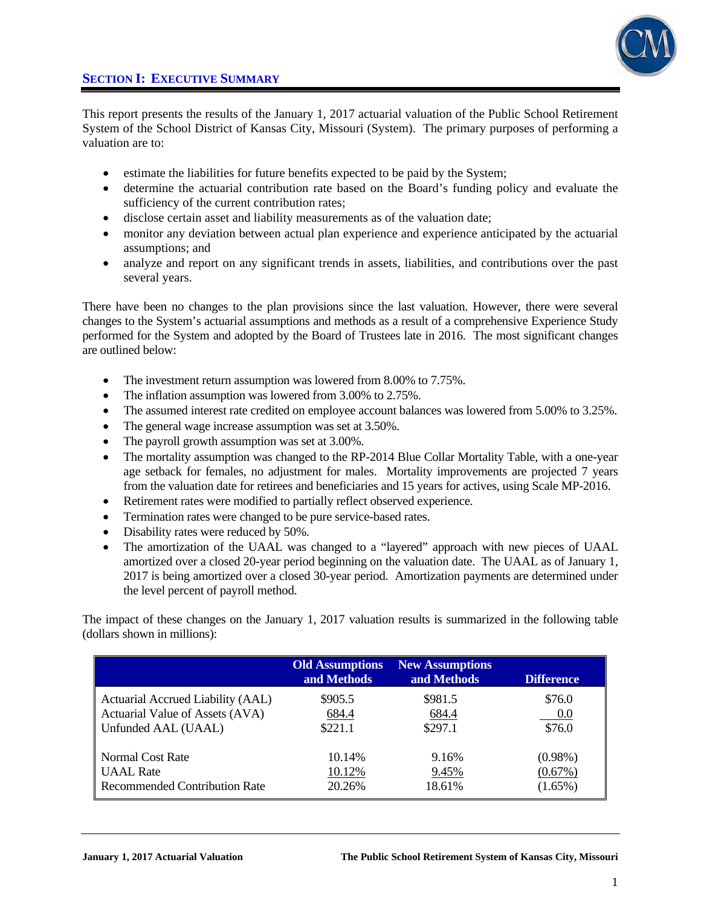## SECTION I: EXECUTIVE SUMMARY

This report presents the results of the January 1, 2017 actuarial valuation of the Public School Retirement System of the School District of Kansas City, Missouri (System). The primary purposes of performing a valuation are to:

- estimate the liabilities for future benefits expected to be paid by the System;
- determine the actuarial contribution rate based on the Board's funding policy and evaluate the sufficiency of the current contribution rates;
- disclose certain asset and liability measurements as of the valuation date;
- monitor any deviation between actual plan experience and experience anticipated by the actuarial assumptions; and
- analyze and report on any significant trends in assets, liabilities, and contributions over the past several years.

There have been no changes to the plan provisions since the last valuation. However, there were several changes to the System's actuarial assumptions and methods as a result of a comprehensive Experience Study performed for the System and adopted by the Board of Trustees late in 2016. The most significant changes are outlined below:

- The investment return assumption was lowered from 8.00% to 7.75%.
- The inflation assumption was lowered from 3.00% to 2.75%.
- The assumed interest rate credited on employee account balances was lowered from 5.00% to 3.25%.
- The general wage increase assumption was set at 3.50%.
- The payroll growth assumption was set at 3.00%.
- The mortality assumption was changed to the RP-2014 Blue Collar Mortality Table, with a one-year age setback for females, no adjustment for males. Mortality improvements are projected 7 years from the valuation date for retirees and beneficiaries and 15 years for actives, using Scale MP-2016.
- Retirement rates were modified to partially reflect observed experience.
- Termination rates were changed to be pure service-based rates.
- Disability rates were reduced by 50%.
- The amortization of the UAAL was changed to a "layered" approach with new pieces of UAAL amortized over a closed 20-year period beginning on the valuation date. The UAAL as of January 1, 2017 is being amortized over a closed 30-year period. Amortization payments are determined under the level percent of payroll method.

The impact of these changes on the January 1, 2017 valuation results is summarized in the following table (dollars shown in millions):

| | Old Assumptions and Methods | New Assumptions and Methods | Difference |
|---|---|---|---|
| Actuarial Accrued Liability (AAL) | $905.5 | $981.5 | $76.0 |
| Actuarial Value of Assets (AVA) | 684.4 | 684.4 | 0.0 |
| Unfunded AAL (UAAL) | $221.1 | $297.1 | $76.0 |
| | | | |
| Normal Cost Rate | 10.14% | 9.16% | (0.98%) |
| UAAL Rate | 10.12% | 9.45% | (0.67%) |
| Recommended Contribution Rate | 20.26% | 18.61% | (1.65%) |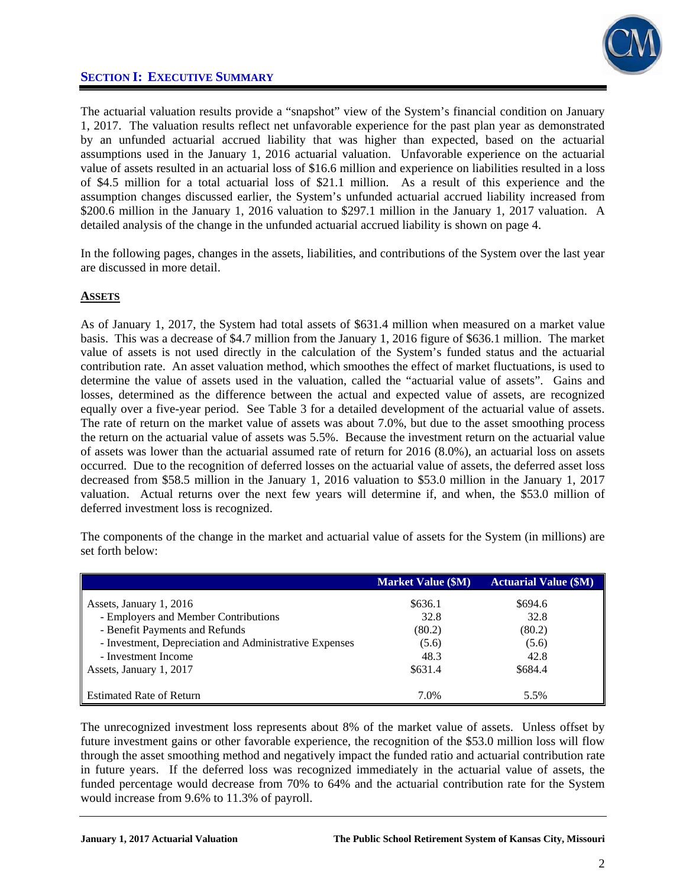## SECTION I: EXECUTIVE SUMMARY

The actuarial valuation results provide a "snapshot" view of the System's financial condition on January 1, 2017. The valuation results reflect net unfavorable experience for the past plan year as demonstrated by an unfunded actuarial accrued liability that was higher than expected, based on the actuarial assumptions used in the January 1, 2016 actuarial valuation. Unfavorable experience on the actuarial value of assets resulted in an actuarial loss of $16.6 million and experience on liabilities resulted in a loss of $4.5 million for a total actuarial loss of $21.1 million. As a result of this experience and the assumption changes discussed earlier, the System's unfunded actuarial accrued liability increased from $200.6 million in the January 1, 2016 valuation to $297.1 million in the January 1, 2017 valuation. A detailed analysis of the change in the unfunded actuarial accrued liability is shown on page 4.

In the following pages, changes in the assets, liabilities, and contributions of the System over the last year are discussed in more detail.

### ASSETS

As of January 1, 2017, the System had total assets of $631.4 million when measured on a market value basis. This was a decrease of $4.7 million from the January 1, 2016 figure of $636.1 million. The market value of assets is not used directly in the calculation of the System's funded status and the actuarial contribution rate. An asset valuation method, which smoothes the effect of market fluctuations, is used to determine the value of assets used in the valuation, called the "actuarial value of assets". Gains and losses, determined as the difference between the actual and expected value of assets, are recognized equally over a five-year period. See Table 3 for a detailed development of the actuarial value of assets. The rate of return on the market value of assets was about 7.0%, but due to the asset smoothing process the return on the actuarial value of assets was 5.5%. Because the investment return on the actuarial value of assets was lower than the actuarial assumed rate of return for 2016 (8.0%), an actuarial loss on assets occurred. Due to the recognition of deferred losses on the actuarial value of assets, the deferred asset loss decreased from $58.5 million in the January 1, 2016 valuation to $53.0 million in the January 1, 2017 valuation. Actual returns over the next few years will determine if, and when, the $53.0 million of deferred investment loss is recognized.

The components of the change in the market and actuarial value of assets for the System (in millions) are set forth below:

| | Market Value ($M) | Actuarial Value ($M) |
|---|---|---|
| Assets, January 1, 2016 | $636.1 | $694.6 |
| - Employers and Member Contributions | 32.8 | 32.8 |
| - Benefit Payments and Refunds | (80.2) | (80.2) |
| - Investment, Depreciation and Administrative Expenses | (5.6) | (5.6) |
| - Investment Income | 48.3 | 42.8 |
| Assets, January 1, 2017 | $631.4 | $684.4 |
| Estimated Rate of Return | 7.0% | 5.5% |

The unrecognized investment loss represents about 8% of the market value of assets. Unless offset by future investment gains or other favorable experience, the recognition of the $53.0 million loss will flow through the asset smoothing method and negatively impact the funded ratio and actuarial contribution rate in future years. If the deferred loss was recognized immediately in the actuarial value of assets, the funded percentage would decrease from 70% to 64% and the actuarial contribution rate for the System would increase from 9.6% to 11.3% of payroll.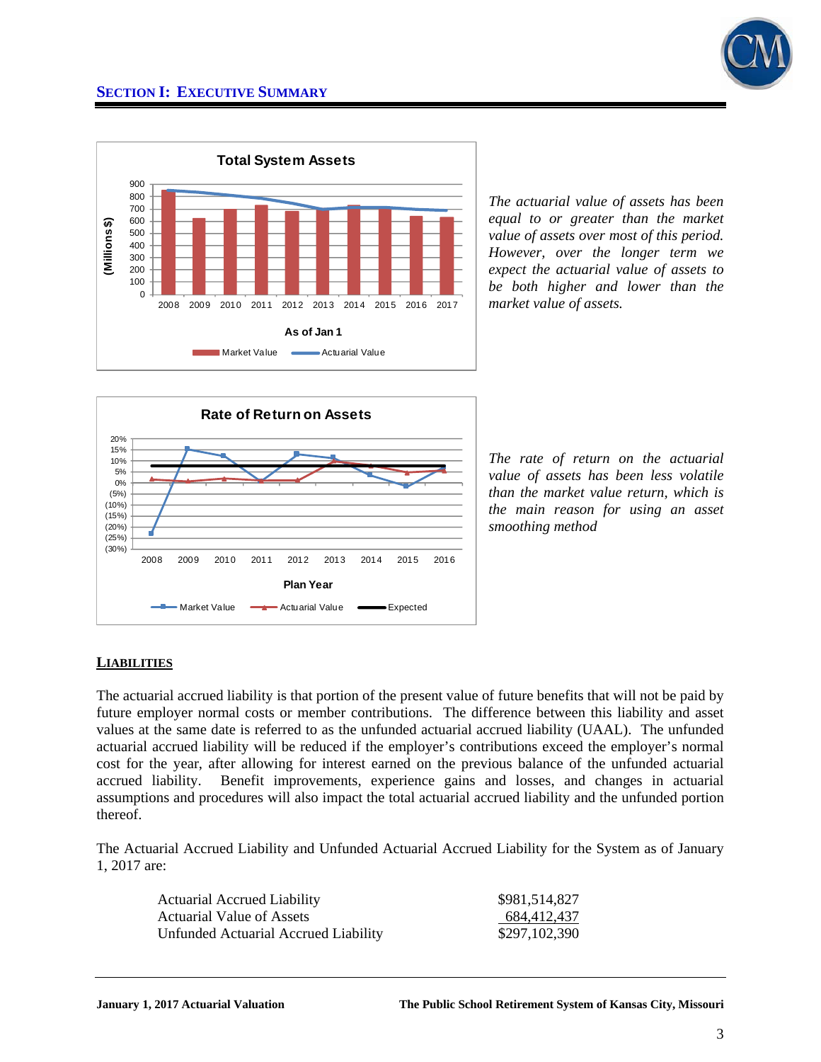## Section I: Executive Summary

The actuarial value of assets has been equal to or greater than the market value of assets over most of this period. However, over the longer term we expect the actuarial value of assets to be both higher and lower than the market value of assets.

The rate of return on the actuarial value of assets has been less volatile than the market value return, which is the main reason for using an asset smoothing method

### LIABILITIES

The actuarial accrued liability is that portion of the present value of future benefits that will not be paid by future employer normal costs or member contributions. The difference between this liability and asset values at the same date is referred to as the unfunded actuarial accrued liability (UAAL). The unfunded actuarial accrued liability will be reduced if the employer's contributions exceed the employer's normal cost for the year, after allowing for interest earned on the previous balance of the unfunded actuarial accrued liability. Benefit improvements, experience gains and losses, and changes in actuarial assumptions and procedures will also impact the total actuarial accrued liability and the unfunded portion thereof.

The Actuarial Accrued Liability and Unfunded Actuarial Accrued Liability for the System as of January 1, 2017 are:

| | |
|---|---|
| Actuarial Accrued Liability | $981,514,827 |
| Actuarial Value of Assets | 684,412,437 |
| Unfunded Actuarial Accrued Liability | $297,102,390 |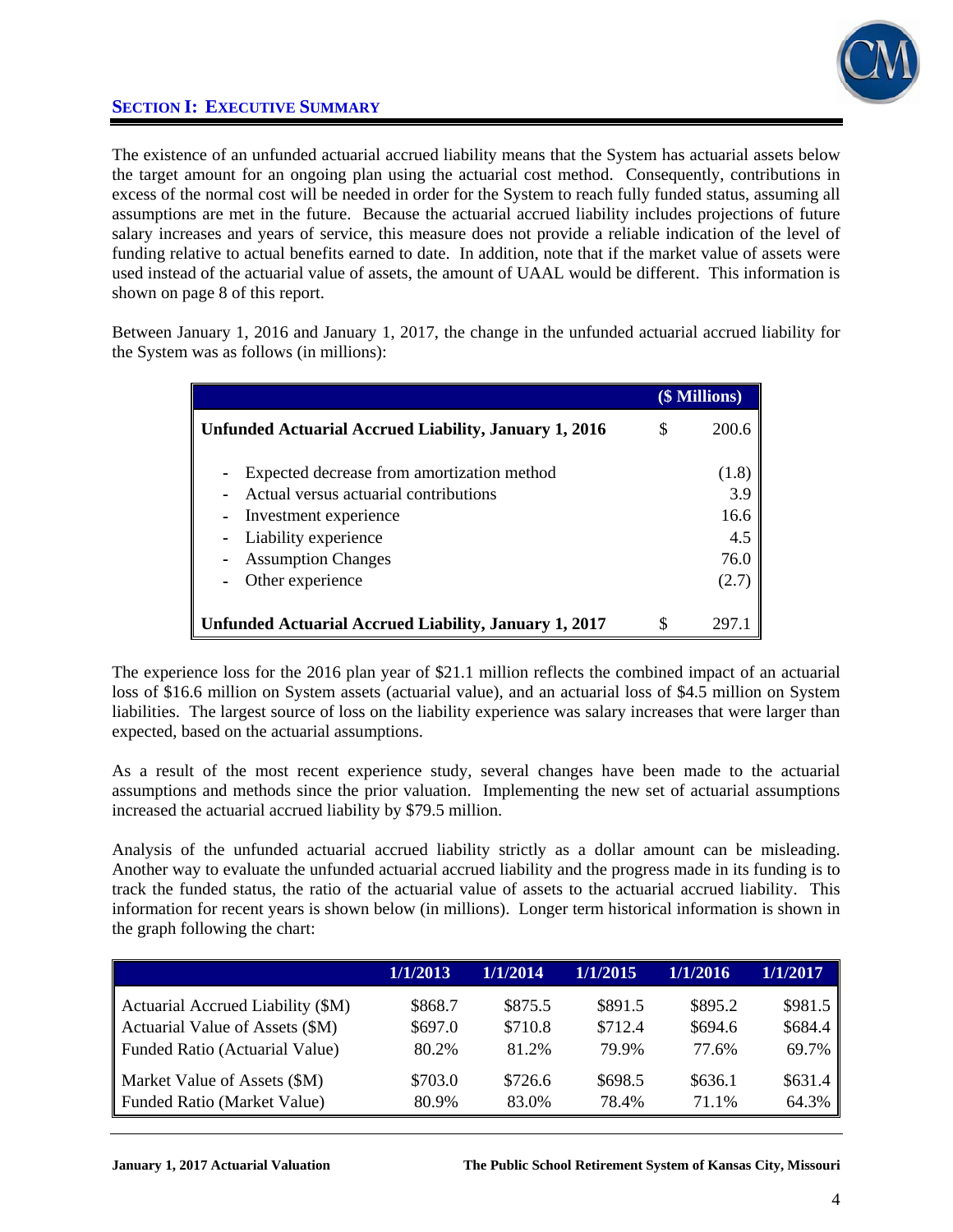## SECTION I: EXECUTIVE SUMMARY

The existence of an unfunded actuarial accrued liability means that the System has actuarial assets below the target amount for an ongoing plan using the actuarial cost method. Consequently, contributions in excess of the normal cost will be needed in order for the System to reach fully funded status, assuming all assumptions are met in the future. Because the actuarial accrued liability includes projections of future salary increases and years of service, this measure does not provide a reliable indication of the level of funding relative to actual benefits earned to date. In addition, note that if the market value of assets were used instead of the actuarial value of assets, the amount of UAAL would be different. This information is shown on page 8 of this report.

Between January 1, 2016 and January 1, 2017, the change in the unfunded actuarial accrued liability for the System was as follows (in millions):

| | | ($ Millions) |
|---|---|---|
| **Unfunded Actuarial Accrued Liability, January 1, 2016** | $ | 200.6 |
| - Expected decrease from amortization method | | (1.8) |
| - Actual versus actuarial contributions | | 3.9 |
| - Investment experience | | 16.6 |
| - Liability experience | | 4.5 |
| - Assumption Changes | | 76.0 |
| - Other experience | | (2.7) |
| **Unfunded Actuarial Accrued Liability, January 1, 2017** | $ | 297.1 |

The experience loss for the 2016 plan year of $21.1 million reflects the combined impact of an actuarial loss of $16.6 million on System assets (actuarial value), and an actuarial loss of $4.5 million on System liabilities. The largest source of loss on the liability experience was salary increases that were larger than expected, based on the actuarial assumptions.

As a result of the most recent experience study, several changes have been made to the actuarial assumptions and methods since the prior valuation. Implementing the new set of actuarial assumptions increased the actuarial accrued liability by $79.5 million.

Analysis of the unfunded actuarial accrued liability strictly as a dollar amount can be misleading. Another way to evaluate the unfunded actuarial accrued liability and the progress made in its funding is to track the funded status, the ratio of the actuarial value of assets to the actuarial accrued liability. This information for recent years is shown below (in millions). Longer term historical information is shown in the graph following the chart:

| | 1/1/2013 | 1/1/2014 | 1/1/2015 | 1/1/2016 | 1/1/2017 |
|---|---|---|---|---|---|
| Actuarial Accrued Liability ($M) | $868.7 | $875.5 | $891.5 | $895.2 | $981.5 |
| Actuarial Value of Assets ($M) | $697.0 | $710.8 | $712.4 | $694.6 | $684.4 |
| Funded Ratio (Actuarial Value) | 80.2% | 81.2% | 79.9% | 77.6% | 69.7% |
| Market Value of Assets ($M) | $703.0 | $726.6 | $698.5 | $636.1 | $631.4 |
| Funded Ratio (Market Value) | 80.9% | 83.0% | 78.4% | 71.1% | 64.3% |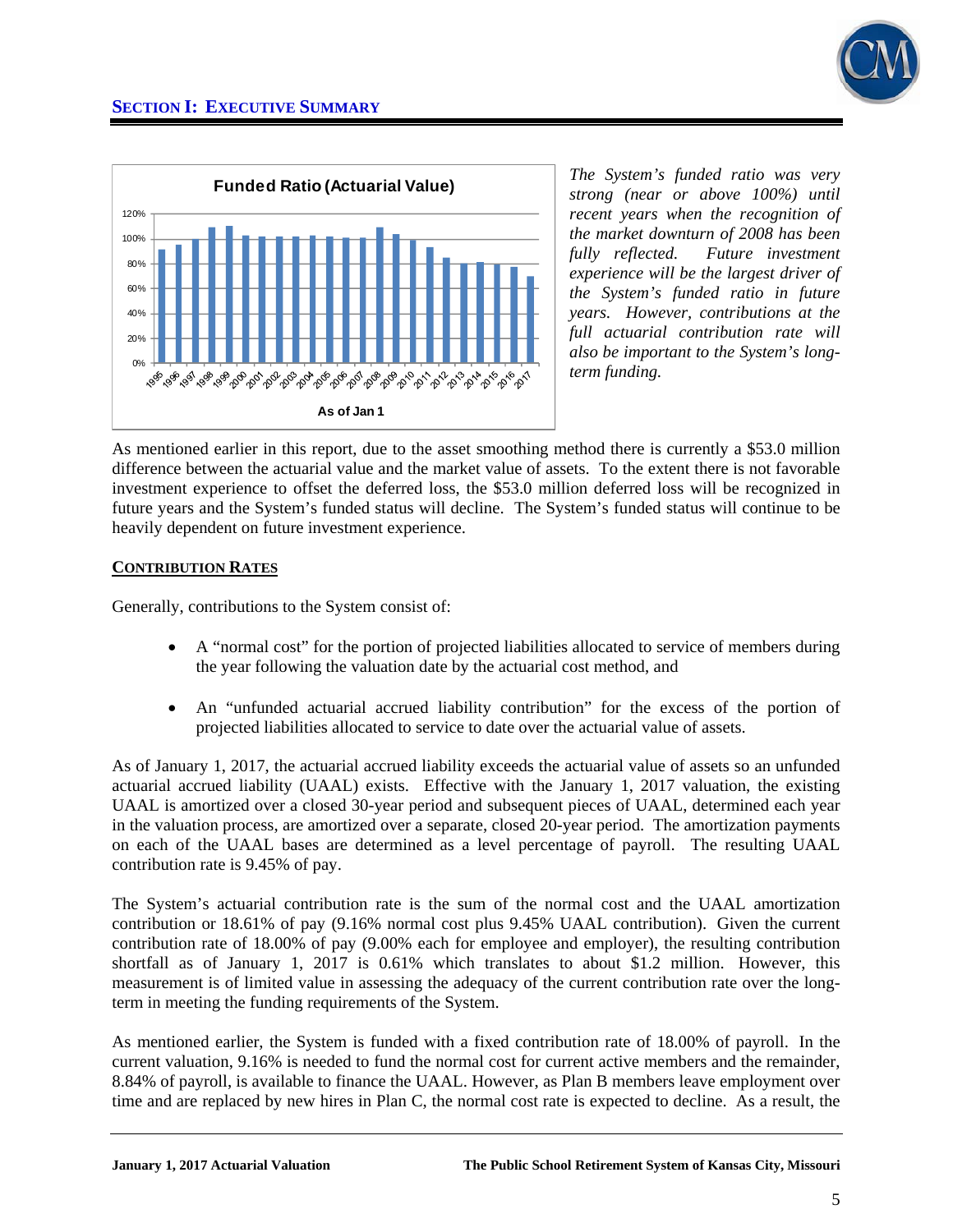## SECTION I: EXECUTIVE SUMMARY

**Funded Ratio (Actuarial Value)**

*The System's funded ratio was very strong (near or above 100%) until recent years when the recognition of the market downturn of 2008 has been fully reflected. Future investment experience will be the largest driver of the System's funded ratio in future years. However, contributions at the full actuarial contribution rate will also be important to the System's long-term funding.*

As mentioned earlier in this report, due to the asset smoothing method there is currently a $53.0 million difference between the actuarial value and the market value of assets. To the extent there is not favorable investment experience to offset the deferred loss, the $53.0 million deferred loss will be recognized in future years and the System's funded status will decline. The System's funded status will continue to be heavily dependent on future investment experience.

### CONTRIBUTION RATES

Generally, contributions to the System consist of:

- A "normal cost" for the portion of projected liabilities allocated to service of members during the year following the valuation date by the actuarial cost method, and
- An "unfunded actuarial accrued liability contribution" for the excess of the portion of projected liabilities allocated to service to date over the actuarial value of assets.

As of January 1, 2017, the actuarial accrued liability exceeds the actuarial value of assets so an unfunded actuarial accrued liability (UAAL) exists. Effective with the January 1, 2017 valuation, the existing UAAL is amortized over a closed 30-year period and subsequent pieces of UAAL, determined each year in the valuation process, are amortized over a separate, closed 20-year period. The amortization payments on each of the UAAL bases are determined as a level percentage of payroll. The resulting UAAL contribution rate is 9.45% of pay.

The System's actuarial contribution rate is the sum of the normal cost and the UAAL amortization contribution or 18.61% of pay (9.16% normal cost plus 9.45% UAAL contribution). Given the current contribution rate of 18.00% of pay (9.00% each for employee and employer), the resulting contribution shortfall as of January 1, 2017 is 0.61% which translates to about $1.2 million. However, this measurement is of limited value in assessing the adequacy of the current contribution rate over the long-term in meeting the funding requirements of the System.

As mentioned earlier, the System is funded with a fixed contribution rate of 18.00% of payroll. In the current valuation, 9.16% is needed to fund the normal cost for current active members and the remainder, 8.84% of payroll, is available to finance the UAAL. However, as Plan B members leave employment over time and are replaced by new hires in Plan C, the normal cost rate is expected to decline. As a result, the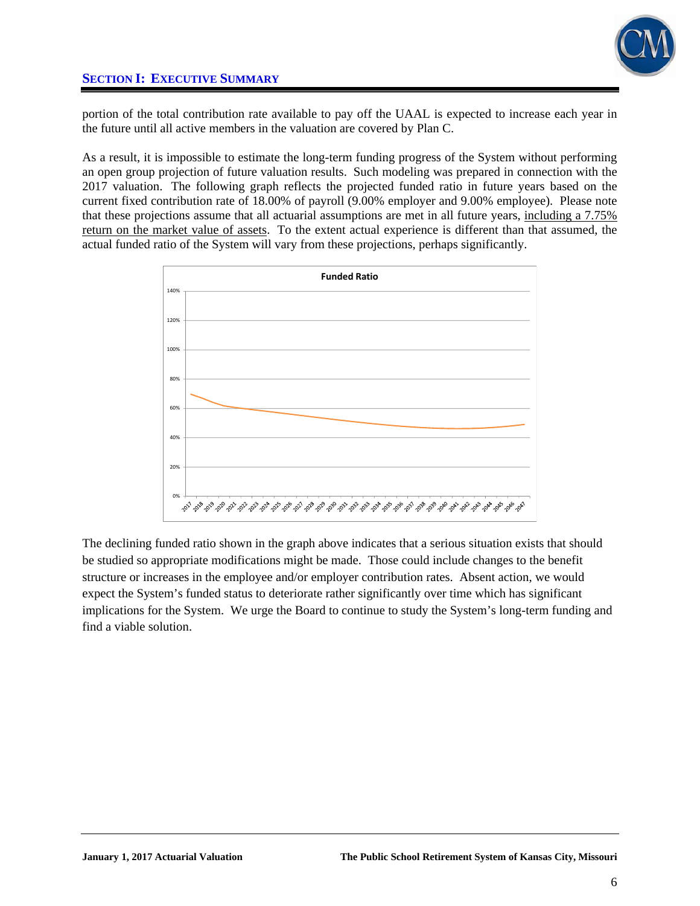portion of the total contribution rate available to pay off the UAAL is expected to increase each year in the future until all active members in the valuation are covered by Plan C.

As a result, it is impossible to estimate the long-term funding progress of the System without performing an open group projection of future valuation results. Such modeling was prepared in connection with the 2017 valuation. The following graph reflects the projected funded ratio in future years based on the current fixed contribution rate of 18.00% of payroll (9.00% employer and 9.00% employee). Please note that these projections assume that all actuarial assumptions are met in all future years, including a 7.75% return on the market value of assets. To the extent actual experience is different than that assumed, the actual funded ratio of the System will vary from these projections, perhaps significantly.

**Funded Ratio**

The declining funded ratio shown in the graph above indicates that a serious situation exists that should be studied so appropriate modifications might be made. Those could include changes to the benefit structure or increases in the employee and/or employer contribution rates. Absent action, we would expect the System's funded status to deteriorate rather significantly over time which has significant implications for the System. We urge the Board to continue to study the System's long-term funding and find a viable solution.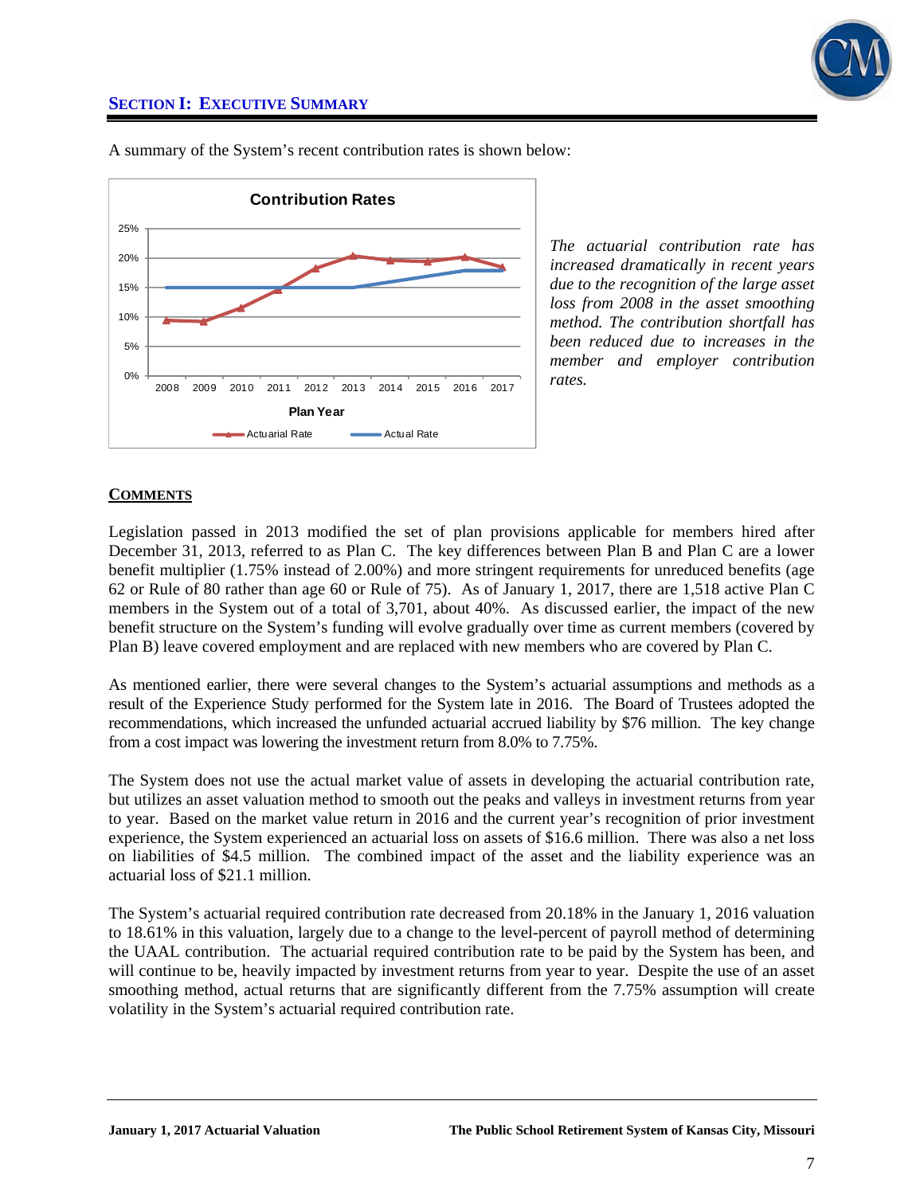## SECTION I: EXECUTIVE SUMMARY

A summary of the System's recent contribution rates is shown below:

*The actuarial contribution rate has increased dramatically in recent years due to the recognition of the large asset loss from 2008 in the asset smoothing method. The contribution shortfall has been reduced due to increases in the member and employer contribution rates.*

### COMMENTS

Legislation passed in 2013 modified the set of plan provisions applicable for members hired after December 31, 2013, referred to as Plan C. The key differences between Plan B and Plan C are a lower benefit multiplier (1.75% instead of 2.00%) and more stringent requirements for unreduced benefits (age 62 or Rule of 80 rather than age 60 or Rule of 75). As of January 1, 2017, there are 1,518 active Plan C members in the System out of a total of 3,701, about 40%. As discussed earlier, the impact of the new benefit structure on the System's funding will evolve gradually over time as current members (covered by Plan B) leave covered employment and are replaced with new members who are covered by Plan C.

As mentioned earlier, there were several changes to the System's actuarial assumptions and methods as a result of the Experience Study performed for the System late in 2016. The Board of Trustees adopted the recommendations, which increased the unfunded actuarial accrued liability by $76 million. The key change from a cost impact was lowering the investment return from 8.0% to 7.75%.

The System does not use the actual market value of assets in developing the actuarial contribution rate, but utilizes an asset valuation method to smooth out the peaks and valleys in investment returns from year to year. Based on the market value return in 2016 and the current year's recognition of prior investment experience, the System experienced an actuarial loss on assets of $16.6 million. There was also a net loss on liabilities of $4.5 million. The combined impact of the asset and the liability experience was an actuarial loss of $21.1 million.

The System's actuarial required contribution rate decreased from 20.18% in the January 1, 2016 valuation to 18.61% in this valuation, largely due to a change to the level-percent of payroll method of determining the UAAL contribution. The actuarial required contribution rate to be paid by the System has been, and will continue to be, heavily impacted by investment returns from year to year. Despite the use of an asset smoothing method, actual returns that are significantly different from the 7.75% assumption will create volatility in the System's actuarial required contribution rate.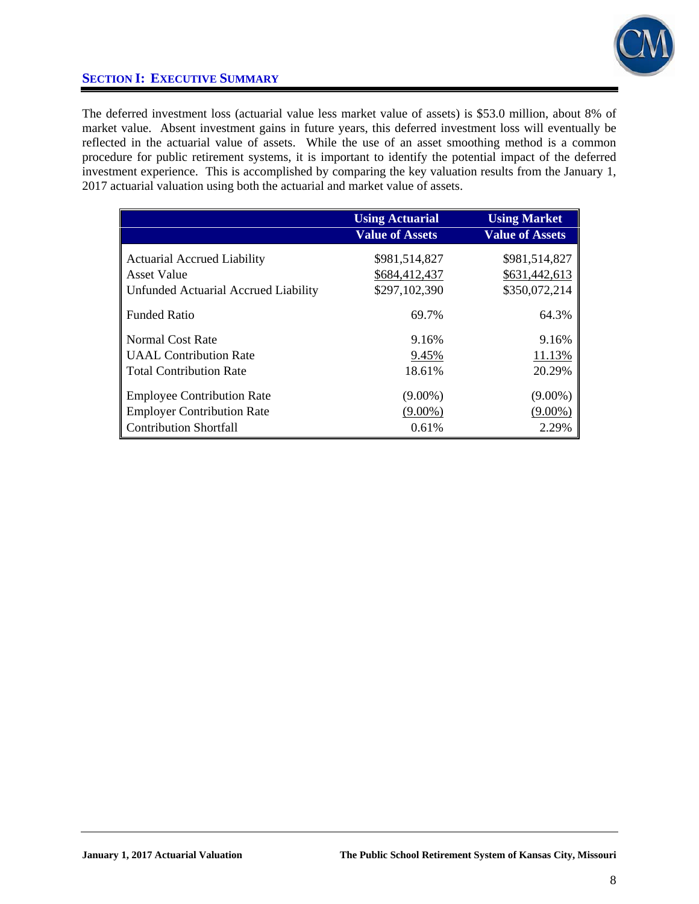## SECTION I: EXECUTIVE SUMMARY

The deferred investment loss (actuarial value less market value of assets) is $53.0 million, about 8% of market value. Absent investment gains in future years, this deferred investment loss will eventually be reflected in the actuarial value of assets. While the use of an asset smoothing method is a common procedure for public retirement systems, it is important to identify the potential impact of the deferred investment experience. This is accomplished by comparing the key valuation results from the January 1, 2017 actuarial valuation using both the actuarial and market value of assets.

| | Using Actuarial Value of Assets | Using Market Value of Assets |
|---|---|---|
| Actuarial Accrued Liability | $981,514,827 | $981,514,827 |
| Asset Value | $684,412,437 | $631,442,613 |
| Unfunded Actuarial Accrued Liability | $297,102,390 | $350,072,214 |
| Funded Ratio | 69.7% | 64.3% |
| Normal Cost Rate | 9.16% | 9.16% |
| UAAL Contribution Rate | 9.45% | 11.13% |
| Total Contribution Rate | 18.61% | 20.29% |
| Employee Contribution Rate | (9.00%) | (9.00%) |
| Employer Contribution Rate | (9.00%) | (9.00%) |
| Contribution Shortfall | 0.61% | 2.29% |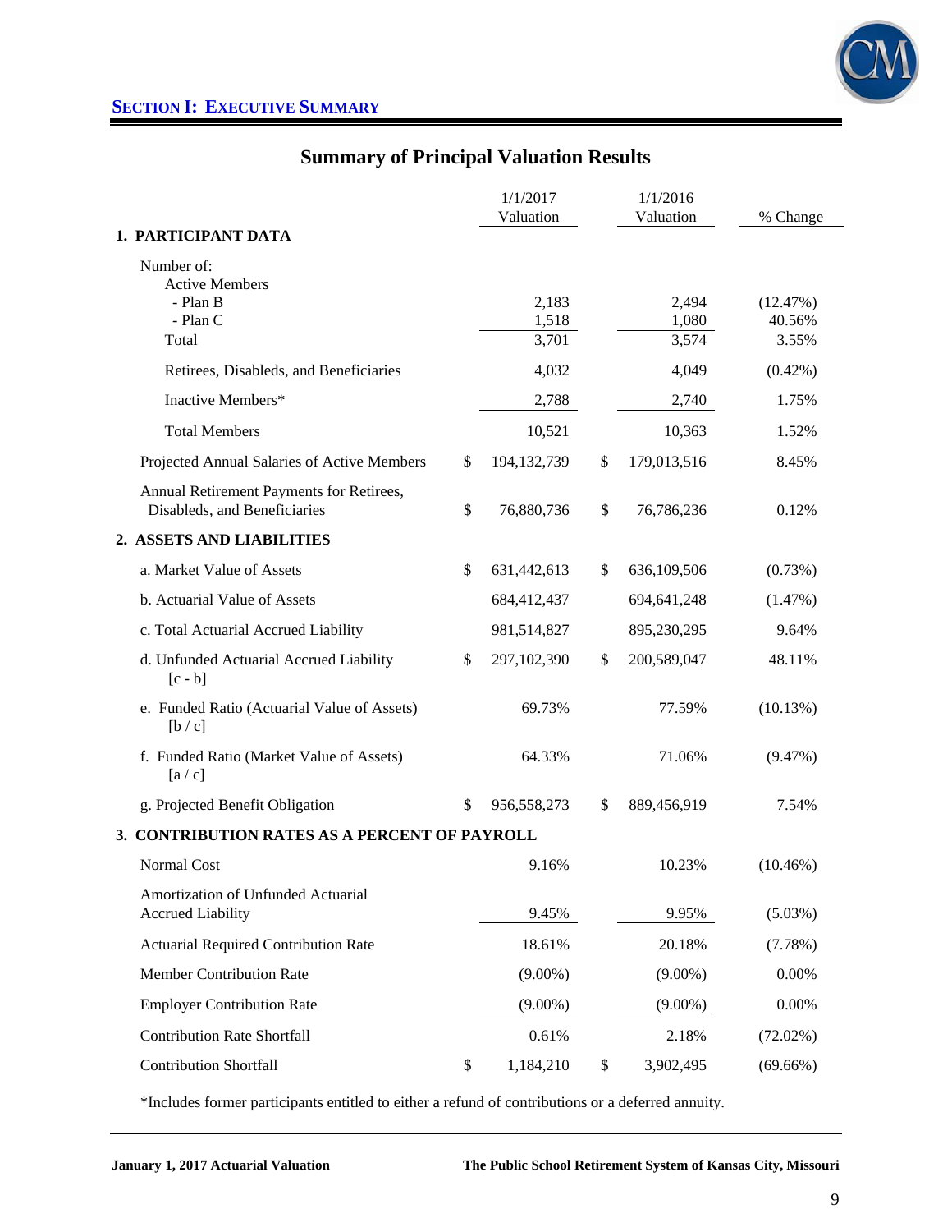## Section I: Executive Summary

### Summary of Principal Valuation Results

| | 1/1/2017 Valuation | 1/1/2016 Valuation | % Change |
|---|---|---|---|
| **1. PARTICIPANT DATA** | | | |
| Number of: | | | |
| Active Members | | | |
| - Plan B | 2,183 | 2,494 | (12.47%) |
| - Plan C | 1,518 | 1,080 | 40.56% |
| Total | 3,701 | 3,574 | 3.55% |
| Retirees, Disableds, and Beneficiaries | 4,032 | 4,049 | (0.42%) |
| Inactive Members* | 2,788 | 2,740 | 1.75% |
| Total Members | 10,521 | 10,363 | 1.52% |
| Projected Annual Salaries of Active Members | $ 194,132,739 | $ 179,013,516 | 8.45% |
| Annual Retirement Payments for Retirees, Disableds, and Beneficiaries | $ 76,880,736 | $ 76,786,236 | 0.12% |
| **2. ASSETS AND LIABILITIES** | | | |
| a. Market Value of Assets | $ 631,442,613 | $ 636,109,506 | (0.73%) |
| b. Actuarial Value of Assets | 684,412,437 | 694,641,248 | (1.47%) |
| c. Total Actuarial Accrued Liability | 981,514,827 | 895,230,295 | 9.64% |
| d. Unfunded Actuarial Accrued Liability [c - b] | $ 297,102,390 | $ 200,589,047 | 48.11% |
| e. Funded Ratio (Actuarial Value of Assets) [b / c] | 69.73% | 77.59% | (10.13%) |
| f. Funded Ratio (Market Value of Assets) [a / c] | 64.33% | 71.06% | (9.47%) |
| g. Projected Benefit Obligation | $ 956,558,273 | $ 889,456,919 | 7.54% |
| **3. CONTRIBUTION RATES AS A PERCENT OF PAYROLL** | | | |
| Normal Cost | 9.16% | 10.23% | (10.46%) |
| Amortization of Unfunded Actuarial Accrued Liability | 9.45% | 9.95% | (5.03%) |
| Actuarial Required Contribution Rate | 18.61% | 20.18% | (7.78%) |
| Member Contribution Rate | (9.00%) | (9.00%) | 0.00% |
| Employer Contribution Rate | (9.00%) | (9.00%) | 0.00% |
| Contribution Rate Shortfall | 0.61% | 2.18% | (72.02%) |
| Contribution Shortfall | $ 1,184,210 | $ 3,902,495 | (69.66%) |

*Includes former participants entitled to either a refund of contributions or a deferred annuity.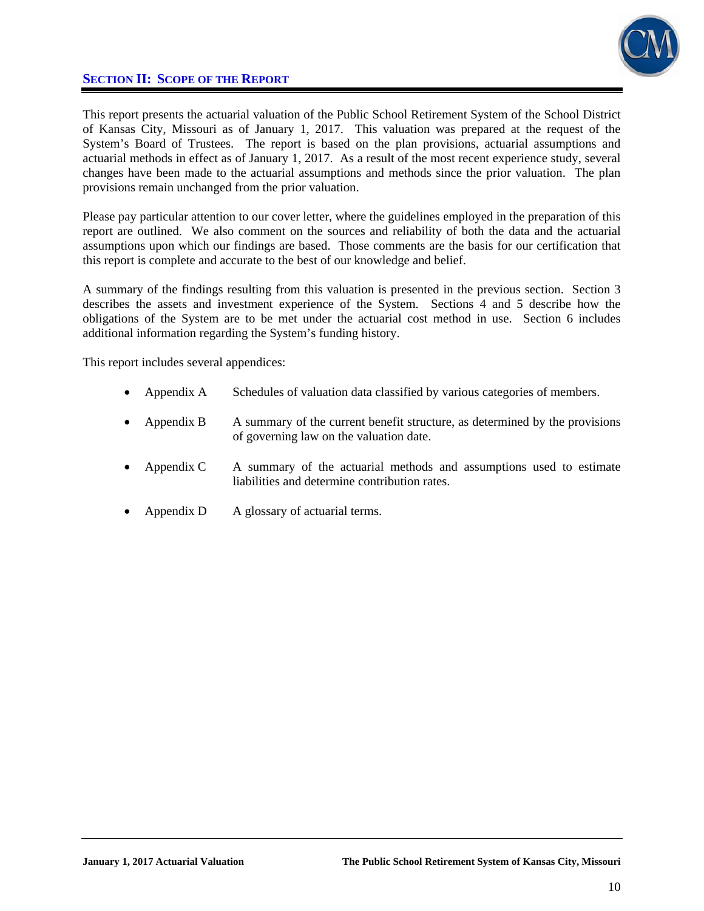## SECTION II: SCOPE OF THE REPORT

This report presents the actuarial valuation of the Public School Retirement System of the School District of Kansas City, Missouri as of January 1, 2017. This valuation was prepared at the request of the System's Board of Trustees. The report is based on the plan provisions, actuarial assumptions and actuarial methods in effect as of January 1, 2017. As a result of the most recent experience study, several changes have been made to the actuarial assumptions and methods since the prior valuation. The plan provisions remain unchanged from the prior valuation.

Please pay particular attention to our cover letter, where the guidelines employed in the preparation of this report are outlined. We also comment on the sources and reliability of both the data and the actuarial assumptions upon which our findings are based. Those comments are the basis for our certification that this report is complete and accurate to the best of our knowledge and belief.

A summary of the findings resulting from this valuation is presented in the previous section. Section 3 describes the assets and investment experience of the System. Sections 4 and 5 describe how the obligations of the System are to be met under the actuarial cost method in use. Section 6 includes additional information regarding the System's funding history.

This report includes several appendices:

- Appendix A — Schedules of valuation data classified by various categories of members.
- Appendix B — A summary of the current benefit structure, as determined by the provisions of governing law on the valuation date.
- Appendix C — A summary of the actuarial methods and assumptions used to estimate liabilities and determine contribution rates.
- Appendix D — A glossary of actuarial terms.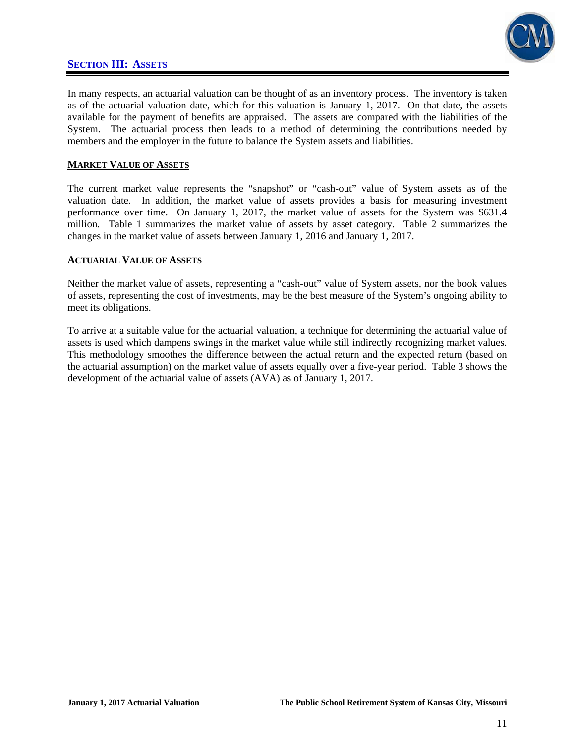## SECTION III: ASSETS

In many respects, an actuarial valuation can be thought of as an inventory process. The inventory is taken as of the actuarial valuation date, which for this valuation is January 1, 2017. On that date, the assets available for the payment of benefits are appraised. The assets are compared with the liabilities of the System. The actuarial process then leads to a method of determining the contributions needed by members and the employer in the future to balance the System assets and liabilities.

### MARKET VALUE OF ASSETS

The current market value represents the "snapshot" or "cash-out" value of System assets as of the valuation date. In addition, the market value of assets provides a basis for measuring investment performance over time. On January 1, 2017, the market value of assets for the System was $631.4 million. Table 1 summarizes the market value of assets by asset category. Table 2 summarizes the changes in the market value of assets between January 1, 2016 and January 1, 2017.

### ACTUARIAL VALUE OF ASSETS

Neither the market value of assets, representing a "cash-out" value of System assets, nor the book values of assets, representing the cost of investments, may be the best measure of the System's ongoing ability to meet its obligations.

To arrive at a suitable value for the actuarial valuation, a technique for determining the actuarial value of assets is used which dampens swings in the market value while still indirectly recognizing market values. This methodology smoothes the difference between the actual return and the expected return (based on the actuarial assumption) on the market value of assets equally over a five-year period. Table 3 shows the development of the actuarial value of assets (AVA) as of January 1, 2017.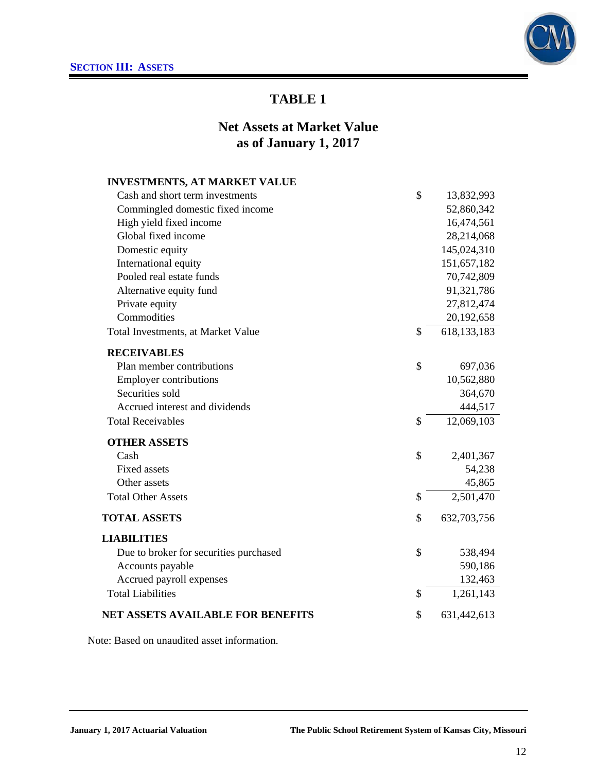## TABLE 1

### Net Assets at Market Value as of January 1, 2017

| | | |
|---|---|---|
| **INVESTMENTS, AT MARKET VALUE** | | |
| Cash and short term investments | $ | 13,832,993 |
| Commingled domestic fixed income | | 52,860,342 |
| High yield fixed income | | 16,474,561 |
| Global fixed income | | 28,214,068 |
| Domestic equity | | 145,024,310 |
| International equity | | 151,657,182 |
| Pooled real estate funds | | 70,742,809 |
| Alternative equity fund | | 91,321,786 |
| Private equity | | 27,812,474 |
| Commodities | | 20,192,658 |
| Total Investments, at Market Value | $ | 618,133,183 |
| **RECEIVABLES** | | |
| Plan member contributions | $ | 697,036 |
| Employer contributions | | 10,562,880 |
| Securities sold | | 364,670 |
| Accrued interest and dividends | | 444,517 |
| Total Receivables | $ | 12,069,103 |
| **OTHER ASSETS** | | |
| Cash | $ | 2,401,367 |
| Fixed assets | | 54,238 |
| Other assets | | 45,865 |
| Total Other Assets | $ | 2,501,470 |
| **TOTAL ASSETS** | $ | 632,703,756 |
| **LIABILITIES** | | |
| Due to broker for securities purchased | $ | 538,494 |
| Accounts payable | | 590,186 |
| Accrued payroll expenses | | 132,463 |
| Total Liabilities | $ | 1,261,143 |
| **NET ASSETS AVAILABLE FOR BENEFITS** | $ | 631,442,613 |

Note: Based on unaudited asset information.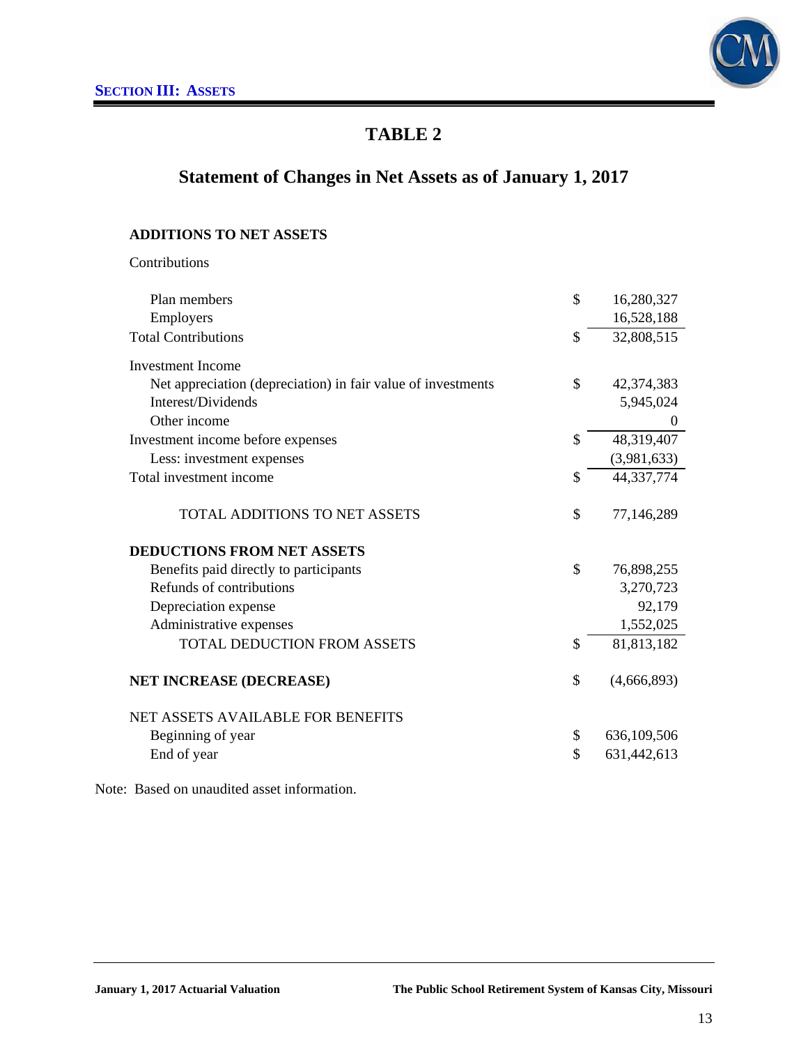## TABLE 2

### Statement of Changes in Net Assets as of January 1, 2017

| | | |
|---|---|---|
| **ADDITIONS TO NET ASSETS** | | |
| Contributions | | |
| Plan members | $ | 16,280,327 |
| Employers | | 16,528,188 |
| Total Contributions | $ | 32,808,515 |
| Investment Income | | |
| Net appreciation (depreciation) in fair value of investments | $ | 42,374,383 |
| Interest/Dividends | | 5,945,024 |
| Other income | | 0 |
| Investment income before expenses | $ | 48,319,407 |
| Less: investment expenses | | (3,981,633) |
| Total investment income | $ | 44,337,774 |
| TOTAL ADDITIONS TO NET ASSETS | $ | 77,146,289 |
| **DEDUCTIONS FROM NET ASSETS** | | |
| Benefits paid directly to participants | $ | 76,898,255 |
| Refunds of contributions | | 3,270,723 |
| Depreciation expense | | 92,179 |
| Administrative expenses | | 1,552,025 |
| TOTAL DEDUCTION FROM ASSETS | $ | 81,813,182 |
| **NET INCREASE (DECREASE)** | $ | (4,666,893) |
| NET ASSETS AVAILABLE FOR BENEFITS | | |
| Beginning of year | $ | 636,109,506 |
| End of year | $ | 631,442,613 |

Note: Based on unaudited asset information.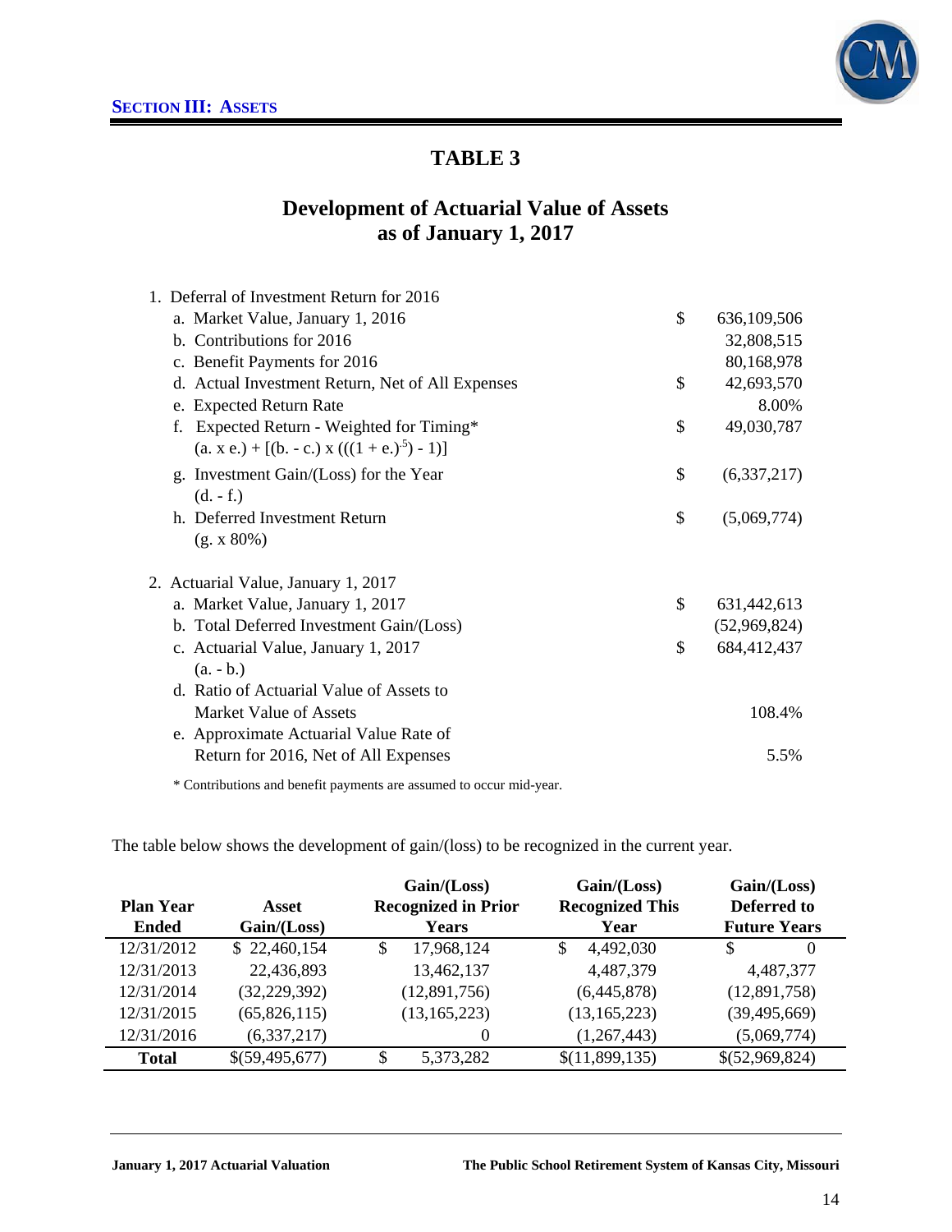## Section III: Assets

# TABLE 3

## Development of Actuarial Value of Assets as of January 1, 2017

| | | |
|---|---|---|
| 1. Deferral of Investment Return for 2016 | | |
| a. Market Value, January 1, 2016 | $ | 636,109,506 |
| b. Contributions for 2016 | | 32,808,515 |
| c. Benefit Payments for 2016 | | 80,168,978 |
| d. Actual Investment Return, Net of All Expenses | $ | 42,693,570 |
| e. Expected Return Rate | | 8.00% |
| f. Expected Return - Weighted for Timing* $(a. \times e.) + [(b. - c.) \times (((1 + e.)^{.5}) - 1)]$ | $ | 49,030,787 |
| g. Investment Gain/(Loss) for the Year (d. - f.) | $ | (6,337,217) |
| h. Deferred Investment Return (g. x 80%) | $ | (5,069,774) |
| 2. Actuarial Value, January 1, 2017 | | |
| a. Market Value, January 1, 2017 | $ | 631,442,613 |
| b. Total Deferred Investment Gain/(Loss) | | (52,969,824) |
| c. Actuarial Value, January 1, 2017 (a. - b.) | $ | 684,412,437 |
| d. Ratio of Actuarial Value of Assets to Market Value of Assets | | 108.4% |
| e. Approximate Actuarial Value Rate of Return for 2016, Net of All Expenses | | 5.5% |

* Contributions and benefit payments are assumed to occur mid-year.

The table below shows the development of gain/(loss) to be recognized in the current year.

| Plan Year Ended | Asset Gain/(Loss) | Gain/(Loss) Recognized in Prior Years | Gain/(Loss) Recognized This Year | Gain/(Loss) Deferred to Future Years |
|---|---|---|---|---|
| 12/31/2012 | $ 22,460,154 | $ 17,968,124 | $ 4,492,030 | $ 0 |
| 12/31/2013 | 22,436,893 | 13,462,137 | 4,487,379 | 4,487,377 |
| 12/31/2014 | (32,229,392) | (12,891,756) | (6,445,878) | (12,891,758) |
| 12/31/2015 | (65,826,115) | (13,165,223) | (13,165,223) | (39,495,669) |
| 12/31/2016 | (6,337,217) | 0 | (1,267,443) | (5,069,774) |
| **Total** | $(59,495,677) | $ 5,373,282 | $(11,899,135) | $(52,969,824) |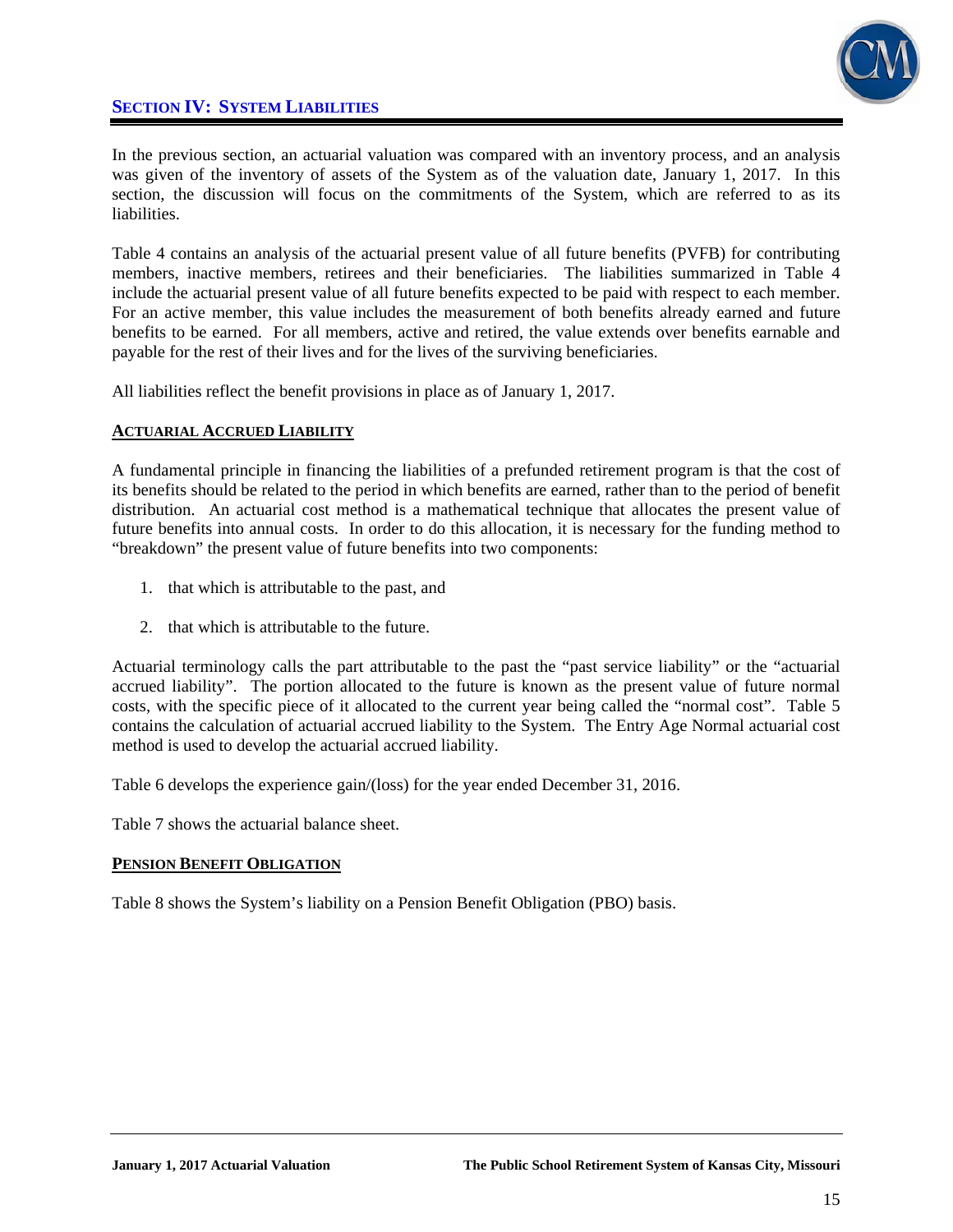## SECTION IV: SYSTEM LIABILITIES

In the previous section, an actuarial valuation was compared with an inventory process, and an analysis was given of the inventory of assets of the System as of the valuation date, January 1, 2017. In this section, the discussion will focus on the commitments of the System, which are referred to as its liabilities.

Table 4 contains an analysis of the actuarial present value of all future benefits (PVFB) for contributing members, inactive members, retirees and their beneficiaries. The liabilities summarized in Table 4 include the actuarial present value of all future benefits expected to be paid with respect to each member. For an active member, this value includes the measurement of both benefits already earned and future benefits to be earned. For all members, active and retired, the value extends over benefits earnable and payable for the rest of their lives and for the lives of the surviving beneficiaries.

All liabilities reflect the benefit provisions in place as of January 1, 2017.

### ACTUARIAL ACCRUED LIABILITY

A fundamental principle in financing the liabilities of a prefunded retirement program is that the cost of its benefits should be related to the period in which benefits are earned, rather than to the period of benefit distribution. An actuarial cost method is a mathematical technique that allocates the present value of future benefits into annual costs. In order to do this allocation, it is necessary for the funding method to "breakdown" the present value of future benefits into two components:

1. that which is attributable to the past, and
2. that which is attributable to the future.

Actuarial terminology calls the part attributable to the past the "past service liability" or the "actuarial accrued liability". The portion allocated to the future is known as the present value of future normal costs, with the specific piece of it allocated to the current year being called the "normal cost". Table 5 contains the calculation of actuarial accrued liability to the System. The Entry Age Normal actuarial cost method is used to develop the actuarial accrued liability.

Table 6 develops the experience gain/(loss) for the year ended December 31, 2016.

Table 7 shows the actuarial balance sheet.

### PENSION BENEFIT OBLIGATION

Table 8 shows the System's liability on a Pension Benefit Obligation (PBO) basis.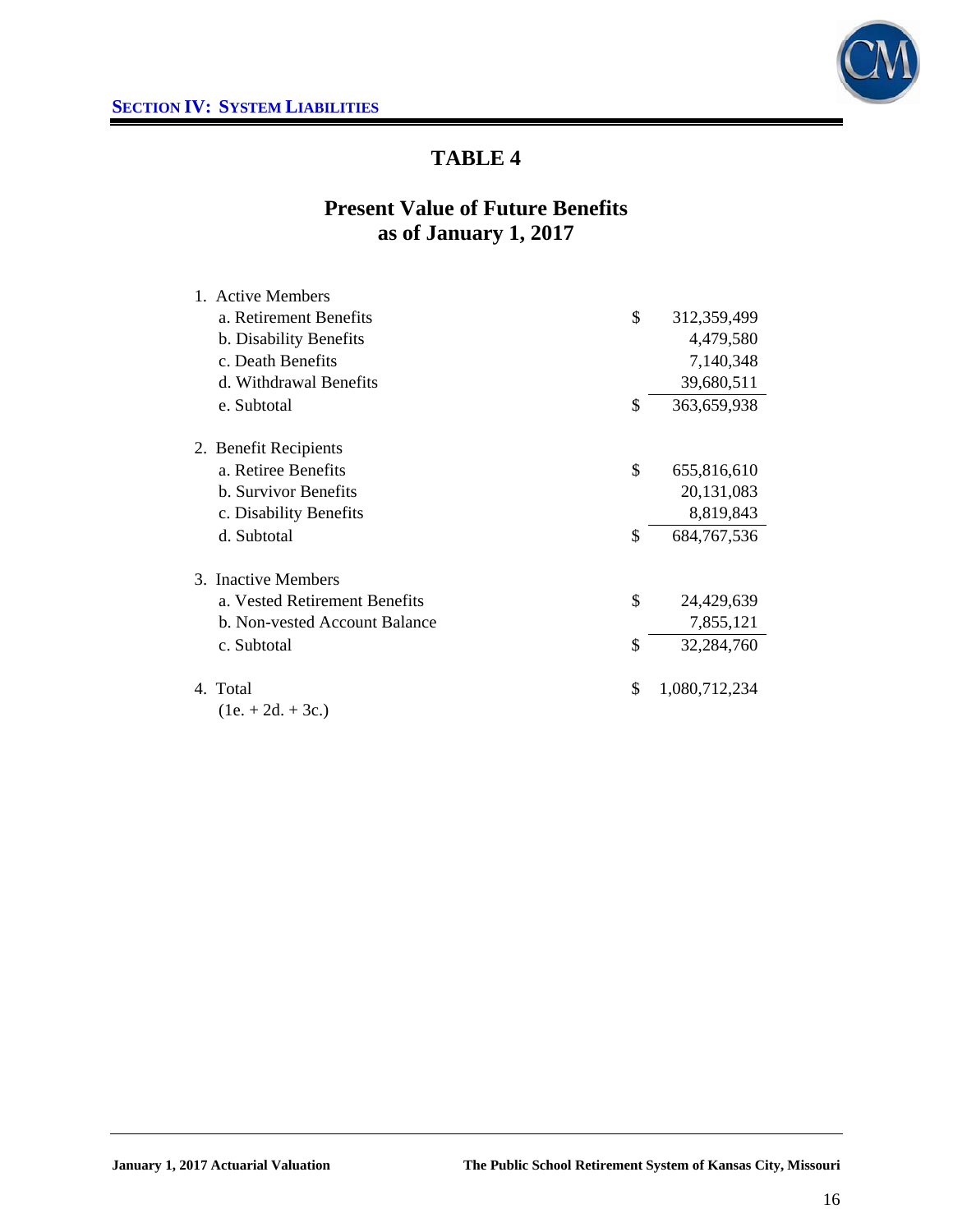# TABLE 4

## Present Value of Future Benefits as of January 1, 2017

| | | |
|---|---|---|
| 1. Active Members | | |
| a. Retirement Benefits | $ | 312,359,499 |
| b. Disability Benefits | | 4,479,580 |
| c. Death Benefits | | 7,140,348 |
| d. Withdrawal Benefits | | 39,680,511 |
| e. Subtotal | $ | 363,659,938 |
| 2. Benefit Recipients | | |
| a. Retiree Benefits | $ | 655,816,610 |
| b. Survivor Benefits | | 20,131,083 |
| c. Disability Benefits | | 8,819,843 |
| d. Subtotal | $ | 684,767,536 |
| 3. Inactive Members | | |
| a. Vested Retirement Benefits | $ | 24,429,639 |
| b. Non-vested Account Balance | | 7,855,121 |
| c. Subtotal | $ | 32,284,760 |
| 4. Total (1e. + 2d. + 3c.) | $ | 1,080,712,234 |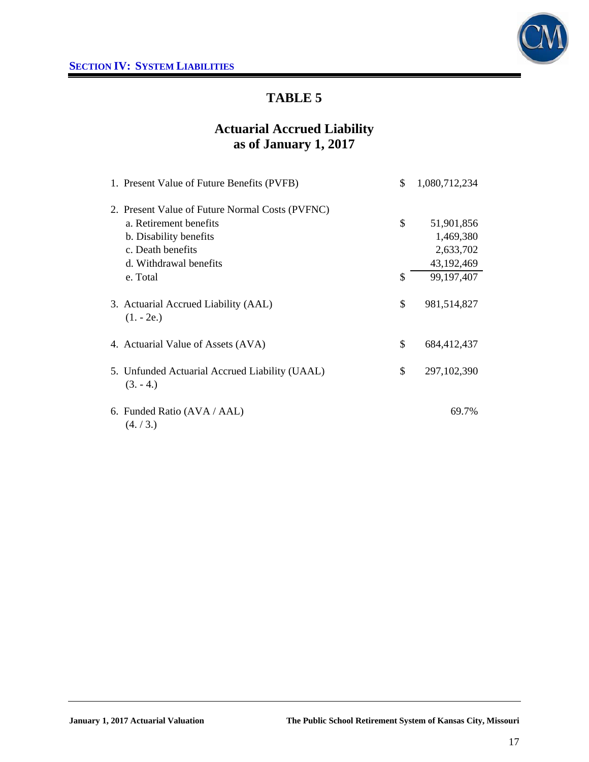# TABLE 5

## Actuarial Accrued Liability as of January 1, 2017

| | | |
|---|---|---|
| 1. Present Value of Future Benefits (PVFB) | $ | 1,080,712,234 |
| | | |
| 2. Present Value of Future Normal Costs (PVFNC) | | |
| a. Retirement benefits | $ | 51,901,856 |
| b. Disability benefits | | 1,469,380 |
| c. Death benefits | | 2,633,702 |
| d. Withdrawal benefits | | 43,192,469 |
| e. Total | $ | 99,197,407 |
| | | |
| 3. Actuarial Accrued Liability (AAL) (1. - 2e.) | $ | 981,514,827 |
| | | |
| 4. Actuarial Value of Assets (AVA) | $ | 684,412,437 |
| | | |
| 5. Unfunded Actuarial Accrued Liability (UAAL) (3. - 4.) | $ | 297,102,390 |
| | | |
| 6. Funded Ratio (AVA / AAL) (4. / 3.) | | 69.7% |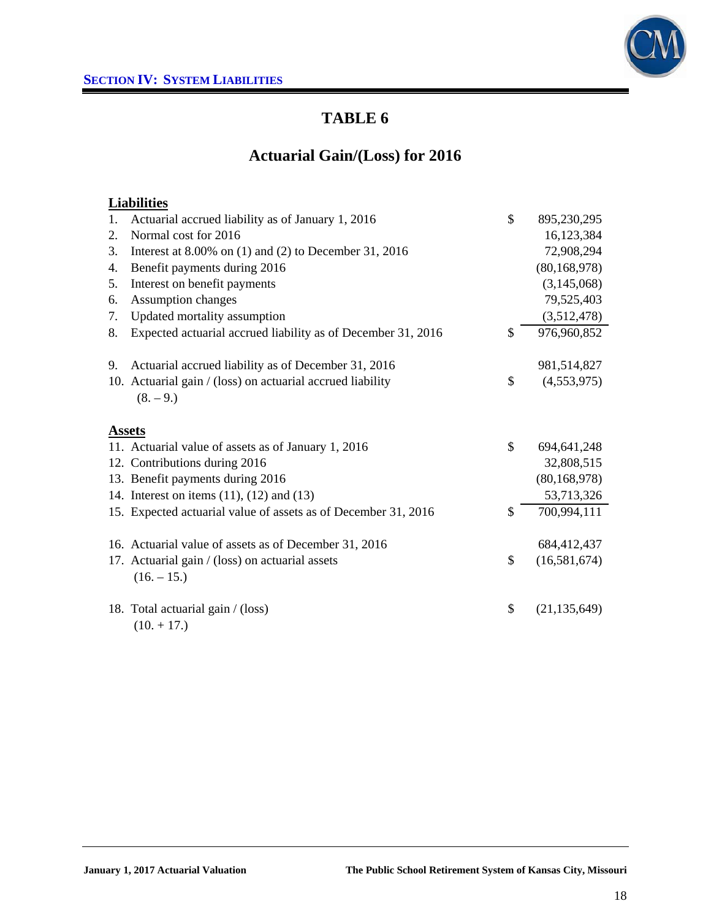# TABLE 6

## Actuarial Gain/(Loss) for 2016

| | | | |
|---|---|---|---|
| **Liabilities** | | | |
| 1. | Actuarial accrued liability as of January 1, 2016 | $ | 895,230,295 |
| 2. | Normal cost for 2016 | | 16,123,384 |
| 3. | Interest at 8.00% on (1) and (2) to December 31, 2016 | | 72,908,294 |
| 4. | Benefit payments during 2016 | | (80,168,978) |
| 5. | Interest on benefit payments | | (3,145,068) |
| 6. | Assumption changes | | 79,525,403 |
| 7. | Updated mortality assumption | | (3,512,478) |
| 8. | Expected actuarial accrued liability as of December 31, 2016 | $ | 976,960,852 |
| 9. | Actuarial accrued liability as of December 31, 2016 | | 981,514,827 |
| 10. | Actuarial gain / (loss) on actuarial accrued liability (8. – 9.) | $ | (4,553,975) |
| **Assets** | | | |
| 11. | Actuarial value of assets as of January 1, 2016 | $ | 694,641,248 |
| 12. | Contributions during 2016 | | 32,808,515 |
| 13. | Benefit payments during 2016 | | (80,168,978) |
| 14. | Interest on items (11), (12) and (13) | | 53,713,326 |
| 15. | Expected actuarial value of assets as of December 31, 2016 | $ | 700,994,111 |
| 16. | Actuarial value of assets as of December 31, 2016 | | 684,412,437 |
| 17. | Actuarial gain / (loss) on actuarial assets (16. – 15.) | $ | (16,581,674) |
| 18. | Total actuarial gain / (loss) (10. + 17.) | $ | (21,135,649) |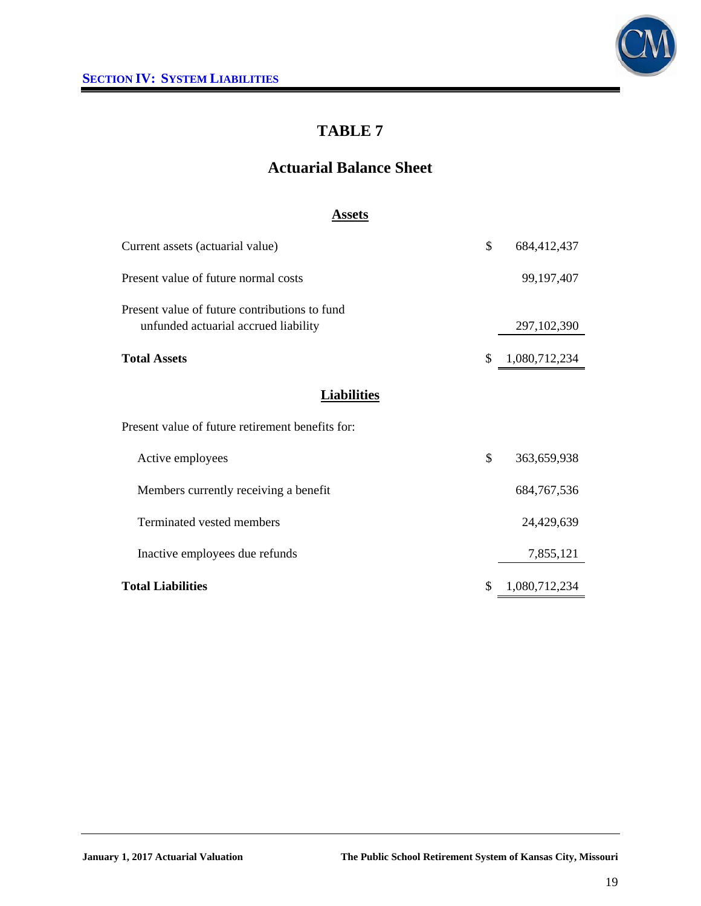# TABLE 7

## Actuarial Balance Sheet

### Assets

| | | |
|---|---|---|
| Current assets (actuarial value) | $ | 684,412,437 |
| Present value of future normal costs | | 99,197,407 |
| Present value of future contributions to fund unfunded actuarial accrued liability | | 297,102,390 |
| **Total Assets** | $ | 1,080,712,234 |

### Liabilities

| | | |
|---|---|---|
| Present value of future retirement benefits for: | | |
| Active employees | $ | 363,659,938 |
| Members currently receiving a benefit | | 684,767,536 |
| Terminated vested members | | 24,429,639 |
| Inactive employees due refunds | | 7,855,121 |
| **Total Liabilities** | $ | 1,080,712,234 |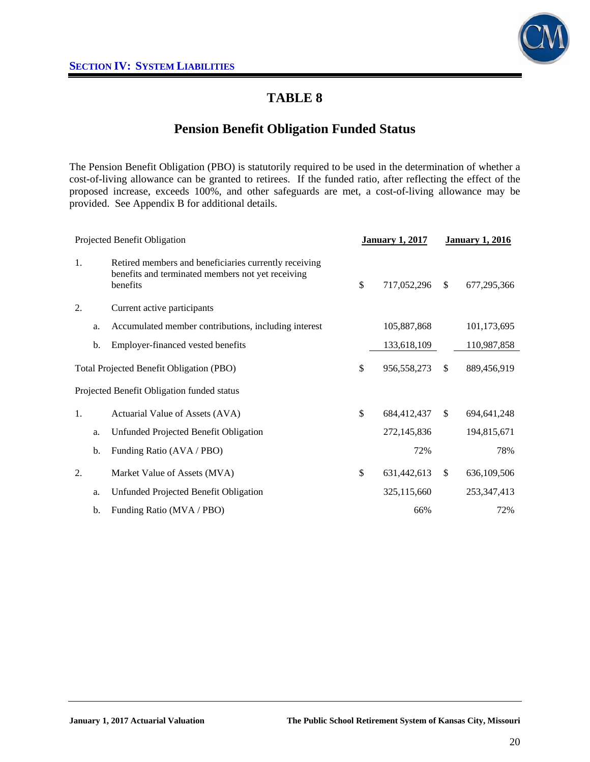# TABLE 8

## Pension Benefit Obligation Funded Status

The Pension Benefit Obligation (PBO) is statutorily required to be used in the determination of whether a cost-of-living allowance can be granted to retirees. If the funded ratio, after reflecting the effect of the proposed increase, exceeds 100%, and other safeguards are met, a cost-of-living allowance may be provided. See Appendix B for additional details.

| Projected Benefit Obligation | | | January 1, 2017 | January 1, 2016 |
|---|---|---|---|---|
| 1. | | Retired members and beneficiaries currently receiving benefits and terminated members not yet receiving benefits | $ 717,052,296 | $ 677,295,366 |
| 2. | | Current active participants | | |
| | a. | Accumulated member contributions, including interest | 105,887,868 | 101,173,695 |
| | b. | Employer-financed vested benefits | 133,618,109 | 110,987,858 |
| Total Projected Benefit Obligation (PBO) | | | $ 956,558,273 | $ 889,456,919 |
| Projected Benefit Obligation funded status | | | | |
| 1. | | Actuarial Value of Assets (AVA) | $ 684,412,437 | $ 694,641,248 |
| | a. | Unfunded Projected Benefit Obligation | 272,145,836 | 194,815,671 |
| | b. | Funding Ratio (AVA / PBO) | 72% | 78% |
| 2. | | Market Value of Assets (MVA) | $ 631,442,613 | $ 636,109,506 |
| | a. | Unfunded Projected Benefit Obligation | 325,115,660 | 253,347,413 |
| | b. | Funding Ratio (MVA / PBO) | 66% | 72% |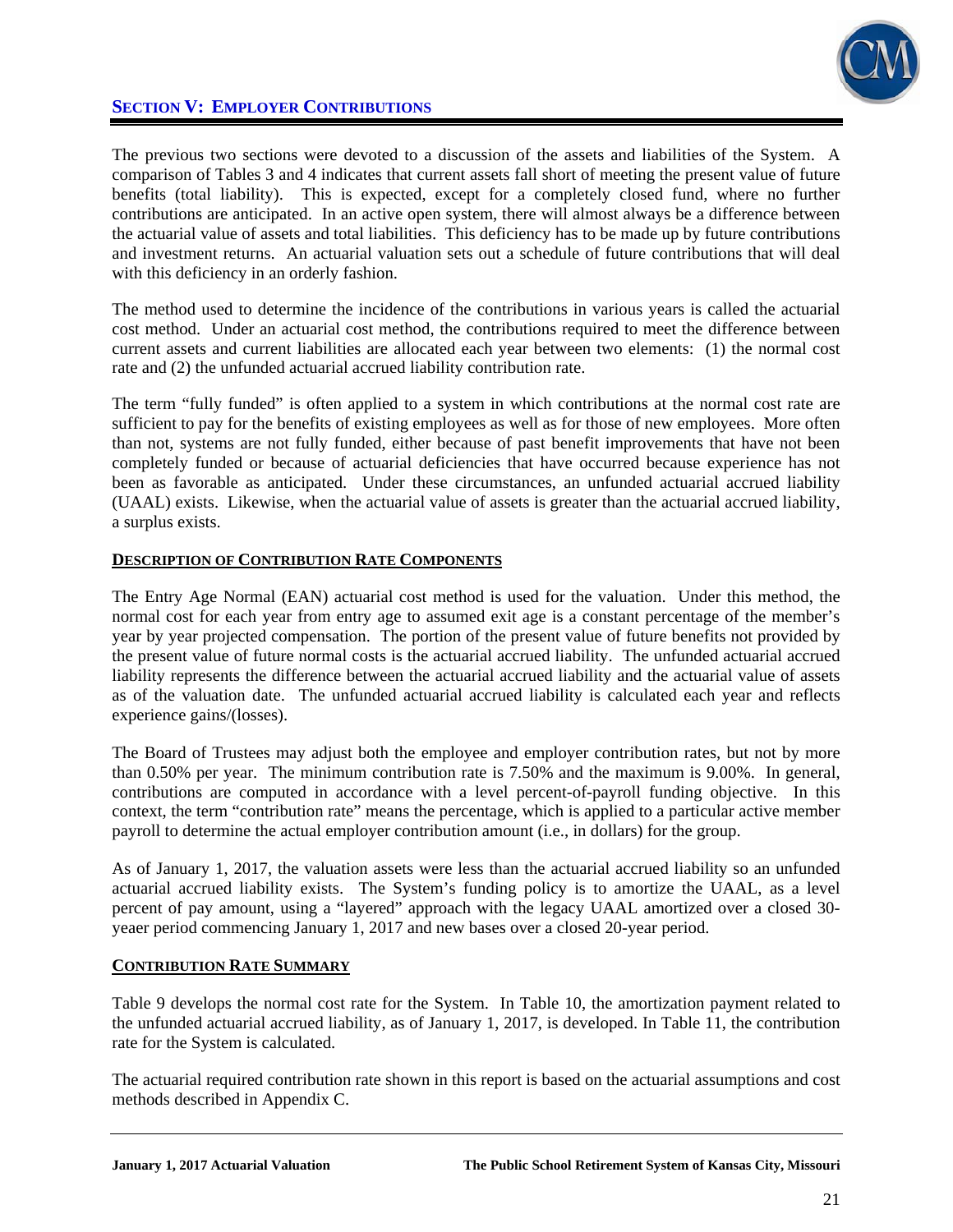## SECTION V: EMPLOYER CONTRIBUTIONS

The previous two sections were devoted to a discussion of the assets and liabilities of the System. A comparison of Tables 3 and 4 indicates that current assets fall short of meeting the present value of future benefits (total liability). This is expected, except for a completely closed fund, where no further contributions are anticipated. In an active open system, there will almost always be a difference between the actuarial value of assets and total liabilities. This deficiency has to be made up by future contributions and investment returns. An actuarial valuation sets out a schedule of future contributions that will deal with this deficiency in an orderly fashion.

The method used to determine the incidence of the contributions in various years is called the actuarial cost method. Under an actuarial cost method, the contributions required to meet the difference between current assets and current liabilities are allocated each year between two elements: (1) the normal cost rate and (2) the unfunded actuarial accrued liability contribution rate.

The term "fully funded" is often applied to a system in which contributions at the normal cost rate are sufficient to pay for the benefits of existing employees as well as for those of new employees. More often than not, systems are not fully funded, either because of past benefit improvements that have not been completely funded or because of actuarial deficiencies that have occurred because experience has not been as favorable as anticipated. Under these circumstances, an unfunded actuarial accrued liability (UAAL) exists. Likewise, when the actuarial value of assets is greater than the actuarial accrued liability, a surplus exists.

### DESCRIPTION OF CONTRIBUTION RATE COMPONENTS

The Entry Age Normal (EAN) actuarial cost method is used for the valuation. Under this method, the normal cost for each year from entry age to assumed exit age is a constant percentage of the member's year by year projected compensation. The portion of the present value of future benefits not provided by the present value of future normal costs is the actuarial accrued liability. The unfunded actuarial accrued liability represents the difference between the actuarial accrued liability and the actuarial value of assets as of the valuation date. The unfunded actuarial accrued liability is calculated each year and reflects experience gains/(losses).

The Board of Trustees may adjust both the employee and employer contribution rates, but not by more than 0.50% per year. The minimum contribution rate is 7.50% and the maximum is 9.00%. In general, contributions are computed in accordance with a level percent-of-payroll funding objective. In this context, the term "contribution rate" means the percentage, which is applied to a particular active member payroll to determine the actual employer contribution amount (i.e., in dollars) for the group.

As of January 1, 2017, the valuation assets were less than the actuarial accrued liability so an unfunded actuarial accrued liability exists. The System's funding policy is to amortize the UAAL, as a level percent of pay amount, using a "layered" approach with the legacy UAAL amortized over a closed 30-yeaer period commencing January 1, 2017 and new bases over a closed 20-year period.

### CONTRIBUTION RATE SUMMARY

Table 9 develops the normal cost rate for the System. In Table 10, the amortization payment related to the unfunded actuarial accrued liability, as of January 1, 2017, is developed. In Table 11, the contribution rate for the System is calculated.

The actuarial required contribution rate shown in this report is based on the actuarial assumptions and cost methods described in Appendix C.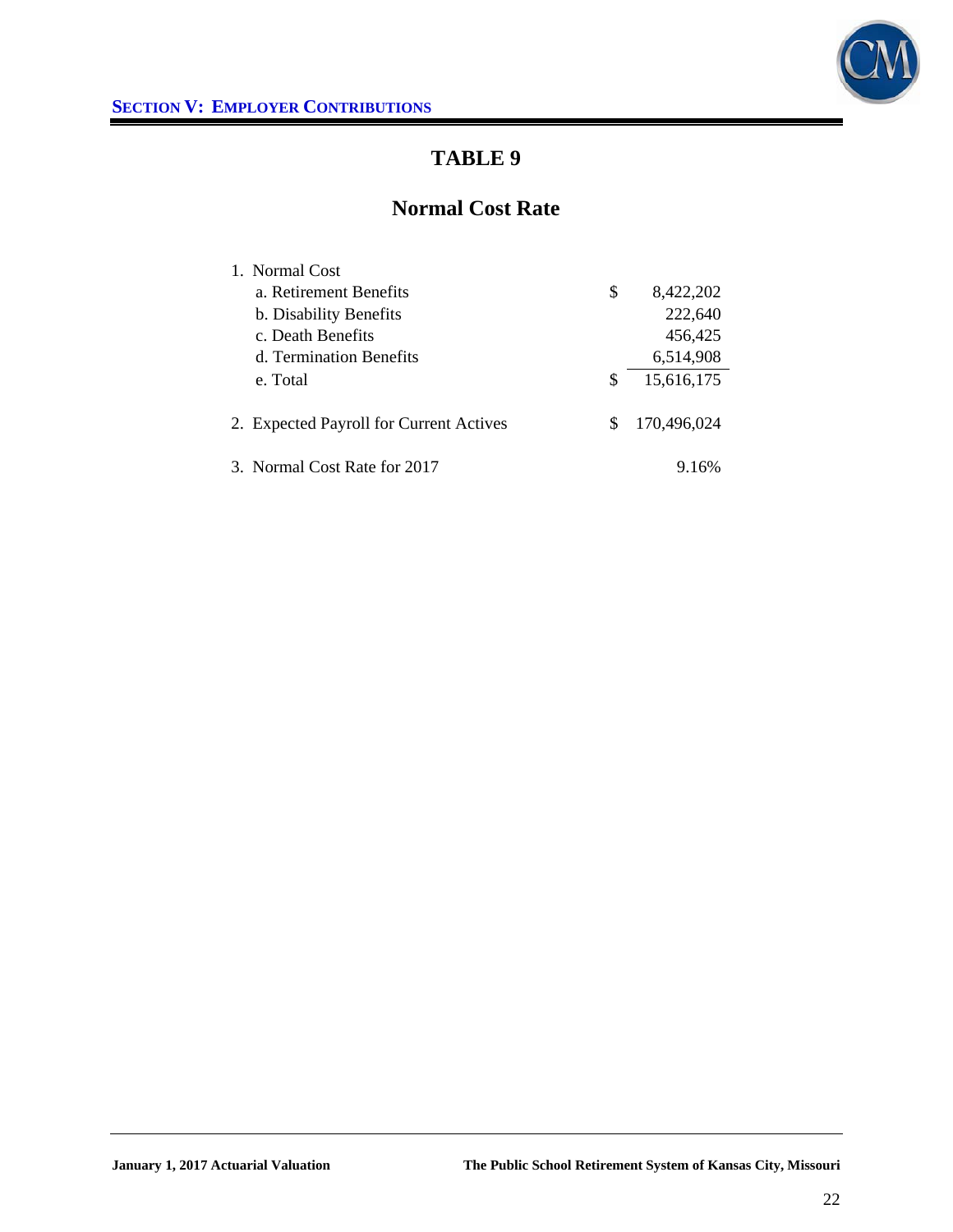# TABLE 9

## Normal Cost Rate

| | | |
|---|---|---|
| 1. Normal Cost | | |
| a. Retirement Benefits | $ | 8,422,202 |
| b. Disability Benefits | | 222,640 |
| c. Death Benefits | | 456,425 |
| d. Termination Benefits | | 6,514,908 |
| e. Total | $ | 15,616,175 |
| 2. Expected Payroll for Current Actives | $ | 170,496,024 |
| 3. Normal Cost Rate for 2017 | | 9.16% |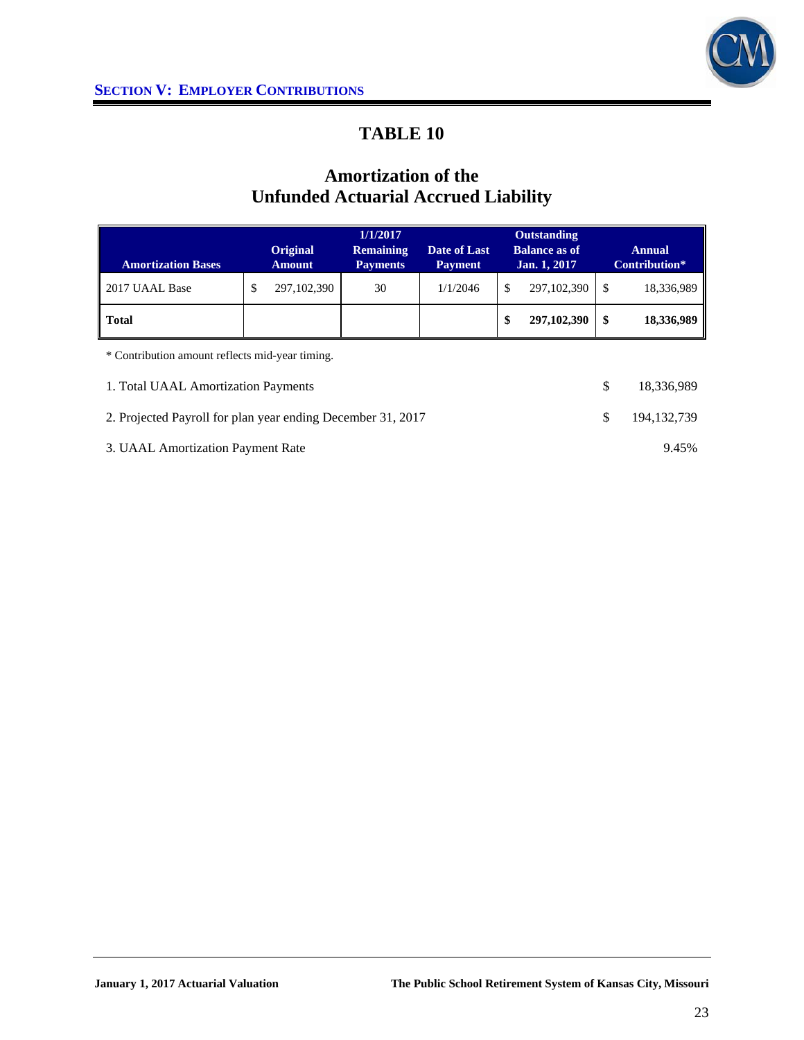# TABLE 10

## Amortization of the Unfunded Actuarial Accrued Liability

| Amortization Bases | Original Amount | 1/1/2017 Remaining Payments | Date of Last Payment | Outstanding Balance as of Jan. 1, 2017 | Annual Contribution* |
|---|---|---|---|---|---|
| 2017 UAAL Base | $ 297,102,390 | 30 | 1/1/2046 | $ 297,102,390 | $ 18,336,989 |
| **Total** | | | | **$ 297,102,390** | **$ 18,336,989** |

* Contribution amount reflects mid-year timing.

| | |
|---|---|
| 1. Total UAAL Amortization Payments | $ 18,336,989 |
| 2. Projected Payroll for plan year ending December 31, 2017 | $ 194,132,739 |
| 3. UAAL Amortization Payment Rate | 9.45% |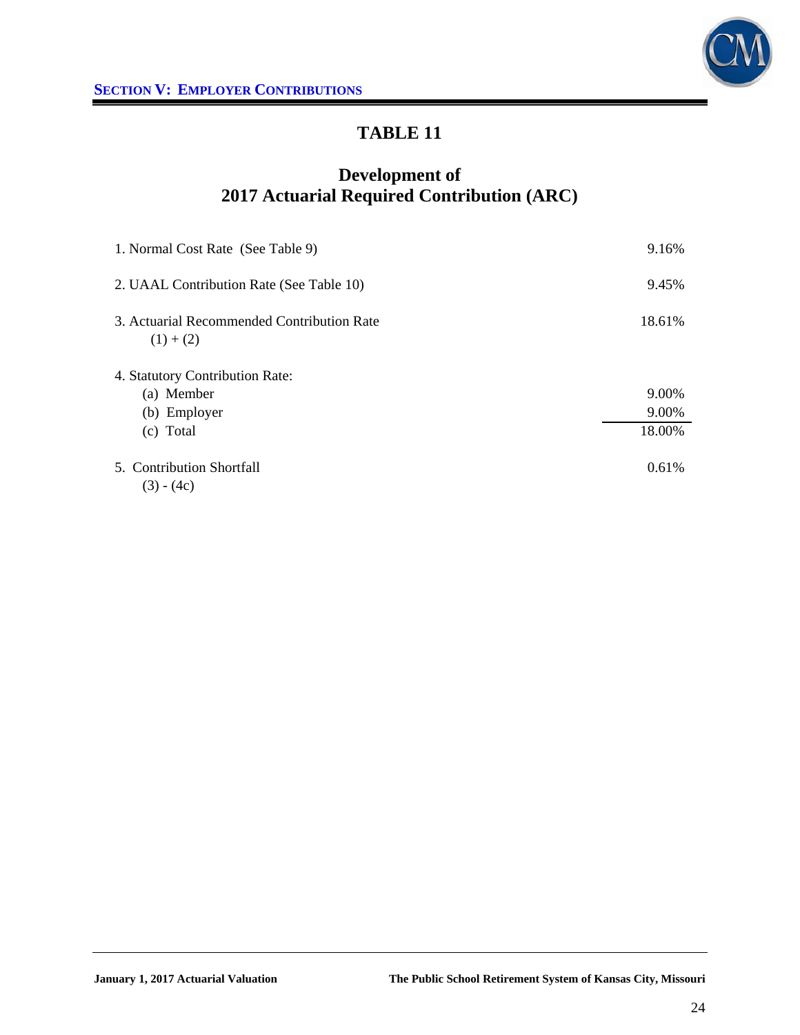## SECTION V: EMPLOYER CONTRIBUTIONS

# TABLE 11

## Development of 2017 Actuarial Required Contribution (ARC)

| | |
|---|---|
| 1. Normal Cost Rate (See Table 9) | 9.16% |
| 2. UAAL Contribution Rate (See Table 10) | 9.45% |
| 3. Actuarial Recommended Contribution Rate (1) + (2) | 18.61% |
| 4. Statutory Contribution Rate: | |
| (a) Member | 9.00% |
| (b) Employer | 9.00% |
| (c) Total | 18.00% |
| 5. Contribution Shortfall (3) - (4c) | 0.61% |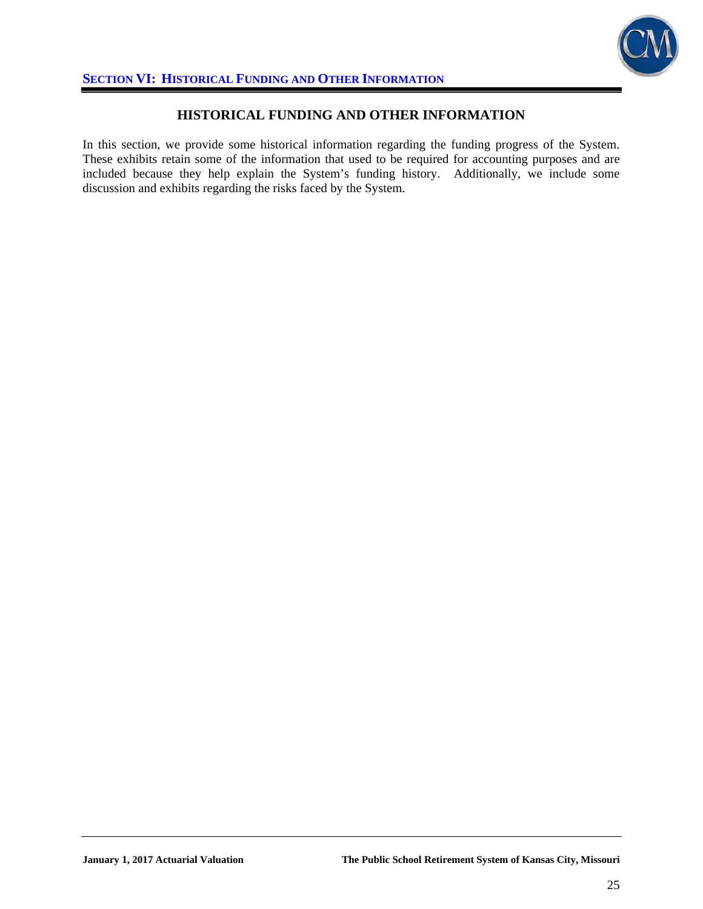# HISTORICAL FUNDING AND OTHER INFORMATION

In this section, we provide some historical information regarding the funding progress of the System. These exhibits retain some of the information that used to be required for accounting purposes and are included because they help explain the System's funding history. Additionally, we include some discussion and exhibits regarding the risks faced by the System.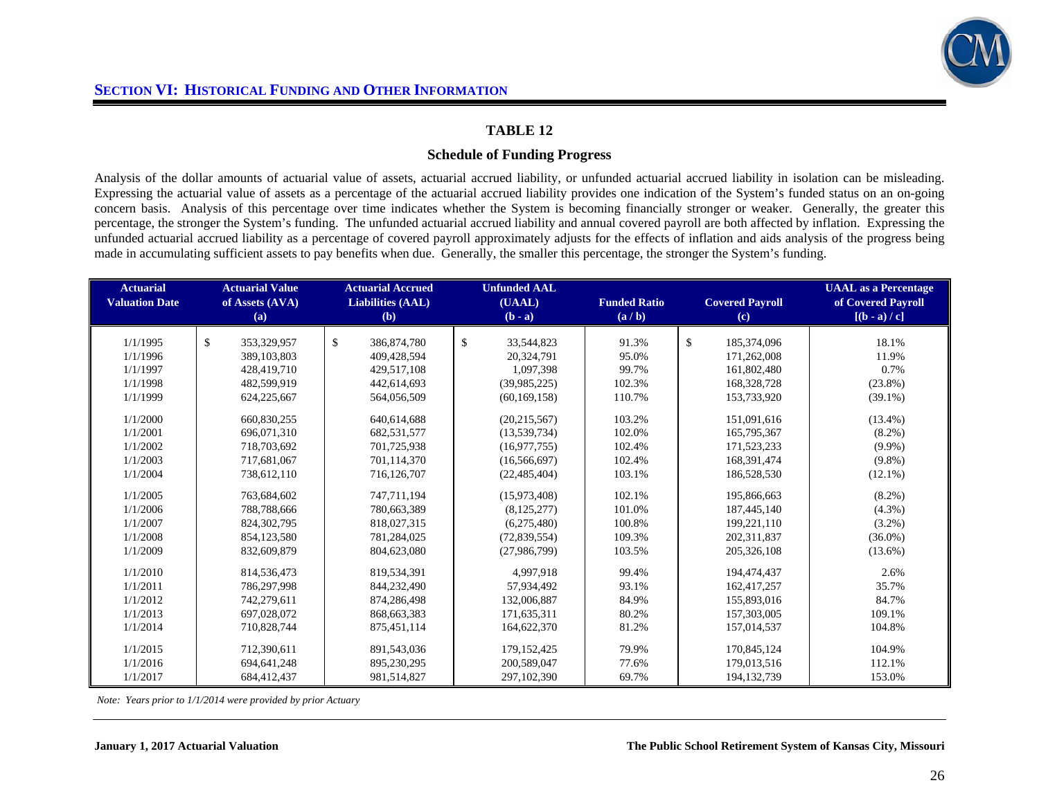## SECTION VI: HISTORICAL FUNDING AND OTHER INFORMATION

### TABLE 12

### Schedule of Funding Progress

Analysis of the dollar amounts of actuarial value of assets, actuarial accrued liability, or unfunded actuarial accrued liability in isolation can be misleading. Expressing the actuarial value of assets as a percentage of the actuarial accrued liability provides one indication of the System's funded status on an on-going concern basis. Analysis of this percentage over time indicates whether the System is becoming financially stronger or weaker. Generally, the greater this percentage, the stronger the System's funding. The unfunded actuarial accrued liability and annual covered payroll are both affected by inflation. Expressing the unfunded actuarial accrued liability as a percentage of covered payroll approximately adjusts for the effects of inflation and aids analysis of the progress being made in accumulating sufficient assets to pay benefits when due. Generally, the smaller this percentage, the stronger the System's funding.

| Actuarial Valuation Date | Actuarial Value of Assets (AVA) (a) | Actuarial Accrued Liabilities (AAL) (b) | Unfunded AAL (UAAL) (b - a) | Funded Ratio (a / b) | Covered Payroll (c) | UAAL as a Percentage of Covered Payroll [(b - a) / c] |
|---|---|---|---|---|---|---|
| 1/1/1995 | $ 353,329,957 | $ 386,874,780 | $ 33,544,823 | 91.3% | $ 185,374,096 | 18.1% |
| 1/1/1996 | 389,103,803 | 409,428,594 | 20,324,791 | 95.0% | 171,262,008 | 11.9% |
| 1/1/1997 | 428,419,710 | 429,517,108 | 1,097,398 | 99.7% | 161,802,480 | 0.7% |
| 1/1/1998 | 482,599,919 | 442,614,693 | (39,985,225) | 102.3% | 168,328,728 | (23.8%) |
| 1/1/1999 | 624,225,667 | 564,056,509 | (60,169,158) | 110.7% | 153,733,920 | (39.1%) |
| 1/1/2000 | 660,830,255 | 640,614,688 | (20,215,567) | 103.2% | 151,091,616 | (13.4%) |
| 1/1/2001 | 696,071,310 | 682,531,577 | (13,539,734) | 102.0% | 165,795,367 | (8.2%) |
| 1/1/2002 | 718,703,692 | 701,725,938 | (16,977,755) | 102.4% | 171,523,233 | (9.9%) |
| 1/1/2003 | 717,681,067 | 701,114,370 | (16,566,697) | 102.4% | 168,391,474 | (9.8%) |
| 1/1/2004 | 738,612,110 | 716,126,707 | (22,485,404) | 103.1% | 186,528,530 | (12.1%) |
| 1/1/2005 | 763,684,602 | 747,711,194 | (15,973,408) | 102.1% | 195,866,663 | (8.2%) |
| 1/1/2006 | 788,788,666 | 780,663,389 | (8,125,277) | 101.0% | 187,445,140 | (4.3%) |
| 1/1/2007 | 824,302,795 | 818,027,315 | (6,275,480) | 100.8% | 199,221,110 | (3.2%) |
| 1/1/2008 | 854,123,580 | 781,284,025 | (72,839,554) | 109.3% | 202,311,837 | (36.0%) |
| 1/1/2009 | 832,609,879 | 804,623,080 | (27,986,799) | 103.5% | 205,326,108 | (13.6%) |
| 1/1/2010 | 814,536,473 | 819,534,391 | 4,997,918 | 99.4% | 194,474,437 | 2.6% |
| 1/1/2011 | 786,297,998 | 844,232,490 | 57,934,492 | 93.1% | 162,417,257 | 35.7% |
| 1/1/2012 | 742,279,611 | 874,286,498 | 132,006,887 | 84.9% | 155,893,016 | 84.7% |
| 1/1/2013 | 697,028,072 | 868,663,383 | 171,635,311 | 80.2% | 157,303,005 | 109.1% |
| 1/1/2014 | 710,828,744 | 875,451,114 | 164,622,370 | 81.2% | 157,014,537 | 104.8% |
| 1/1/2015 | 712,390,611 | 891,543,036 | 179,152,425 | 79.9% | 170,845,124 | 104.9% |
| 1/1/2016 | 694,641,248 | 895,230,295 | 200,589,047 | 77.6% | 179,013,516 | 112.1% |
| 1/1/2017 | 684,412,437 | 981,514,827 | 297,102,390 | 69.7% | 194,132,739 | 153.0% |

*Note: Years prior to 1/1/2014 were provided by prior Actuary*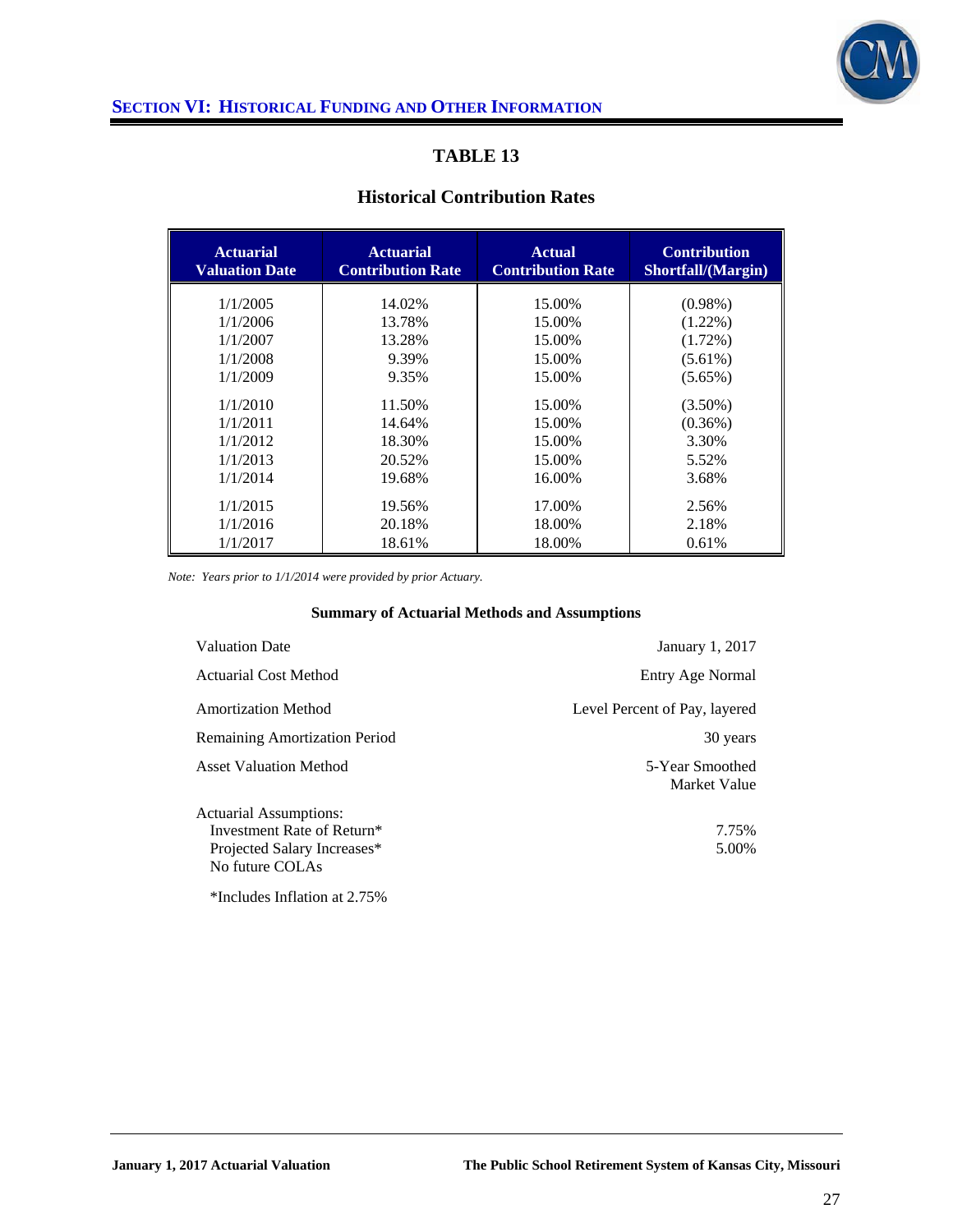## SECTION VI: HISTORICAL FUNDING AND OTHER INFORMATION

### TABLE 13

### Historical Contribution Rates

| Actuarial Valuation Date | Actuarial Contribution Rate | Actual Contribution Rate | Contribution Shortfall/(Margin) |
|---|---|---|---|
| 1/1/2005 | 14.02% | 15.00% | (0.98%) |
| 1/1/2006 | 13.78% | 15.00% | (1.22%) |
| 1/1/2007 | 13.28% | 15.00% | (1.72%) |
| 1/1/2008 | 9.39% | 15.00% | (5.61%) |
| 1/1/2009 | 9.35% | 15.00% | (5.65%) |
| 1/1/2010 | 11.50% | 15.00% | (3.50%) |
| 1/1/2011 | 14.64% | 15.00% | (0.36%) |
| 1/1/2012 | 18.30% | 15.00% | 3.30% |
| 1/1/2013 | 20.52% | 15.00% | 5.52% |
| 1/1/2014 | 19.68% | 16.00% | 3.68% |
| 1/1/2015 | 19.56% | 17.00% | 2.56% |
| 1/1/2016 | 20.18% | 18.00% | 2.18% |
| 1/1/2017 | 18.61% | 18.00% | 0.61% |

*Note: Years prior to 1/1/2014 were provided by prior Actuary.*

**Summary of Actuarial Methods and Assumptions**

| | |
|---|---|
| Valuation Date | January 1, 2017 |
| Actuarial Cost Method | Entry Age Normal |
| Amortization Method | Level Percent of Pay, layered |
| Remaining Amortization Period | 30 years |
| Asset Valuation Method | 5-Year Smoothed Market Value |
| Actuarial Assumptions: | |
| Investment Rate of Return* | 7.75% |
| Projected Salary Increases* | 5.00% |
| No future COLAs | |

*Includes Inflation at 2.75%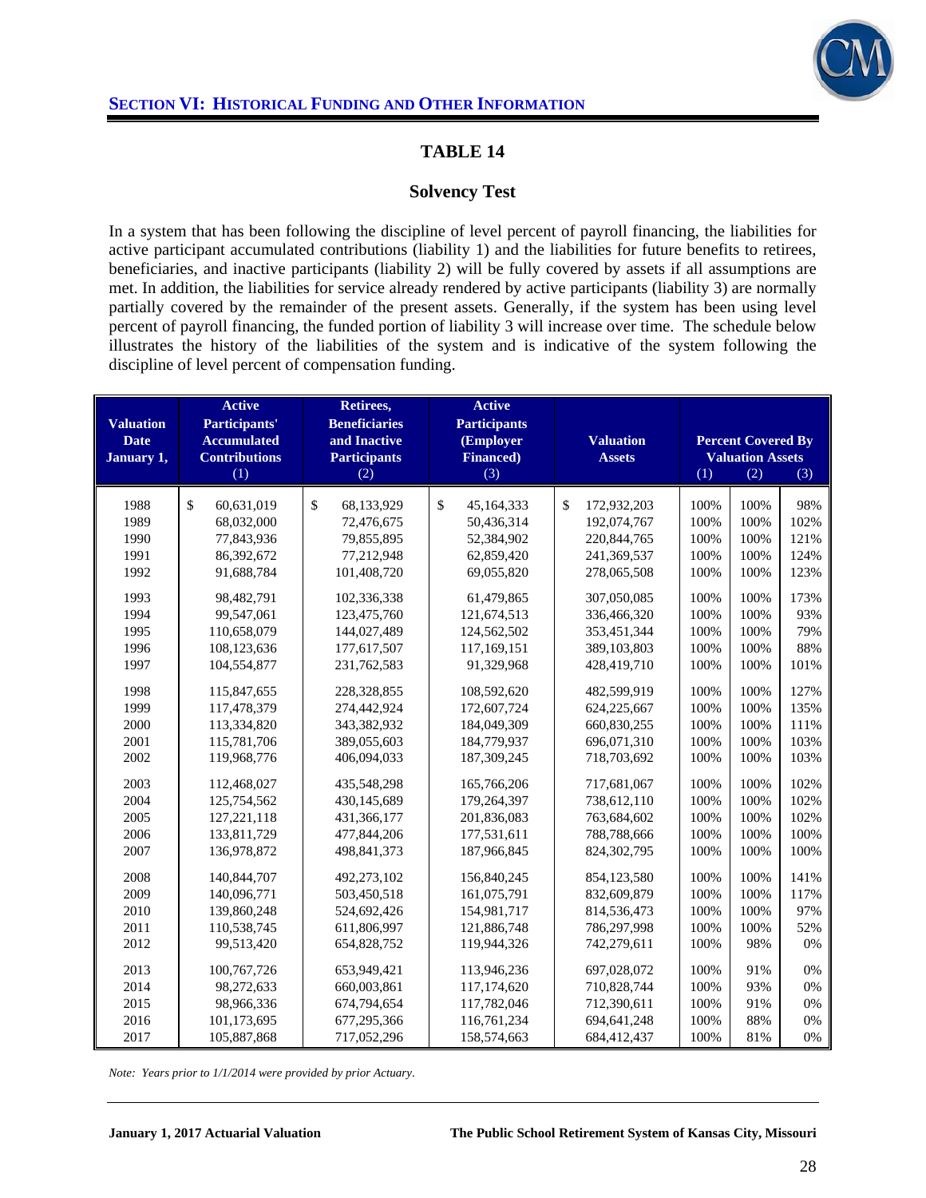## SECTION VI: HISTORICAL FUNDING AND OTHER INFORMATION

### TABLE 14

### Solvency Test

In a system that has been following the discipline of level percent of payroll financing, the liabilities for active participant accumulated contributions (liability 1) and the liabilities for future benefits to retirees, beneficiaries, and inactive participants (liability 2) will be fully covered by assets if all assumptions are met. In addition, the liabilities for service already rendered by active participants (liability 3) are normally partially covered by the remainder of the present assets. Generally, if the system has been using level percent of payroll financing, the funded portion of liability 3 will increase over time. The schedule below illustrates the history of the liabilities of the system and is indicative of the system following the discipline of level percent of compensation funding.

| Valuation Date January 1, | Active Participants' Accumulated Contributions (1) | Retirees, Beneficiaries and Inactive Participants (2) | Active Participants (Employer Financed) (3) | Valuation Assets | Percent Covered By Valuation Assets (1) | (2) | (3) |
|---|---|---|---|---|---|---|---|
| 1988 | $ 60,631,019 | $ 68,133,929 | $ 45,164,333 | $ 172,932,203 | 100% | 100% | 98% |
| 1989 | 68,032,000 | 72,476,675 | 50,436,314 | 192,074,767 | 100% | 100% | 102% |
| 1990 | 77,843,936 | 79,855,895 | 52,384,902 | 220,844,765 | 100% | 100% | 121% |
| 1991 | 86,392,672 | 77,212,948 | 62,859,420 | 241,369,537 | 100% | 100% | 124% |
| 1992 | 91,688,784 | 101,408,720 | 69,055,820 | 278,065,508 | 100% | 100% | 123% |
| 1993 | 98,482,791 | 102,336,338 | 61,479,865 | 307,050,085 | 100% | 100% | 173% |
| 1994 | 99,547,061 | 123,475,760 | 121,674,513 | 336,466,320 | 100% | 100% | 93% |
| 1995 | 110,658,079 | 144,027,489 | 124,562,502 | 353,451,344 | 100% | 100% | 79% |
| 1996 | 108,123,636 | 177,617,507 | 117,169,151 | 389,103,803 | 100% | 100% | 88% |
| 1997 | 104,554,877 | 231,762,583 | 91,329,968 | 428,419,710 | 100% | 100% | 101% |
| 1998 | 115,847,655 | 228,328,855 | 108,592,620 | 482,599,919 | 100% | 100% | 127% |
| 1999 | 117,478,379 | 274,442,924 | 172,607,724 | 624,225,667 | 100% | 100% | 135% |
| 2000 | 113,334,820 | 343,382,932 | 184,049,309 | 660,830,255 | 100% | 100% | 111% |
| 2001 | 115,781,706 | 389,055,603 | 184,779,937 | 696,071,310 | 100% | 100% | 103% |
| 2002 | 119,968,776 | 406,094,033 | 187,309,245 | 718,703,692 | 100% | 100% | 103% |
| 2003 | 112,468,027 | 435,548,298 | 165,766,206 | 717,681,067 | 100% | 100% | 102% |
| 2004 | 125,754,562 | 430,145,689 | 179,264,397 | 738,612,110 | 100% | 100% | 102% |
| 2005 | 127,221,118 | 431,366,177 | 201,836,083 | 763,684,602 | 100% | 100% | 102% |
| 2006 | 133,811,729 | 477,844,206 | 177,531,611 | 788,788,666 | 100% | 100% | 100% |
| 2007 | 136,978,872 | 498,841,373 | 187,966,845 | 824,302,795 | 100% | 100% | 100% |
| 2008 | 140,844,707 | 492,273,102 | 156,840,245 | 854,123,580 | 100% | 100% | 141% |
| 2009 | 140,096,771 | 503,450,518 | 161,075,791 | 832,609,879 | 100% | 100% | 117% |
| 2010 | 139,860,248 | 524,692,426 | 154,981,717 | 814,536,473 | 100% | 100% | 97% |
| 2011 | 110,538,745 | 611,806,997 | 121,886,748 | 786,297,998 | 100% | 100% | 52% |
| 2012 | 99,513,420 | 654,828,752 | 119,944,326 | 742,279,611 | 100% | 98% | 0% |
| 2013 | 100,767,726 | 653,949,421 | 113,946,236 | 697,028,072 | 100% | 91% | 0% |
| 2014 | 98,272,633 | 660,003,861 | 117,174,620 | 710,828,744 | 100% | 93% | 0% |
| 2015 | 98,966,336 | 674,794,654 | 117,782,046 | 712,390,611 | 100% | 91% | 0% |
| 2016 | 101,173,695 | 677,295,366 | 116,761,234 | 694,641,248 | 100% | 88% | 0% |
| 2017 | 105,887,868 | 717,052,296 | 158,574,663 | 684,412,437 | 100% | 81% | 0% |

*Note: Years prior to 1/1/2014 were provided by prior Actuary.*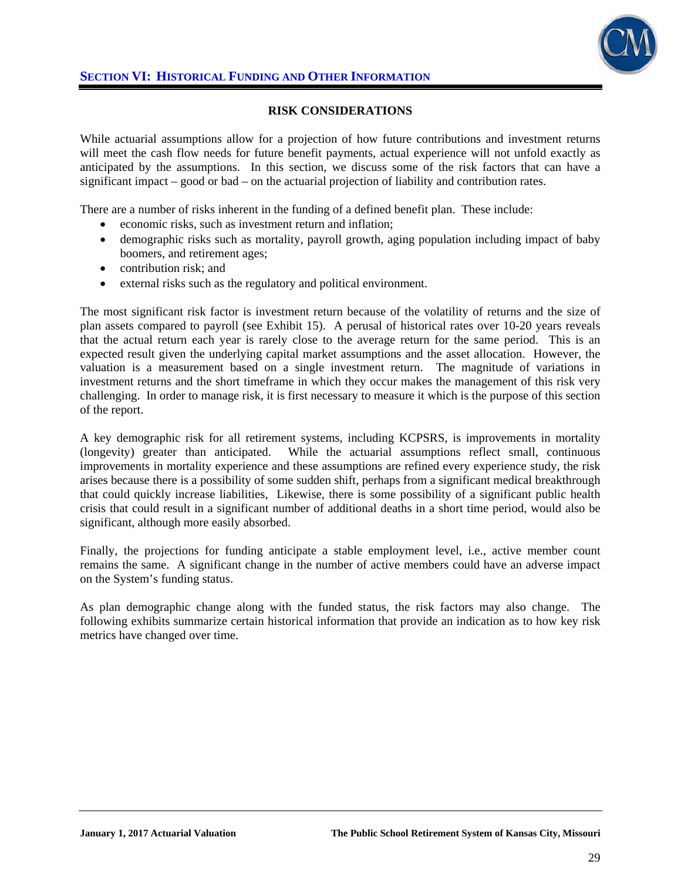## RISK CONSIDERATIONS

While actuarial assumptions allow for a projection of how future contributions and investment returns will meet the cash flow needs for future benefit payments, actual experience will not unfold exactly as anticipated by the assumptions. In this section, we discuss some of the risk factors that can have a significant impact – good or bad – on the actuarial projection of liability and contribution rates.

There are a number of risks inherent in the funding of a defined benefit plan. These include:

- economic risks, such as investment return and inflation;
- demographic risks such as mortality, payroll growth, aging population including impact of baby boomers, and retirement ages;
- contribution risk; and
- external risks such as the regulatory and political environment.

The most significant risk factor is investment return because of the volatility of returns and the size of plan assets compared to payroll (see Exhibit 15). A perusal of historical rates over 10-20 years reveals that the actual return each year is rarely close to the average return for the same period. This is an expected result given the underlying capital market assumptions and the asset allocation. However, the valuation is a measurement based on a single investment return. The magnitude of variations in investment returns and the short timeframe in which they occur makes the management of this risk very challenging. In order to manage risk, it is first necessary to measure it which is the purpose of this section of the report.

A key demographic risk for all retirement systems, including KCPSRS, is improvements in mortality (longevity) greater than anticipated. While the actuarial assumptions reflect small, continuous improvements in mortality experience and these assumptions are refined every experience study, the risk arises because there is a possibility of some sudden shift, perhaps from a significant medical breakthrough that could quickly increase liabilities, Likewise, there is some possibility of a significant public health crisis that could result in a significant number of additional deaths in a short time period, would also be significant, although more easily absorbed.

Finally, the projections for funding anticipate a stable employment level, i.e., active member count remains the same. A significant change in the number of active members could have an adverse impact on the System's funding status.

As plan demographic change along with the funded status, the risk factors may also change. The following exhibits summarize certain historical information that provide an indication as to how key risk metrics have changed over time.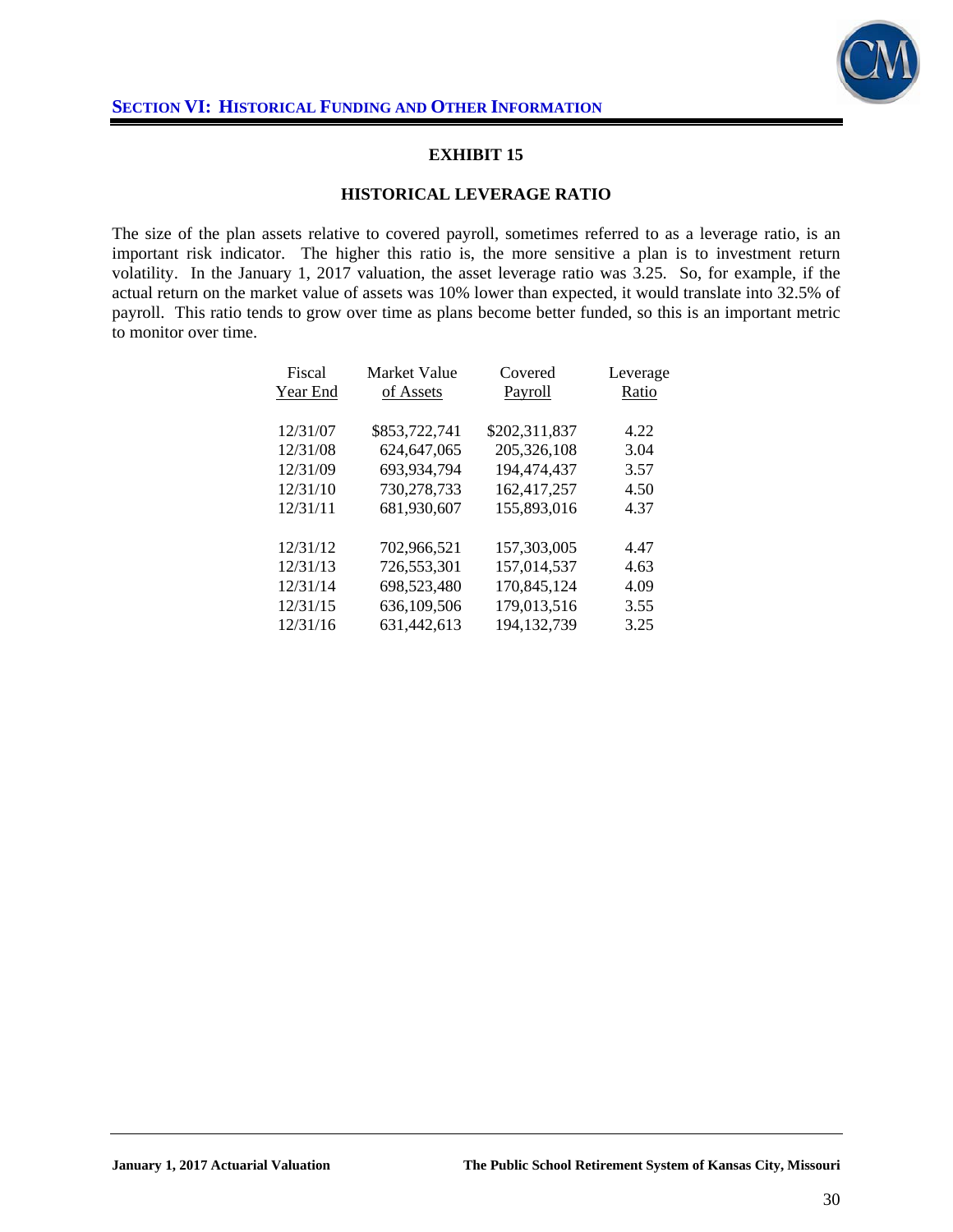## SECTION VI: HISTORICAL FUNDING AND OTHER INFORMATION

### EXHIBIT 15

### HISTORICAL LEVERAGE RATIO

The size of the plan assets relative to covered payroll, sometimes referred to as a leverage ratio, is an important risk indicator. The higher this ratio is, the more sensitive a plan is to investment return volatility. In the January 1, 2017 valuation, the asset leverage ratio was 3.25. So, for example, if the actual return on the market value of assets was 10% lower than expected, it would translate into 32.5% of payroll. This ratio tends to grow over time as plans become better funded, so this is an important metric to monitor over time.

| Fiscal Year End | Market Value of Assets | Covered Payroll | Leverage Ratio |
|---|---|---|---|
| 12/31/07 | $853,722,741 | $202,311,837 | 4.22 |
| 12/31/08 | 624,647,065 | 205,326,108 | 3.04 |
| 12/31/09 | 693,934,794 | 194,474,437 | 3.57 |
| 12/31/10 | 730,278,733 | 162,417,257 | 4.50 |
| 12/31/11 | 681,930,607 | 155,893,016 | 4.37 |
| 12/31/12 | 702,966,521 | 157,303,005 | 4.47 |
| 12/31/13 | 726,553,301 | 157,014,537 | 4.63 |
| 12/31/14 | 698,523,480 | 170,845,124 | 4.09 |
| 12/31/15 | 636,109,506 | 179,013,516 | 3.55 |
| 12/31/16 | 631,442,613 | 194,132,739 | 3.25 |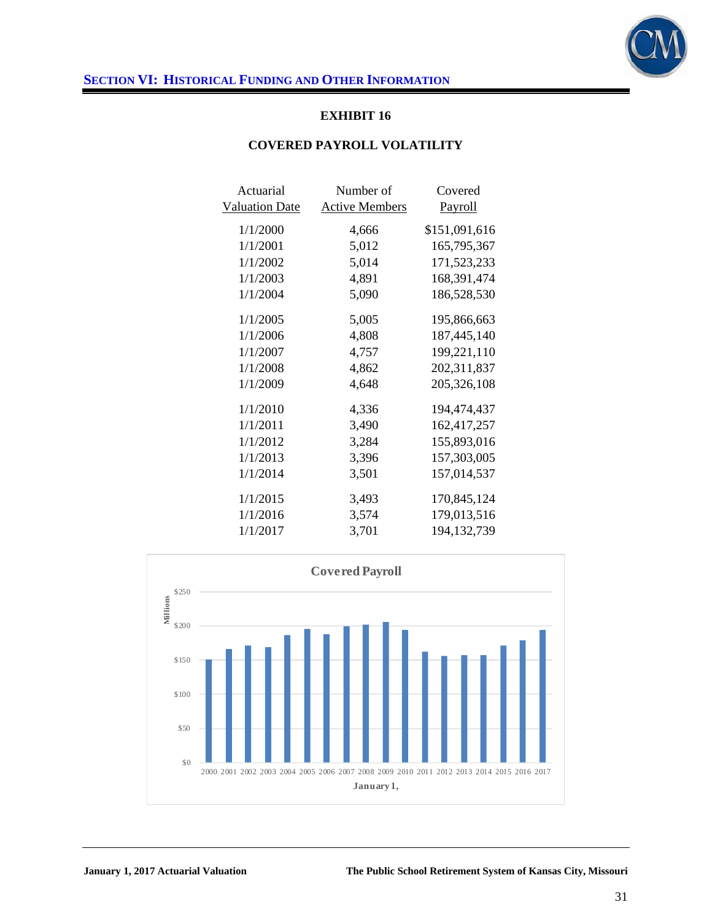## SECTION VI: HISTORICAL FUNDING AND OTHER INFORMATION

### EXHIBIT 16

### COVERED PAYROLL VOLATILITY

| Actuarial Valuation Date | Number of Active Members | Covered Payroll |
|---|---|---|
| 1/1/2000 | 4,666 | $151,091,616 |
| 1/1/2001 | 5,012 | 165,795,367 |
| 1/1/2002 | 5,014 | 171,523,233 |
| 1/1/2003 | 4,891 | 168,391,474 |
| 1/1/2004 | 5,090 | 186,528,530 |
| 1/1/2005 | 5,005 | 195,866,663 |
| 1/1/2006 | 4,808 | 187,445,140 |
| 1/1/2007 | 4,757 | 199,221,110 |
| 1/1/2008 | 4,862 | 202,311,837 |
| 1/1/2009 | 4,648 | 205,326,108 |
| 1/1/2010 | 4,336 | 194,474,437 |
| 1/1/2011 | 3,490 | 162,417,257 |
| 1/1/2012 | 3,284 | 155,893,016 |
| 1/1/2013 | 3,396 | 157,303,005 |
| 1/1/2014 | 3,501 | 157,014,537 |
| 1/1/2015 | 3,493 | 170,845,124 |
| 1/1/2016 | 3,574 | 179,013,516 |
| 1/1/2017 | 3,701 | 194,132,739 |

**Covered Payroll**

Millions: $250, $200, $150, $100, $50, $0

2000 2001 2002 2003 2004 2005 2006 2007 2008 2009 2010 2011 2012 2013 2014 2015 2016 2017

January 1,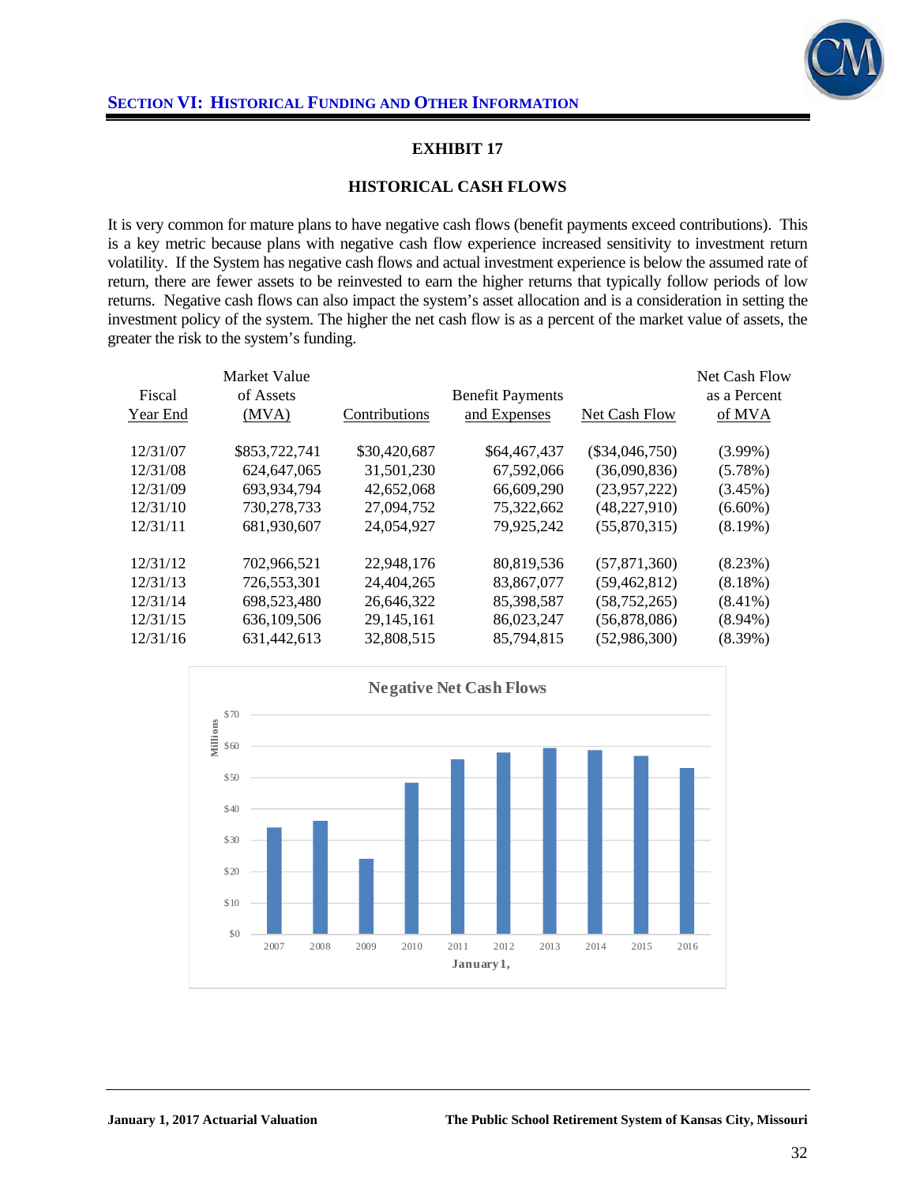## EXHIBIT 17

## HISTORICAL CASH FLOWS

It is very common for mature plans to have negative cash flows (benefit payments exceed contributions). This is a key metric because plans with negative cash flow experience increased sensitivity to investment return volatility. If the System has negative cash flows and actual investment experience is below the assumed rate of return, there are fewer assets to be reinvested to earn the higher returns that typically follow periods of low returns. Negative cash flows can also impact the system's asset allocation and is a consideration in setting the investment policy of the system. The higher the net cash flow is as a percent of the market value of assets, the greater the risk to the system's funding.

| Fiscal Year End | Market Value of Assets (MVA) | Contributions | Benefit Payments and Expenses | Net Cash Flow | Net Cash Flow as a Percent of MVA |
|---|---|---|---|---|---|
| 12/31/07 | $853,722,741 | $30,420,687 | $64,467,437 | ($34,046,750) | (3.99%) |
| 12/31/08 | 624,647,065 | 31,501,230 | 67,592,066 | (36,090,836) | (5.78%) |
| 12/31/09 | 693,934,794 | 42,652,068 | 66,609,290 | (23,957,222) | (3.45%) |
| 12/31/10 | 730,278,733 | 27,094,752 | 75,322,662 | (48,227,910) | (6.60%) |
| 12/31/11 | 681,930,607 | 24,054,927 | 79,925,242 | (55,870,315) | (8.19%) |
| 12/31/12 | 702,966,521 | 22,948,176 | 80,819,536 | (57,871,360) | (8.23%) |
| 12/31/13 | 726,553,301 | 24,404,265 | 83,867,077 | (59,462,812) | (8.18%) |
| 12/31/14 | 698,523,480 | 26,646,322 | 85,398,587 | (58,752,265) | (8.41%) |
| 12/31/15 | 636,109,506 | 29,145,161 | 86,023,247 | (56,878,086) | (8.94%) |
| 12/31/16 | 631,442,613 | 32,808,515 | 85,794,815 | (52,986,300) | (8.39%) |

**Negative Net Cash Flows**

| January 1, | Millions |
|---|---|
| 2007 | $34 |
| 2008 | $36 |
| 2009 | $24 |
| 2010 | $48 |
| 2011 | $56 |
| 2012 | $58 |
| 2013 | $59 |
| 2014 | $59 |
| 2015 | $57 |
| 2016 | $53 |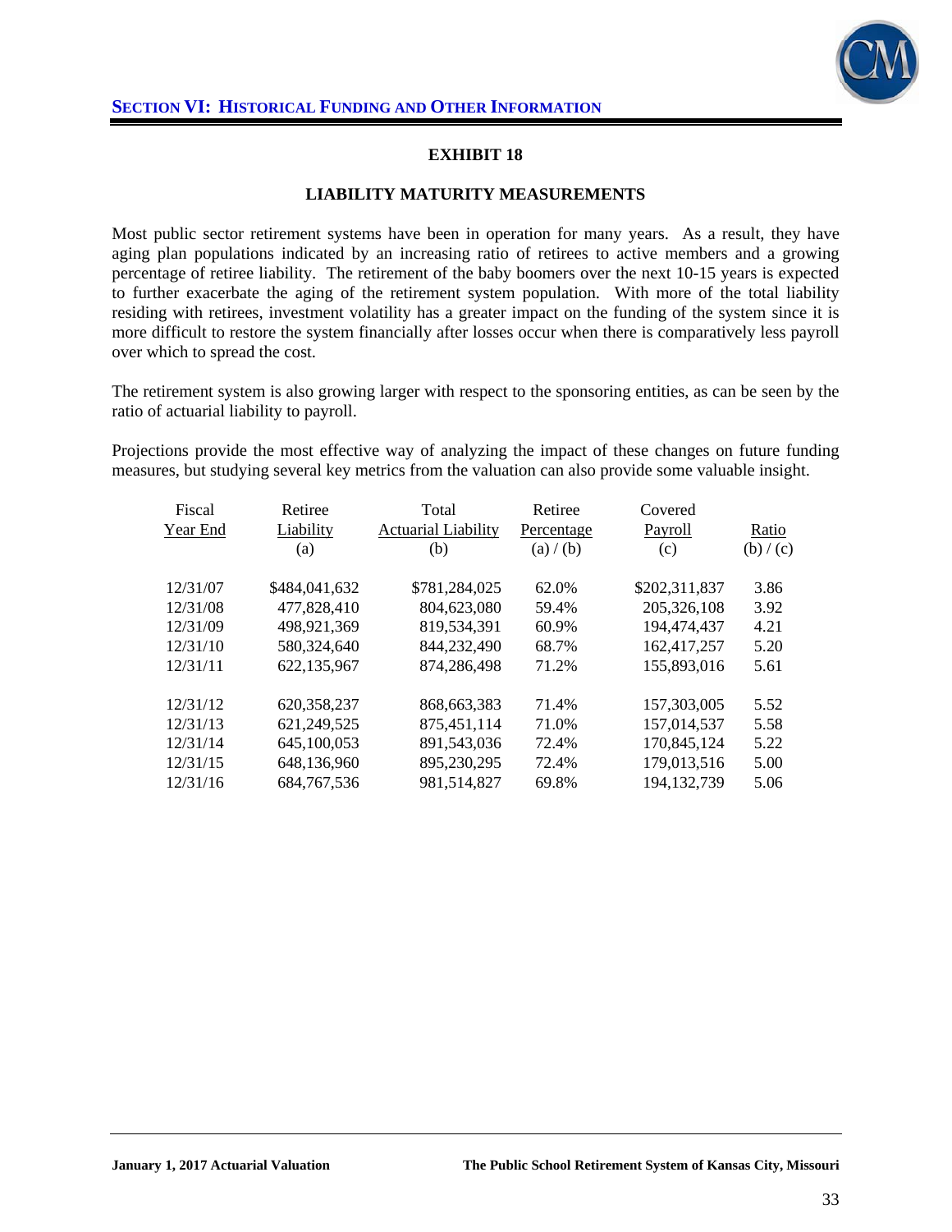## SECTION VI: HISTORICAL FUNDING AND OTHER INFORMATION

### EXHIBIT 18

### LIABILITY MATURITY MEASUREMENTS

Most public sector retirement systems have been in operation for many years. As a result, they have aging plan populations indicated by an increasing ratio of retirees to active members and a growing percentage of retiree liability. The retirement of the baby boomers over the next 10-15 years is expected to further exacerbate the aging of the retirement system population. With more of the total liability residing with retirees, investment volatility has a greater impact on the funding of the system since it is more difficult to restore the system financially after losses occur when there is comparatively less payroll over which to spread the cost.

The retirement system is also growing larger with respect to the sponsoring entities, as can be seen by the ratio of actuarial liability to payroll.

Projections provide the most effective way of analyzing the impact of these changes on future funding measures, but studying several key metrics from the valuation can also provide some valuable insight.

| Fiscal Year End | Retiree Liability (a) | Total Actuarial Liability (b) | Retiree Percentage (a) / (b) | Covered Payroll (c) | Ratio (b) / (c) |
|---|---|---|---|---|---|
| 12/31/07 | $484,041,632 | $781,284,025 | 62.0% | $202,311,837 | 3.86 |
| 12/31/08 | 477,828,410 | 804,623,080 | 59.4% | 205,326,108 | 3.92 |
| 12/31/09 | 498,921,369 | 819,534,391 | 60.9% | 194,474,437 | 4.21 |
| 12/31/10 | 580,324,640 | 844,232,490 | 68.7% | 162,417,257 | 5.20 |
| 12/31/11 | 622,135,967 | 874,286,498 | 71.2% | 155,893,016 | 5.61 |
| 12/31/12 | 620,358,237 | 868,663,383 | 71.4% | 157,303,005 | 5.52 |
| 12/31/13 | 621,249,525 | 875,451,114 | 71.0% | 157,014,537 | 5.58 |
| 12/31/14 | 645,100,053 | 891,543,036 | 72.4% | 170,845,124 | 5.22 |
| 12/31/15 | 648,136,960 | 895,230,295 | 72.4% | 179,013,516 | 5.00 |
| 12/31/16 | 684,767,536 | 981,514,827 | 69.8% | 194,132,739 | 5.06 |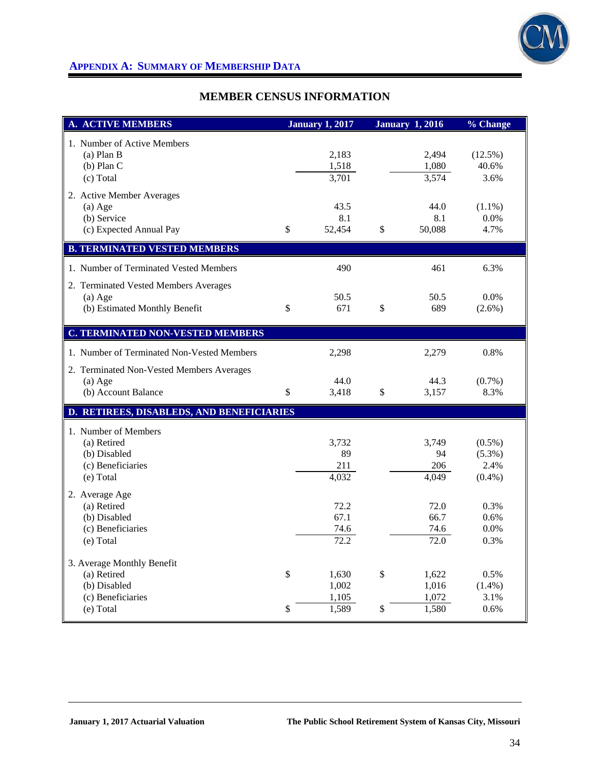## Appendix A: Summary of Membership Data

### MEMBER CENSUS INFORMATION

| A. ACTIVE MEMBERS | January 1, 2017 | January 1, 2016 | % Change |
|---|---|---|---|
| 1. Number of Active Members | | | |
| (a) Plan B | 2,183 | 2,494 | (12.5%) |
| (b) Plan C | 1,518 | 1,080 | 40.6% |
| (c) Total | 3,701 | 3,574 | 3.6% |
| 2. Active Member Averages | | | |
| (a) Age | 43.5 | 44.0 | (1.1%) |
| (b) Service | 8.1 | 8.1 | 0.0% |
| (c) Expected Annual Pay | $ 52,454 | $ 50,088 | 4.7% |
| **B. TERMINATED VESTED MEMBERS** | | | |
| 1. Number of Terminated Vested Members | 490 | 461 | 6.3% |
| 2. Terminated Vested Members Averages | | | |
| (a) Age | 50.5 | 50.5 | 0.0% |
| (b) Estimated Monthly Benefit | $ 671 | $ 689 | (2.6%) |
| **C. TERMINATED NON-VESTED MEMBERS** | | | |
| 1. Number of Terminated Non-Vested Members | 2,298 | 2,279 | 0.8% |
| 2. Terminated Non-Vested Members Averages | | | |
| (a) Age | 44.0 | 44.3 | (0.7%) |
| (b) Account Balance | $ 3,418 | $ 3,157 | 8.3% |
| **D. RETIREES, DISABLEDS, AND BENEFICIARIES** | | | |
| 1. Number of Members | | | |
| (a) Retired | 3,732 | 3,749 | (0.5%) |
| (b) Disabled | 89 | 94 | (5.3%) |
| (c) Beneficiaries | 211 | 206 | 2.4% |
| (e) Total | 4,032 | 4,049 | (0.4%) |
| 2. Average Age | | | |
| (a) Retired | 72.2 | 72.0 | 0.3% |
| (b) Disabled | 67.1 | 66.7 | 0.6% |
| (c) Beneficiaries | 74.6 | 74.6 | 0.0% |
| (e) Total | 72.2 | 72.0 | 0.3% |
| 3. Average Monthly Benefit | | | |
| (a) Retired | $ 1,630 | $ 1,622 | 0.5% |
| (b) Disabled | 1,002 | 1,016 | (1.4%) |
| (c) Beneficiaries | 1,105 | 1,072 | 3.1% |
| (e) Total | $ 1,589 | $ 1,580 | 0.6% |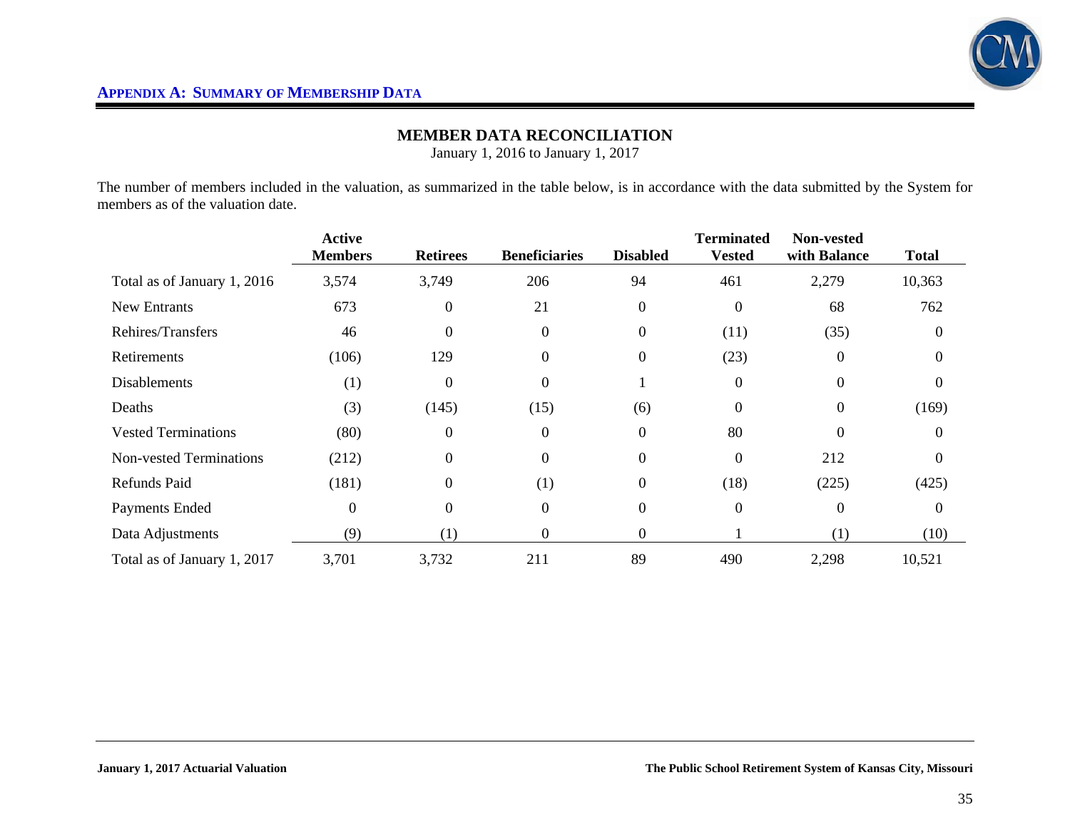## APPENDIX A: SUMMARY OF MEMBERSHIP DATA

### MEMBER DATA RECONCILIATION

January 1, 2016 to January 1, 2017

The number of members included in the valuation, as summarized in the table below, is in accordance with the data submitted by the System for members as of the valuation date.

| | Active Members | Retirees | Beneficiaries | Disabled | Terminated Vested | Non-vested with Balance | Total |
|---|---|---|---|---|---|---|---|
| Total as of January 1, 2016 | 3,574 | 3,749 | 206 | 94 | 461 | 2,279 | 10,363 |
| New Entrants | 673 | 0 | 21 | 0 | 0 | 68 | 762 |
| Rehires/Transfers | 46 | 0 | 0 | 0 | (11) | (35) | 0 |
| Retirements | (106) | 129 | 0 | 0 | (23) | 0 | 0 |
| Disablements | (1) | 0 | 0 | 1 | 0 | 0 | 0 |
| Deaths | (3) | (145) | (15) | (6) | 0 | 0 | (169) |
| Vested Terminations | (80) | 0 | 0 | 0 | 80 | 0 | 0 |
| Non-vested Terminations | (212) | 0 | 0 | 0 | 0 | 212 | 0 |
| Refunds Paid | (181) | 0 | (1) | 0 | (18) | (225) | (425) |
| Payments Ended | 0 | 0 | 0 | 0 | 0 | 0 | 0 |
| Data Adjustments | (9) | (1) | 0 | 0 | 1 | (1) | (10) |
| Total as of January 1, 2017 | 3,701 | 3,732 | 211 | 89 | 490 | 2,298 | 10,521 |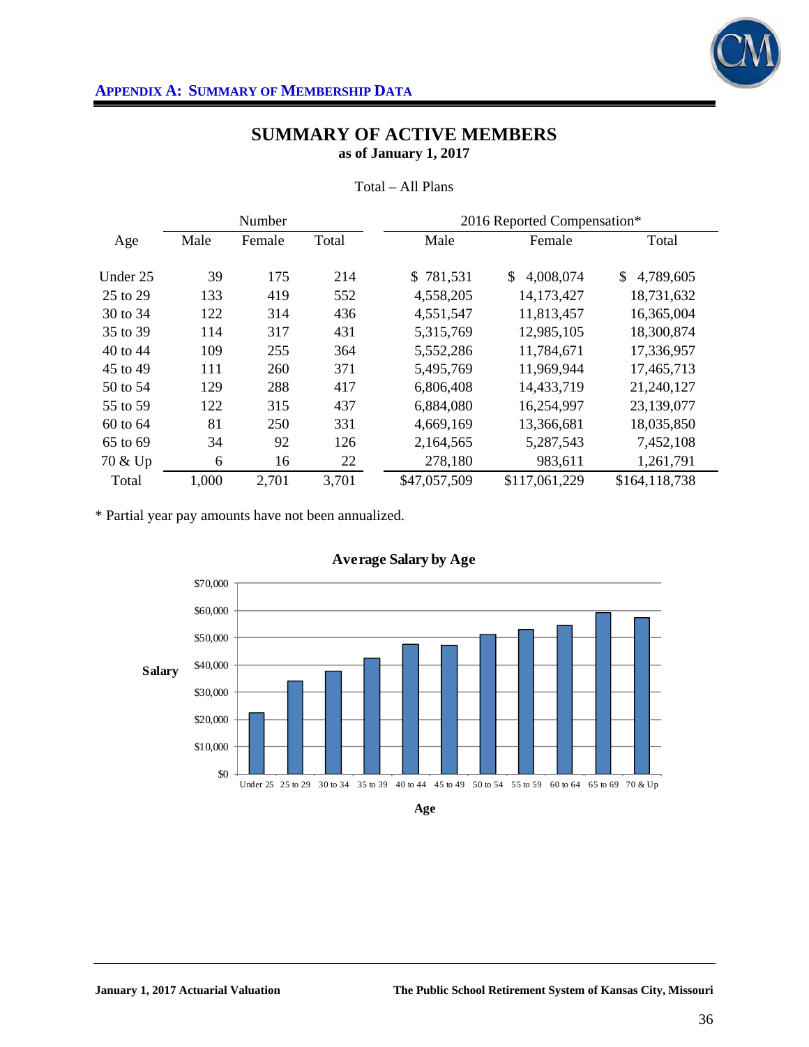## SUMMARY OF ACTIVE MEMBERS

**as of January 1, 2017**

Total – All Plans

| Age | Number | | | 2016 Reported Compensation* | | |
|---|---|---|---|---|---|---|
| | Male | Female | Total | Male | Female | Total |
| Under 25 | 39 | 175 | 214 | $ 781,531 | $ 4,008,074 | $ 4,789,605 |
| 25 to 29 | 133 | 419 | 552 | 4,558,205 | 14,173,427 | 18,731,632 |
| 30 to 34 | 122 | 314 | 436 | 4,551,547 | 11,813,457 | 16,365,004 |
| 35 to 39 | 114 | 317 | 431 | 5,315,769 | 12,985,105 | 18,300,874 |
| 40 to 44 | 109 | 255 | 364 | 5,552,286 | 11,784,671 | 17,336,957 |
| 45 to 49 | 111 | 260 | 371 | 5,495,769 | 11,969,944 | 17,465,713 |
| 50 to 54 | 129 | 288 | 417 | 6,806,408 | 14,433,719 | 21,240,127 |
| 55 to 59 | 122 | 315 | 437 | 6,884,080 | 16,254,997 | 23,139,077 |
| 60 to 64 | 81 | 250 | 331 | 4,669,169 | 13,366,681 | 18,035,850 |
| 65 to 69 | 34 | 92 | 126 | 2,164,565 | 5,287,543 | 7,452,108 |
| 70 & Up | 6 | 16 | 22 | 278,180 | 983,611 | 1,261,791 |
| Total | 1,000 | 2,701 | 3,701 | $47,057,509 | $117,061,229 | $164,118,738 |

* Partial year pay amounts have not been annualized.

**Average Salary by Age**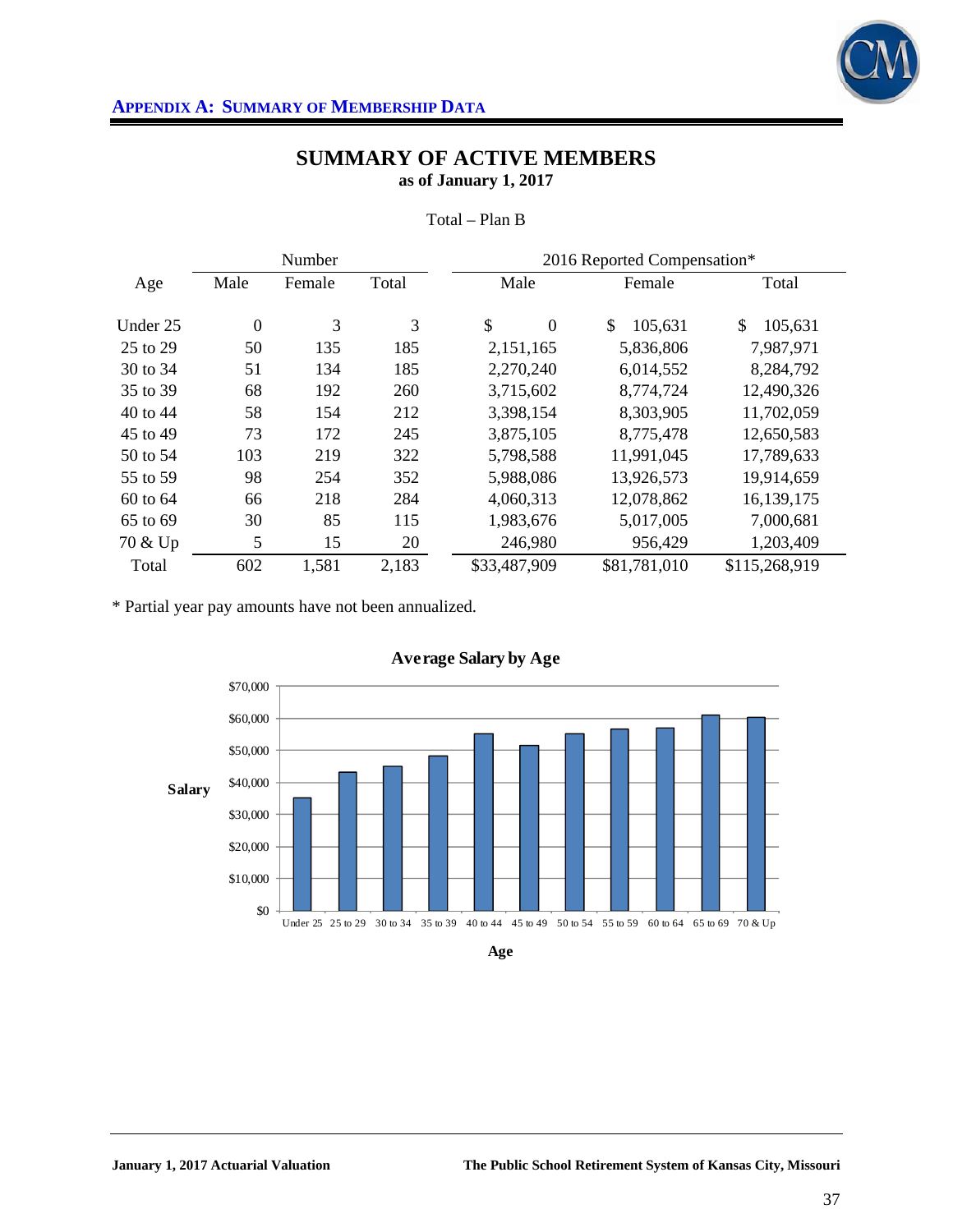## SUMMARY OF ACTIVE MEMBERS

**as of January 1, 2017**

Total – Plan B

| Age | Number | | | 2016 Reported Compensation* | | |
|---|---|---|---|---|---|---|
| | Male | Female | Total | Male | Female | Total |
| Under 25 | 0 | 3 | 3 | $ 0 | $ 105,631 | $ 105,631 |
| 25 to 29 | 50 | 135 | 185 | 2,151,165 | 5,836,806 | 7,987,971 |
| 30 to 34 | 51 | 134 | 185 | 2,270,240 | 6,014,552 | 8,284,792 |
| 35 to 39 | 68 | 192 | 260 | 3,715,602 | 8,774,724 | 12,490,326 |
| 40 to 44 | 58 | 154 | 212 | 3,398,154 | 8,303,905 | 11,702,059 |
| 45 to 49 | 73 | 172 | 245 | 3,875,105 | 8,775,478 | 12,650,583 |
| 50 to 54 | 103 | 219 | 322 | 5,798,588 | 11,991,045 | 17,789,633 |
| 55 to 59 | 98 | 254 | 352 | 5,988,086 | 13,926,573 | 19,914,659 |
| 60 to 64 | 66 | 218 | 284 | 4,060,313 | 12,078,862 | 16,139,175 |
| 65 to 69 | 30 | 85 | 115 | 1,983,676 | 5,017,005 | 7,000,681 |
| 70 & Up | 5 | 15 | 20 | 246,980 | 956,429 | 1,203,409 |
| Total | 602 | 1,581 | 2,183 | $33,487,909 | $81,781,010 | $115,268,919 |

* Partial year pay amounts have not been annualized.

**Average Salary by Age**

| Age | Under 25 | 25 to 29 | 30 to 34 | 35 to 39 | 40 to 44 | 45 to 49 | 50 to 54 | 55 to 59 | 60 to 64 | 65 to 69 | 70 & Up |
|---|---|---|---|---|---|---|---|---|---|---|---|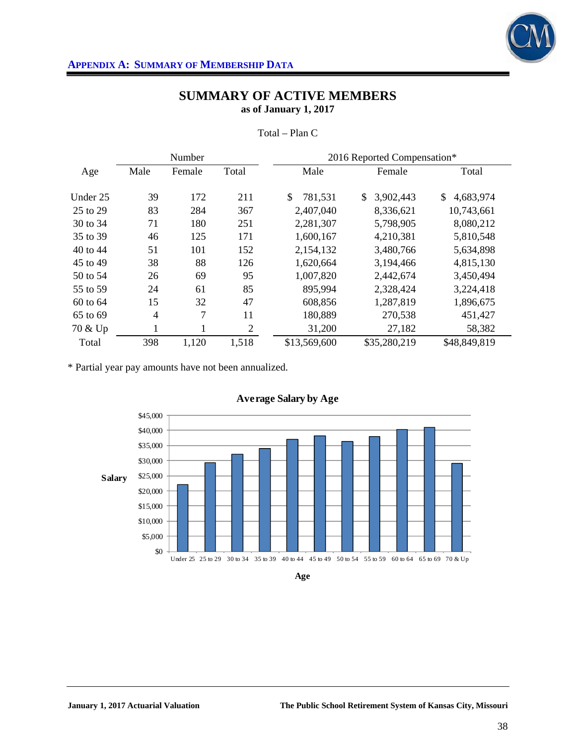**APPENDIX A: SUMMARY OF MEMBERSHIP DATA**

## SUMMARY OF ACTIVE MEMBERS

**as of January 1, 2017**

Total – Plan C

| Age | Number | | | 2016 Reported Compensation* | | |
|---|---|---|---|---|---|---|
| | Male | Female | Total | Male | Female | Total |
| Under 25 | 39 | 172 | 211 | $ 781,531 | $ 3,902,443 | $ 4,683,974 |
| 25 to 29 | 83 | 284 | 367 | 2,407,040 | 8,336,621 | 10,743,661 |
| 30 to 34 | 71 | 180 | 251 | 2,281,307 | 5,798,905 | 8,080,212 |
| 35 to 39 | 46 | 125 | 171 | 1,600,167 | 4,210,381 | 5,810,548 |
| 40 to 44 | 51 | 101 | 152 | 2,154,132 | 3,480,766 | 5,634,898 |
| 45 to 49 | 38 | 88 | 126 | 1,620,664 | 3,194,466 | 4,815,130 |
| 50 to 54 | 26 | 69 | 95 | 1,007,820 | 2,442,674 | 3,450,494 |
| 55 to 59 | 24 | 61 | 85 | 895,994 | 2,328,424 | 3,224,418 |
| 60 to 64 | 15 | 32 | 47 | 608,856 | 1,287,819 | 1,896,675 |
| 65 to 69 | 4 | 7 | 11 | 180,889 | 270,538 | 451,427 |
| 70 & Up | 1 | 1 | 2 | 31,200 | 27,182 | 58,382 |
| Total | 398 | 1,120 | 1,518 | $13,569,600 | $35,280,219 | $48,849,819 |

* Partial year pay amounts have not been annualized.

**Average Salary by Age**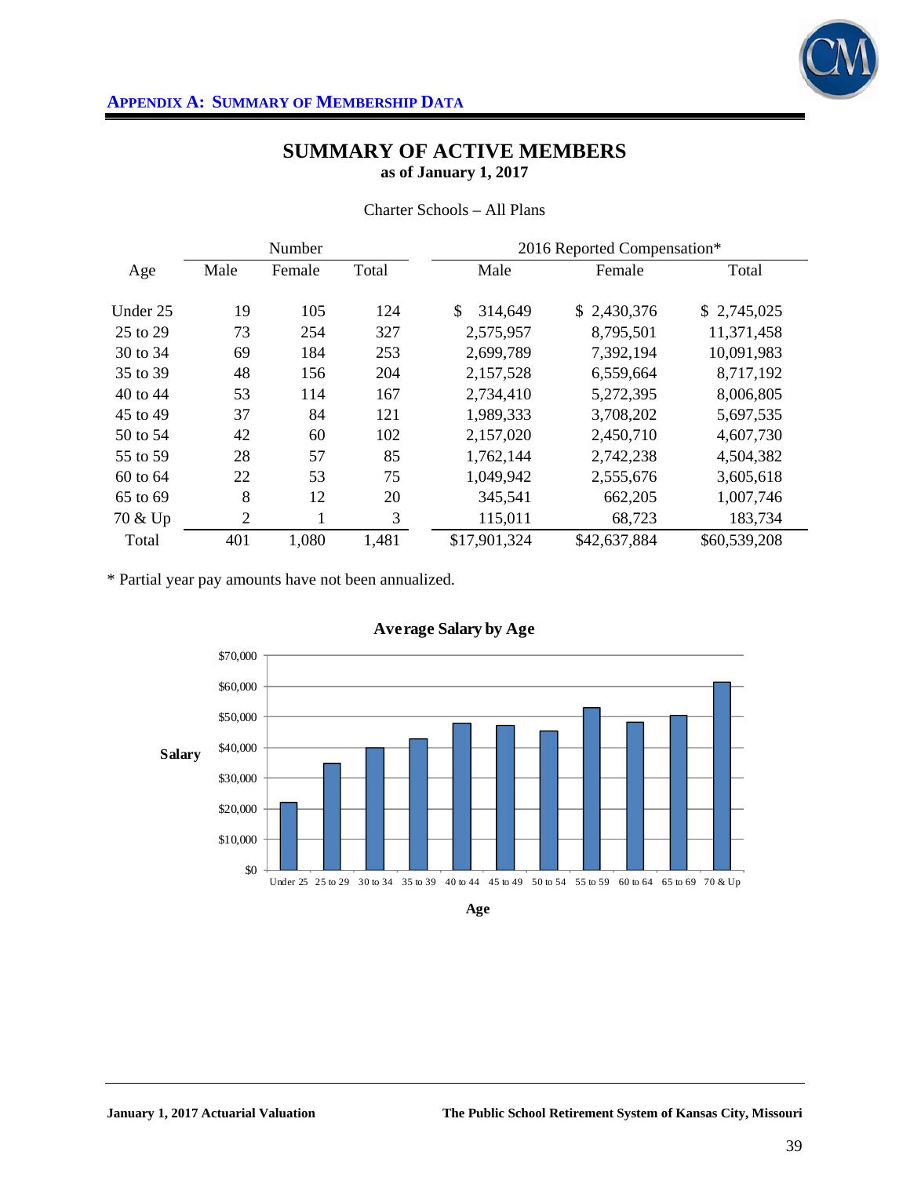## SUMMARY OF ACTIVE MEMBERS

**as of January 1, 2017**

Charter Schools – All Plans

| Age | Number | | | 2016 Reported Compensation* | | |
|---|---|---|---|---|---|---|
| | Male | Female | Total | Male | Female | Total |
| Under 25 | 19 | 105 | 124 | $ 314,649 | $ 2,430,376 | $ 2,745,025 |
| 25 to 29 | 73 | 254 | 327 | 2,575,957 | 8,795,501 | 11,371,458 |
| 30 to 34 | 69 | 184 | 253 | 2,699,789 | 7,392,194 | 10,091,983 |
| 35 to 39 | 48 | 156 | 204 | 2,157,528 | 6,559,664 | 8,717,192 |
| 40 to 44 | 53 | 114 | 167 | 2,734,410 | 5,272,395 | 8,006,805 |
| 45 to 49 | 37 | 84 | 121 | 1,989,333 | 3,708,202 | 5,697,535 |
| 50 to 54 | 42 | 60 | 102 | 2,157,020 | 2,450,710 | 4,607,730 |
| 55 to 59 | 28 | 57 | 85 | 1,762,144 | 2,742,238 | 4,504,382 |
| 60 to 64 | 22 | 53 | 75 | 1,049,942 | 2,555,676 | 3,605,618 |
| 65 to 69 | 8 | 12 | 20 | 345,541 | 662,205 | 1,007,746 |
| 70 & Up | 2 | 1 | 3 | 115,011 | 68,723 | 183,734 |
| Total | 401 | 1,080 | 1,481 | $17,901,324 | $42,637,884 | $60,539,208 |

* Partial year pay amounts have not been annualized.

**Average Salary by Age**

| Age | Salary (approx.) |
|---|---|
| Under 25 | $22,000 |
| 25 to 29 | $35,000 |
| 30 to 34 | $40,000 |
| 35 to 39 | $43,000 |
| 40 to 44 | $48,000 |
| 45 to 49 | $47,000 |
| 50 to 54 | $45,000 |
| 55 to 59 | $53,000 |
| 60 to 64 | $48,000 |
| 65 to 69 | $50,000 |
| 70 & Up | $61,000 |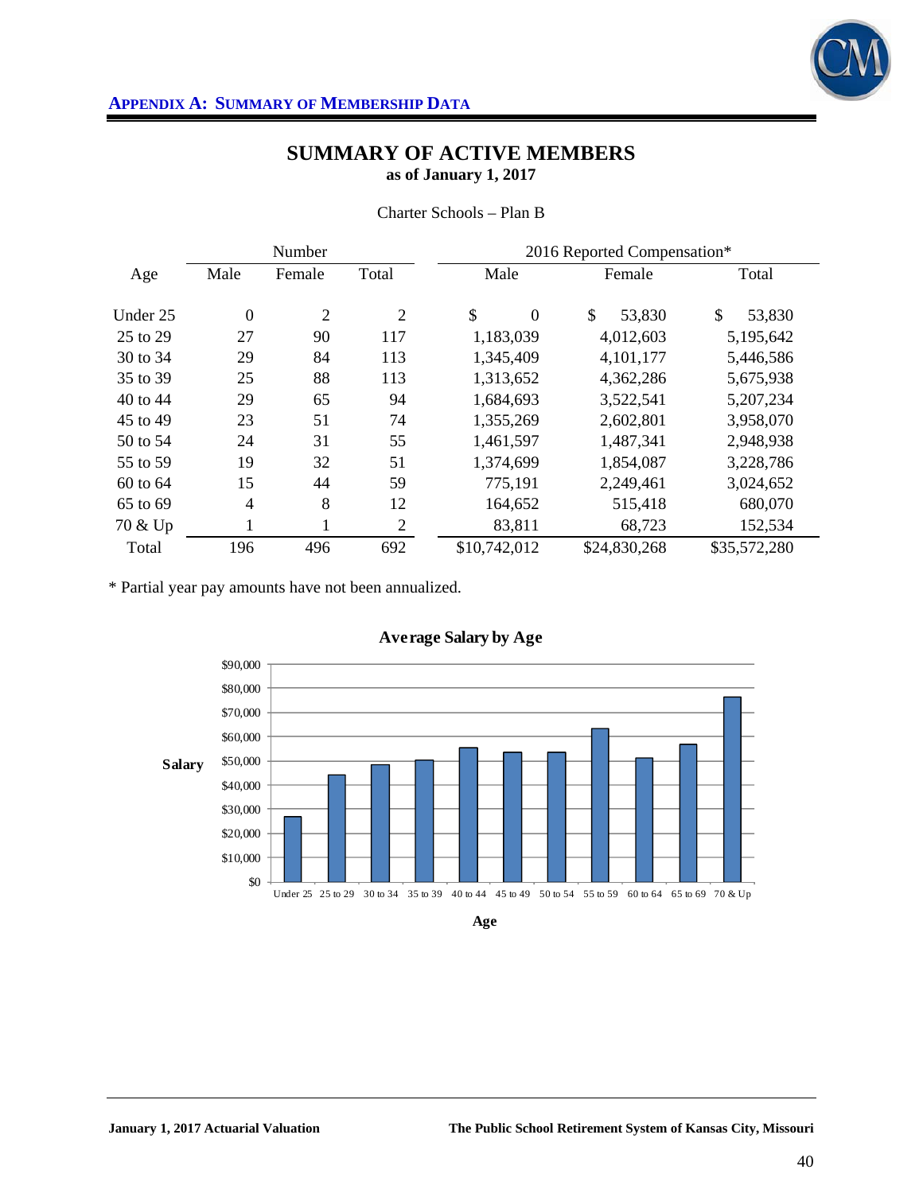## APPENDIX A: SUMMARY OF MEMBERSHIP DATA

# SUMMARY OF ACTIVE MEMBERS
**as of January 1, 2017**

Charter Schools – Plan B

| Age | Number | | | 2016 Reported Compensation* | | |
|---|---|---|---|---|---|---|
| | Male | Female | Total | Male | Female | Total |
| Under 25 | 0 | 2 | 2 | $ 0 | $ 53,830 | $ 53,830 |
| 25 to 29 | 27 | 90 | 117 | 1,183,039 | 4,012,603 | 5,195,642 |
| 30 to 34 | 29 | 84 | 113 | 1,345,409 | 4,101,177 | 5,446,586 |
| 35 to 39 | 25 | 88 | 113 | 1,313,652 | 4,362,286 | 5,675,938 |
| 40 to 44 | 29 | 65 | 94 | 1,684,693 | 3,522,541 | 5,207,234 |
| 45 to 49 | 23 | 51 | 74 | 1,355,269 | 2,602,801 | 3,958,070 |
| 50 to 54 | 24 | 31 | 55 | 1,461,597 | 1,487,341 | 2,948,938 |
| 55 to 59 | 19 | 32 | 51 | 1,374,699 | 1,854,087 | 3,228,786 |
| 60 to 64 | 15 | 44 | 59 | 775,191 | 2,249,461 | 3,024,652 |
| 65 to 69 | 4 | 8 | 12 | 164,652 | 515,418 | 680,070 |
| 70 & Up | 1 | 1 | 2 | 83,811 | 68,723 | 152,534 |
| Total | 196 | 496 | 692 | $10,742,012 | $24,830,268 | $35,572,280 |

* Partial year pay amounts have not been annualized.

**Average Salary by Age**

Salary: $0 – $90,000; Age: Under 25, 25 to 29, 30 to 34, 35 to 39, 40 to 44, 45 to 49, 50 to 54, 55 to 59, 60 to 64, 65 to 69, 70 & Up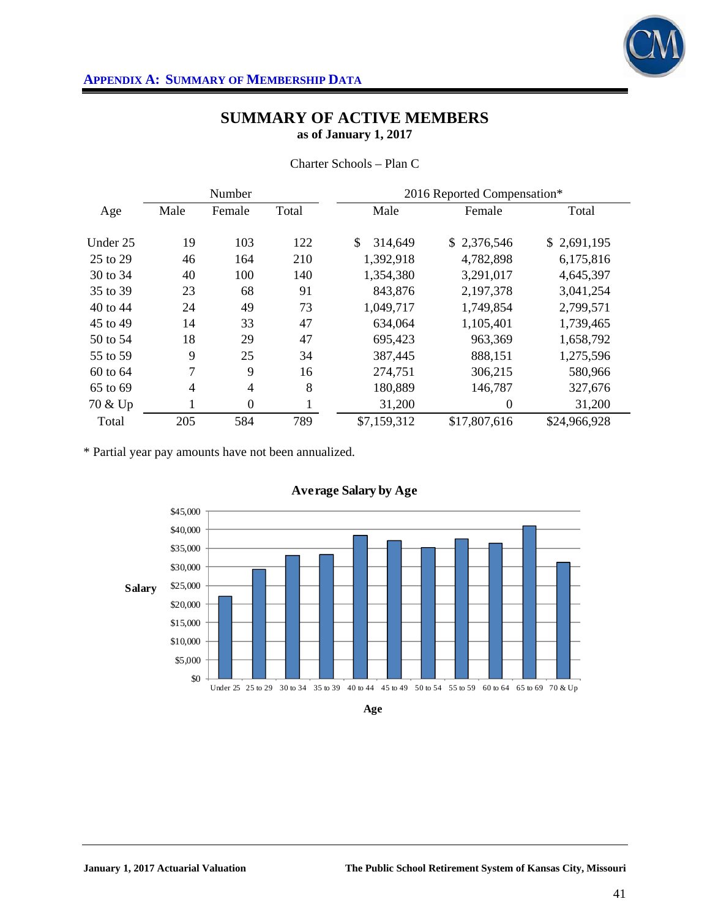## APPENDIX A: SUMMARY OF MEMBERSHIP DATA

# SUMMARY OF ACTIVE MEMBERS
**as of January 1, 2017**

Charter Schools – Plan C

| | Number | | | 2016 Reported Compensation* | | |
|---|---|---|---|---|---|---|
| Age | Male | Female | Total | Male | Female | Total |
| Under 25 | 19 | 103 | 122 | $ 314,649 | $ 2,376,546 | $ 2,691,195 |
| 25 to 29 | 46 | 164 | 210 | 1,392,918 | 4,782,898 | 6,175,816 |
| 30 to 34 | 40 | 100 | 140 | 1,354,380 | 3,291,017 | 4,645,397 |
| 35 to 39 | 23 | 68 | 91 | 843,876 | 2,197,378 | 3,041,254 |
| 40 to 44 | 24 | 49 | 73 | 1,049,717 | 1,749,854 | 2,799,571 |
| 45 to 49 | 14 | 33 | 47 | 634,064 | 1,105,401 | 1,739,465 |
| 50 to 54 | 18 | 29 | 47 | 695,423 | 963,369 | 1,658,792 |
| 55 to 59 | 9 | 25 | 34 | 387,445 | 888,151 | 1,275,596 |
| 60 to 64 | 7 | 9 | 16 | 274,751 | 306,215 | 580,966 |
| 65 to 69 | 4 | 4 | 8 | 180,889 | 146,787 | 327,676 |
| 70 & Up | 1 | 0 | 1 | 31,200 | 0 | 31,200 |
| Total | 205 | 584 | 789 | $7,159,312 | $17,807,616 | $24,966,928 |

* Partial year pay amounts have not been annualized.

**Average Salary by Age**

Salary: $0, $5,000, $10,000, $15,000, $20,000, $25,000, $30,000, $35,000, $40,000, $45,000

Age: Under 25, 25 to 29, 30 to 34, 35 to 39, 40 to 44, 45 to 49, 50 to 54, 55 to 59, 60 to 64, 65 to 69, 70 & Up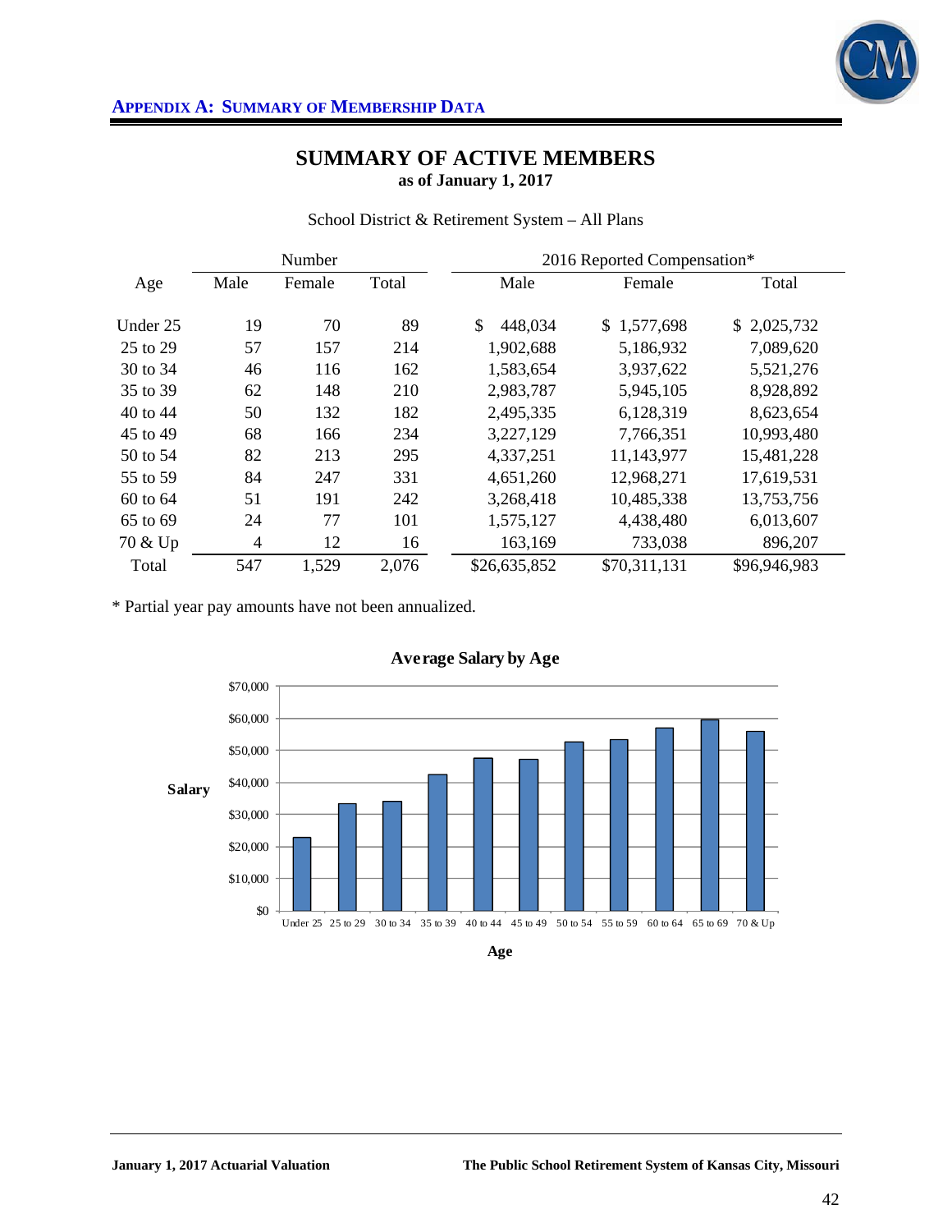## APPENDIX A: SUMMARY OF MEMBERSHIP DATA

# SUMMARY OF ACTIVE MEMBERS
**as of January 1, 2017**

School District & Retirement System – All Plans

| Age | Number | | | 2016 Reported Compensation* | | |
|---|---|---|---|---|---|---|
| | Male | Female | Total | Male | Female | Total |
| Under 25 | 19 | 70 | 89 | $ 448,034 | $ 1,577,698 | $ 2,025,732 |
| 25 to 29 | 57 | 157 | 214 | 1,902,688 | 5,186,932 | 7,089,620 |
| 30 to 34 | 46 | 116 | 162 | 1,583,654 | 3,937,622 | 5,521,276 |
| 35 to 39 | 62 | 148 | 210 | 2,983,787 | 5,945,105 | 8,928,892 |
| 40 to 44 | 50 | 132 | 182 | 2,495,335 | 6,128,319 | 8,623,654 |
| 45 to 49 | 68 | 166 | 234 | 3,227,129 | 7,766,351 | 10,993,480 |
| 50 to 54 | 82 | 213 | 295 | 4,337,251 | 11,143,977 | 15,481,228 |
| 55 to 59 | 84 | 247 | 331 | 4,651,260 | 12,968,271 | 17,619,531 |
| 60 to 64 | 51 | 191 | 242 | 3,268,418 | 10,485,338 | 13,753,756 |
| 65 to 69 | 24 | 77 | 101 | 1,575,127 | 4,438,480 | 6,013,607 |
| 70 & Up | 4 | 12 | 16 | 163,169 | 733,038 | 896,207 |
| Total | 547 | 1,529 | 2,076 | $26,635,852 | $70,311,131 | $96,946,983 |

* Partial year pay amounts have not been annualized.

**Average Salary by Age**

| Age | Under 25 | 25 to 29 | 30 to 34 | 35 to 39 | 40 to 44 | 45 to 49 | 50 to 54 | 55 to 59 | 60 to 64 | 65 to 69 | 70 & Up |
|---|---|---|---|---|---|---|---|---|---|---|---|
| Salary | ~$22,800 | ~$33,100 | ~$34,100 | ~$42,500 | ~$47,400 | ~$47,000 | ~$52,500 | ~$53,200 | ~$56,800 | ~$59,500 | ~$56,000 |

*Approximate values read from chart (average salary ≈ total compensation ÷ total number of members).*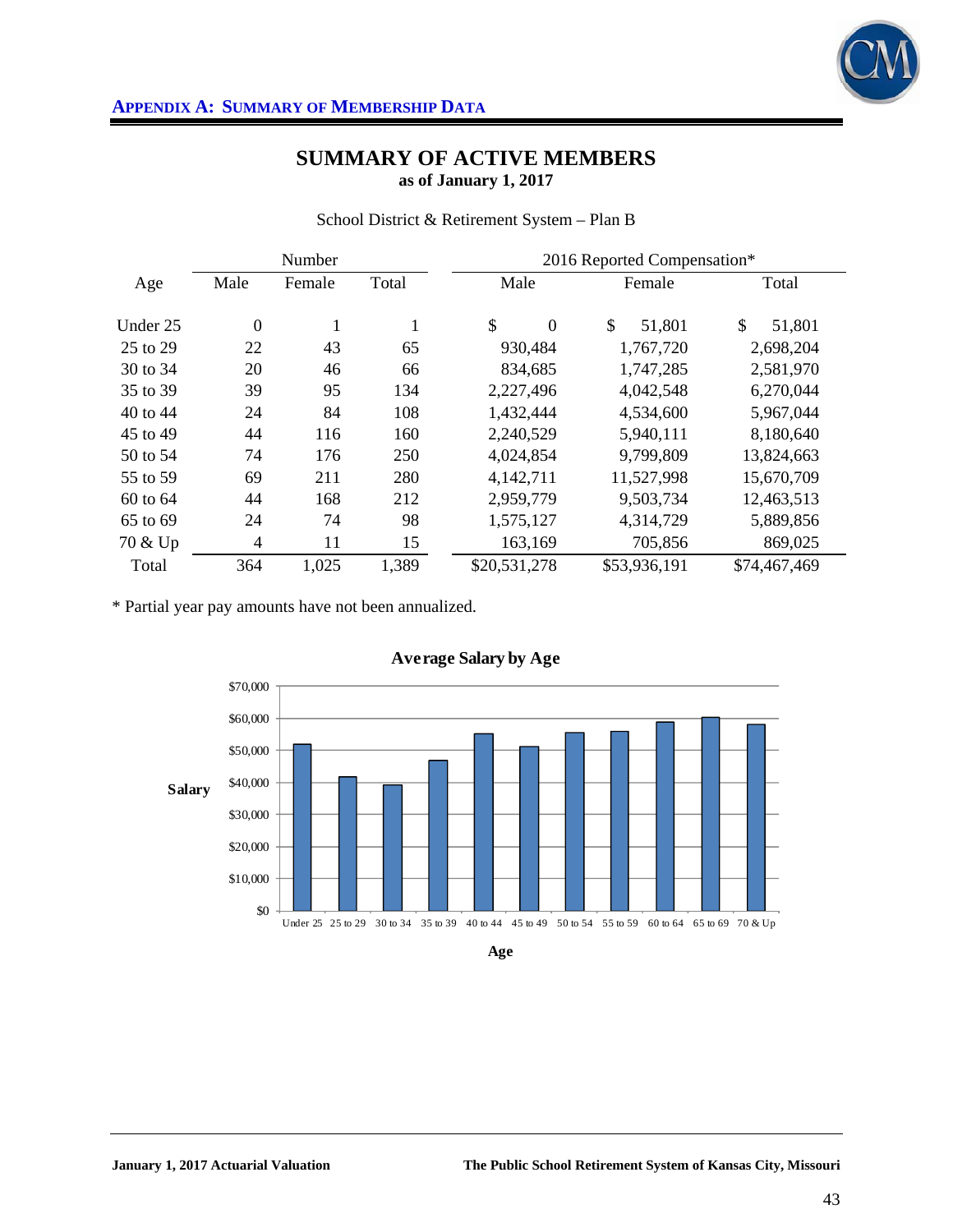# APPENDIX A: SUMMARY OF MEMBERSHIP DATA

## SUMMARY OF ACTIVE MEMBERS
**as of January 1, 2017**

School District & Retirement System – Plan B

| Age | Number | | | 2016 Reported Compensation* | | |
|---|---|---|---|---|---|---|
| | Male | Female | Total | Male | Female | Total |
| Under 25 | 0 | 1 | 1 | $ 0 | $ 51,801 | $ 51,801 |
| 25 to 29 | 22 | 43 | 65 | 930,484 | 1,767,720 | 2,698,204 |
| 30 to 34 | 20 | 46 | 66 | 834,685 | 1,747,285 | 2,581,970 |
| 35 to 39 | 39 | 95 | 134 | 2,227,496 | 4,042,548 | 6,270,044 |
| 40 to 44 | 24 | 84 | 108 | 1,432,444 | 4,534,600 | 5,967,044 |
| 45 to 49 | 44 | 116 | 160 | 2,240,529 | 5,940,111 | 8,180,640 |
| 50 to 54 | 74 | 176 | 250 | 4,024,854 | 9,799,809 | 13,824,663 |
| 55 to 59 | 69 | 211 | 280 | 4,142,711 | 11,527,998 | 15,670,709 |
| 60 to 64 | 44 | 168 | 212 | 2,959,779 | 9,503,734 | 12,463,513 |
| 65 to 69 | 24 | 74 | 98 | 1,575,127 | 4,314,729 | 5,889,856 |
| 70 & Up | 4 | 11 | 15 | 163,169 | 705,856 | 869,025 |
| Total | 364 | 1,025 | 1,389 | $20,531,278 | $53,936,191 | $74,467,469 |

* Partial year pay amounts have not been annualized.

**Average Salary by Age**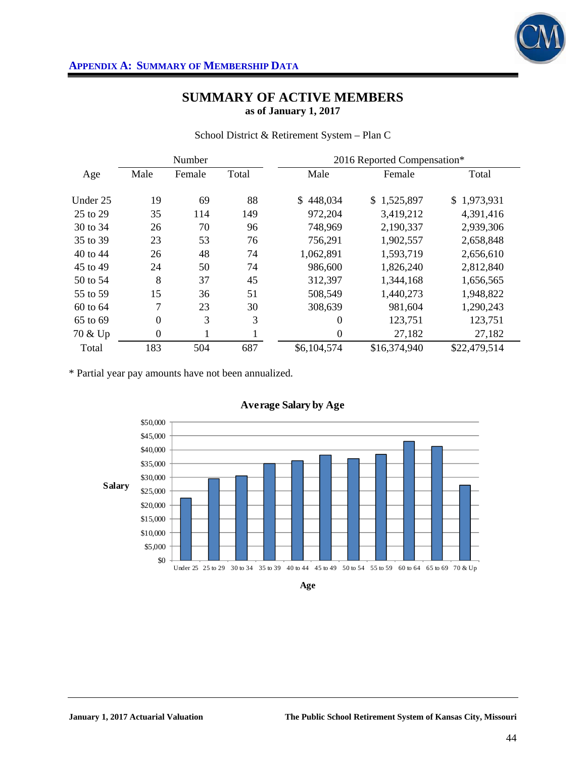## APPENDIX A: SUMMARY OF MEMBERSHIP DATA

# SUMMARY OF ACTIVE MEMBERS

**as of January 1, 2017**

School District & Retirement System – Plan C

| Age | Number | | | 2016 Reported Compensation* | | |
|---|---|---|---|---|---|---|
| | Male | Female | Total | Male | Female | Total |
| Under 25 | 19 | 69 | 88 | $ 448,034 | $ 1,525,897 | $ 1,973,931 |
| 25 to 29 | 35 | 114 | 149 | 972,204 | 3,419,212 | 4,391,416 |
| 30 to 34 | 26 | 70 | 96 | 748,969 | 2,190,337 | 2,939,306 |
| 35 to 39 | 23 | 53 | 76 | 756,291 | 1,902,557 | 2,658,848 |
| 40 to 44 | 26 | 48 | 74 | 1,062,891 | 1,593,719 | 2,656,610 |
| 45 to 49 | 24 | 50 | 74 | 986,600 | 1,826,240 | 2,812,840 |
| 50 to 54 | 8 | 37 | 45 | 312,397 | 1,344,168 | 1,656,565 |
| 55 to 59 | 15 | 36 | 51 | 508,549 | 1,440,273 | 1,948,822 |
| 60 to 64 | 7 | 23 | 30 | 308,639 | 981,604 | 1,290,243 |
| 65 to 69 | 0 | 3 | 3 | 0 | 123,751 | 123,751 |
| 70 & Up | 0 | 1 | 1 | 0 | 27,182 | 27,182 |
| Total | 183 | 504 | 687 | $6,104,574 | $16,374,940 | $22,479,514 |

* Partial year pay amounts have not been annualized.

**Average Salary by Age**

| Age | Salary |
|---|---|
| Under 25 | ~$22,500 |
| 25 to 29 | ~$29,500 |
| 30 to 34 | ~$30,600 |
| 35 to 39 | ~$35,000 |
| 40 to 44 | ~$35,900 |
| 45 to 49 | ~$38,000 |
| 50 to 54 | ~$36,800 |
| 55 to 59 | ~$38,200 |
| 60 to 64 | ~$43,000 |
| 65 to 69 | ~$41,250 |
| 70 & Up | ~$27,200 |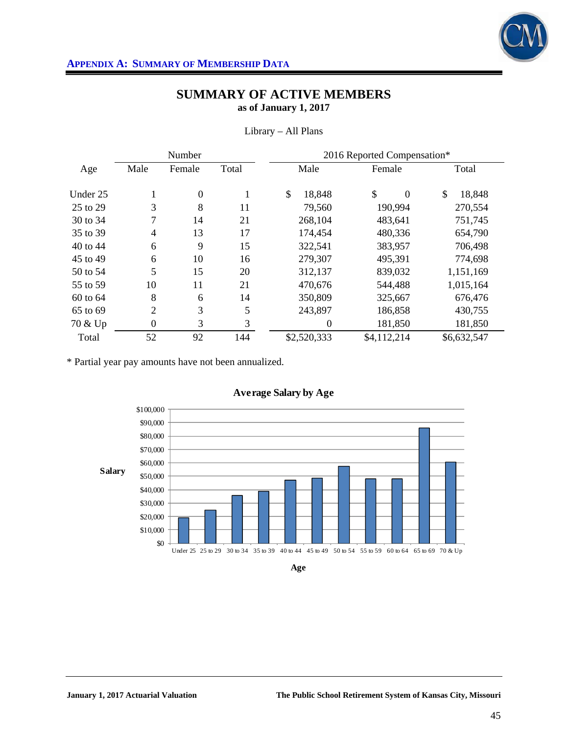**APPENDIX A: SUMMARY OF MEMBERSHIP DATA**

# SUMMARY OF ACTIVE MEMBERS
**as of January 1, 2017**

Library – All Plans

| | Number | | | 2016 Reported Compensation* | | |
|---|---|---|---|---|---|---|
| Age | Male | Female | Total | Male | Female | Total |
| Under 25 | 1 | 0 | 1 | $ 18,848 | $ 0 | $ 18,848 |
| 25 to 29 | 3 | 8 | 11 | 79,560 | 190,994 | 270,554 |
| 30 to 34 | 7 | 14 | 21 | 268,104 | 483,641 | 751,745 |
| 35 to 39 | 4 | 13 | 17 | 174,454 | 480,336 | 654,790 |
| 40 to 44 | 6 | 9 | 15 | 322,541 | 383,957 | 706,498 |
| 45 to 49 | 6 | 10 | 16 | 279,307 | 495,391 | 774,698 |
| 50 to 54 | 5 | 15 | 20 | 312,137 | 839,032 | 1,151,169 |
| 55 to 59 | 10 | 11 | 21 | 470,676 | 544,488 | 1,015,164 |
| 60 to 64 | 8 | 6 | 14 | 350,809 | 325,667 | 676,476 |
| 65 to 69 | 2 | 3 | 5 | 243,897 | 186,858 | 430,755 |
| 70 & Up | 0 | 3 | 3 | 0 | 181,850 | 181,850 |
| Total | 52 | 92 | 144 | $2,520,333 | $4,112,214 | $6,632,547 |

* Partial year pay amounts have not been annualized.

**Average Salary by Age**

| Age | Salary (approx.) |
|---|---|
| Under 25 | $19,000 |
| 25 to 29 | $25,000 |
| 30 to 34 | $36,000 |
| 35 to 39 | $39,000 |
| 40 to 44 | $47,000 |
| 45 to 49 | $48,000 |
| 50 to 54 | $58,000 |
| 55 to 59 | $48,000 |
| 60 to 64 | $48,000 |
| 65 to 69 | $86,000 |
| 70 & Up | $61,000 |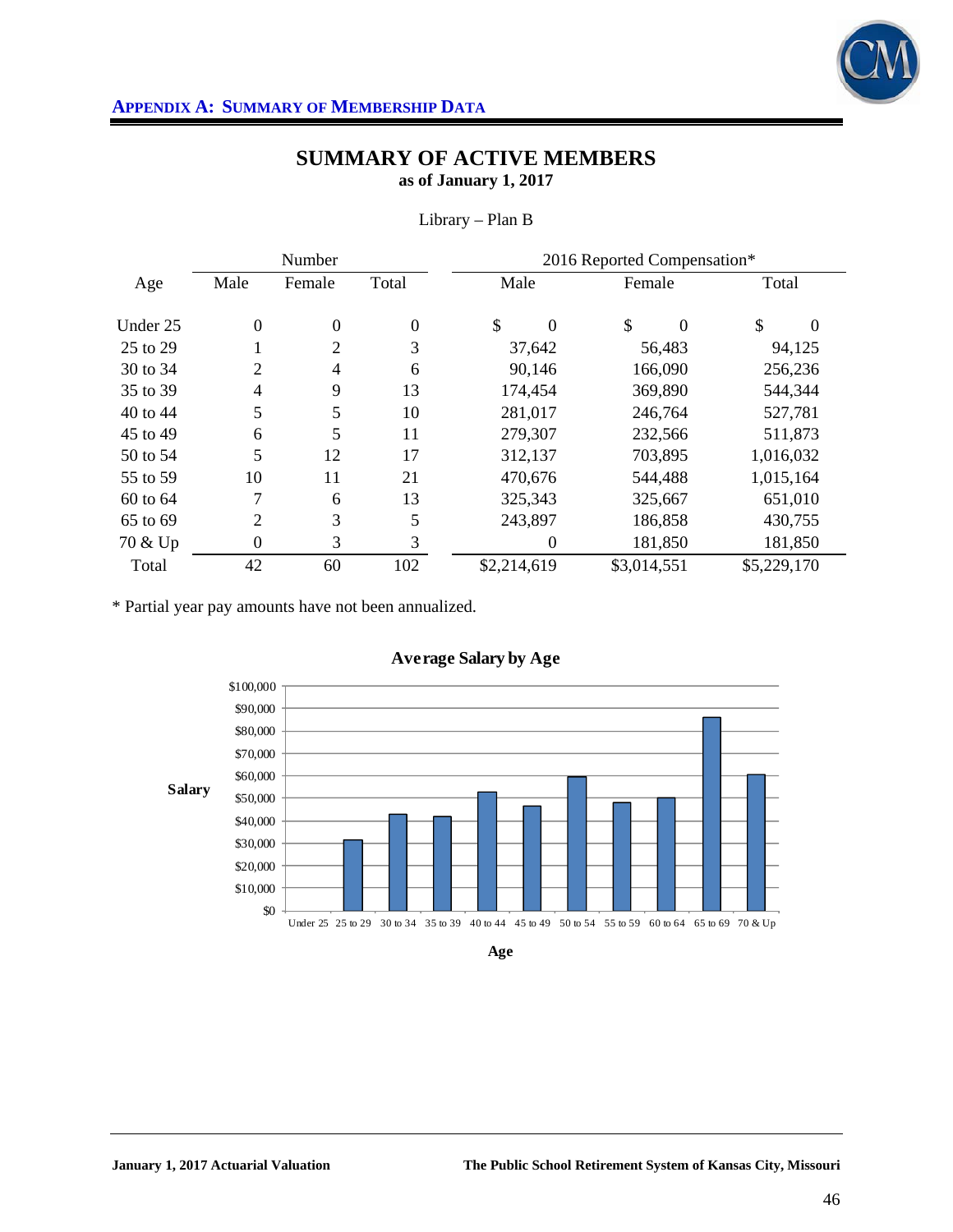## APPENDIX A: SUMMARY OF MEMBERSHIP DATA

# SUMMARY OF ACTIVE MEMBERS

**as of January 1, 2017**

Library – Plan B

| Age | Number | | | 2016 Reported Compensation* | | |
|---|---|---|---|---|---|---|
| | Male | Female | Total | Male | Female | Total |
| Under 25 | 0 | 0 | 0 | $ 0 | $ 0 | $ 0 |
| 25 to 29 | 1 | 2 | 3 | 37,642 | 56,483 | 94,125 |
| 30 to 34 | 2 | 4 | 6 | 90,146 | 166,090 | 256,236 |
| 35 to 39 | 4 | 9 | 13 | 174,454 | 369,890 | 544,344 |
| 40 to 44 | 5 | 5 | 10 | 281,017 | 246,764 | 527,781 |
| 45 to 49 | 6 | 5 | 11 | 279,307 | 232,566 | 511,873 |
| 50 to 54 | 5 | 12 | 17 | 312,137 | 703,895 | 1,016,032 |
| 55 to 59 | 10 | 11 | 21 | 470,676 | 544,488 | 1,015,164 |
| 60 to 64 | 7 | 6 | 13 | 325,343 | 325,667 | 651,010 |
| 65 to 69 | 2 | 3 | 5 | 243,897 | 186,858 | 430,755 |
| 70 & Up | 0 | 3 | 3 | 0 | 181,850 | 181,850 |
| Total | 42 | 60 | 102 | $2,214,619 | $3,014,551 | $5,229,170 |

* Partial year pay amounts have not been annualized.

**Average Salary by Age**

| Age | Salary |
|---|---|
| Under 25 | $0 |
| 25 to 29 | ~$31,000 |
| 30 to 34 | ~$43,000 |
| 35 to 39 | ~$42,000 |
| 40 to 44 | ~$53,000 |
| 45 to 49 | ~$47,000 |
| 50 to 54 | ~$60,000 |
| 55 to 59 | ~$48,000 |
| 60 to 64 | ~$50,000 |
| 65 to 69 | ~$86,000 |
| 70 & Up | ~$61,000 |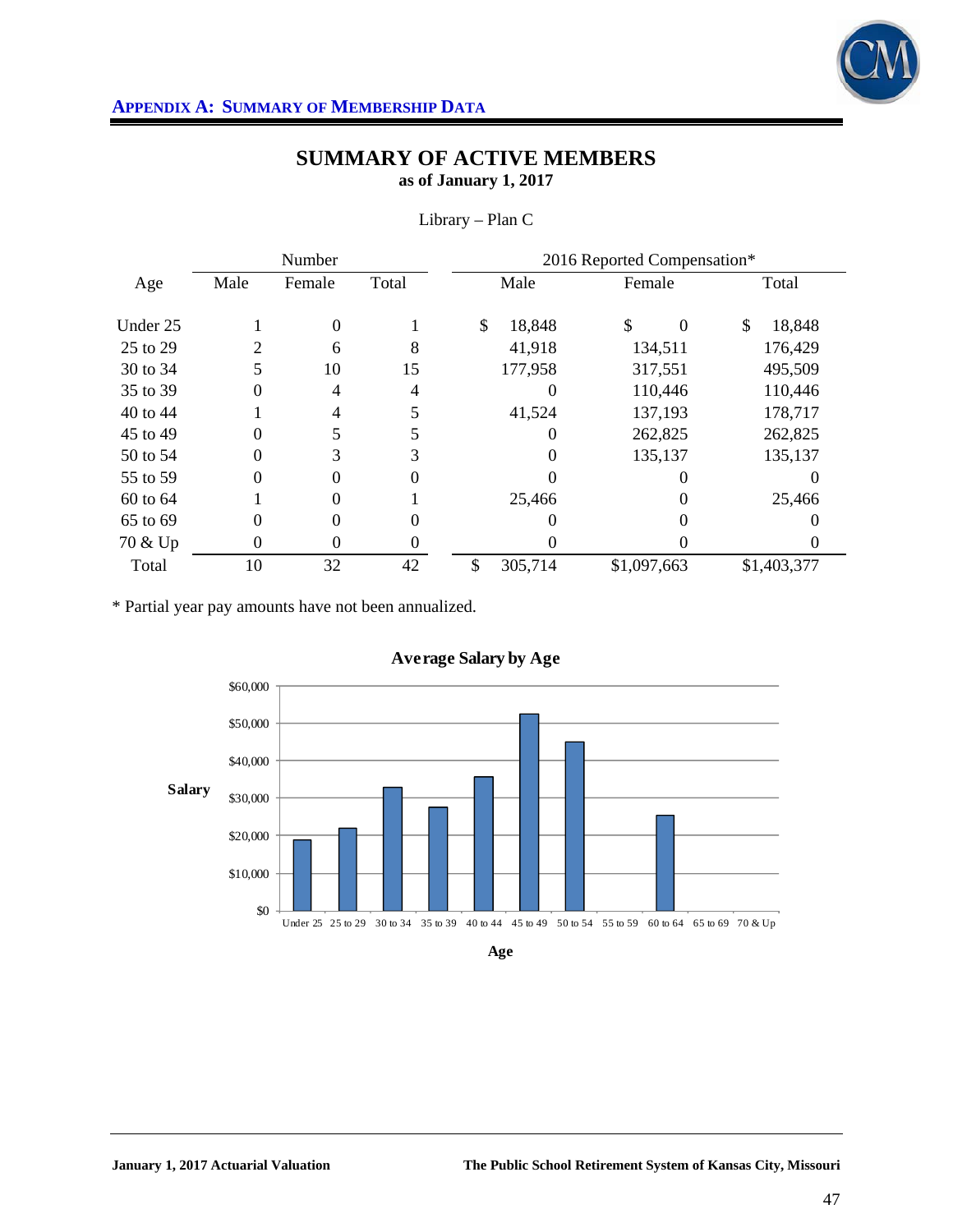**APPENDIX A: SUMMARY OF MEMBERSHIP DATA**

# SUMMARY OF ACTIVE MEMBERS
**as of January 1, 2017**

Library – Plan C

| Age | Number | | | 2016 Reported Compensation* | | |
|---|---|---|---|---|---|---|
| | Male | Female | Total | Male | Female | Total |
| Under 25 | 1 | 0 | 1 | $ 18,848 | $ 0 | $ 18,848 |
| 25 to 29 | 2 | 6 | 8 | 41,918 | 134,511 | 176,429 |
| 30 to 34 | 5 | 10 | 15 | 177,958 | 317,551 | 495,509 |
| 35 to 39 | 0 | 4 | 4 | 0 | 110,446 | 110,446 |
| 40 to 44 | 1 | 4 | 5 | 41,524 | 137,193 | 178,717 |
| 45 to 49 | 0 | 5 | 5 | 0 | 262,825 | 262,825 |
| 50 to 54 | 0 | 3 | 3 | 0 | 135,137 | 135,137 |
| 55 to 59 | 0 | 0 | 0 | 0 | 0 | 0 |
| 60 to 64 | 1 | 0 | 1 | 25,466 | 0 | 25,466 |
| 65 to 69 | 0 | 0 | 0 | 0 | 0 | 0 |
| 70 & Up | 0 | 0 | 0 | 0 | 0 | 0 |
| Total | 10 | 32 | 42 | $ 305,714 | $1,097,663 | $1,403,377 |

\* Partial year pay amounts have not been annualized.

**Average Salary by Age**

| Age | Average Salary (approx.) |
|---|---|
| Under 25 | $18,848 |
| 25 to 29 | $22,054 |
| 30 to 34 | $33,034 |
| 35 to 39 | $27,612 |
| 40 to 44 | $35,743 |
| 45 to 49 | $52,565 |
| 50 to 54 | $45,046 |
| 55 to 59 | $0 |
| 60 to 64 | $25,466 |
| 65 to 69 | $0 |
| 70 & Up | $0 |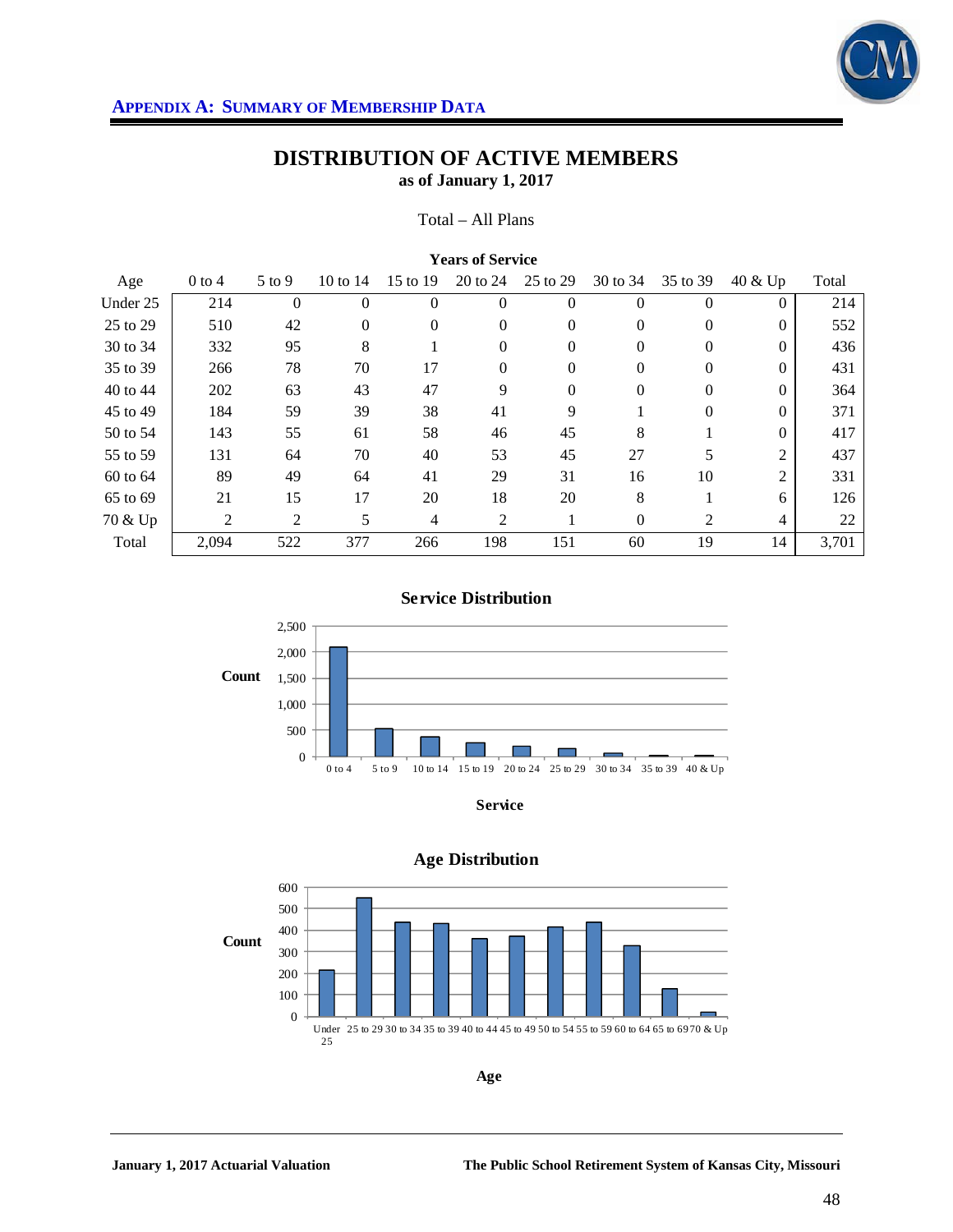**APPENDIX A: SUMMARY OF MEMBERSHIP DATA**

# DISTRIBUTION OF ACTIVE MEMBERS

**as of January 1, 2017**

Total – All Plans

| | **Years of Service** | | | | | | | | | |
|---|---|---|---|---|---|---|---|---|---|---|
| Age | 0 to 4 | 5 to 9 | 10 to 14 | 15 to 19 | 20 to 24 | 25 to 29 | 30 to 34 | 35 to 39 | 40 & Up | Total |
| Under 25 | 214 | 0 | 0 | 0 | 0 | 0 | 0 | 0 | 0 | 214 |
| 25 to 29 | 510 | 42 | 0 | 0 | 0 | 0 | 0 | 0 | 0 | 552 |
| 30 to 34 | 332 | 95 | 8 | 1 | 0 | 0 | 0 | 0 | 0 | 436 |
| 35 to 39 | 266 | 78 | 70 | 17 | 0 | 0 | 0 | 0 | 0 | 431 |
| 40 to 44 | 202 | 63 | 43 | 47 | 9 | 0 | 0 | 0 | 0 | 364 |
| 45 to 49 | 184 | 59 | 39 | 38 | 41 | 9 | 1 | 0 | 0 | 371 |
| 50 to 54 | 143 | 55 | 61 | 58 | 46 | 45 | 8 | 1 | 0 | 417 |
| 55 to 59 | 131 | 64 | 70 | 40 | 53 | 45 | 27 | 5 | 2 | 437 |
| 60 to 64 | 89 | 49 | 64 | 41 | 29 | 31 | 16 | 10 | 2 | 331 |
| 65 to 69 | 21 | 15 | 17 | 20 | 18 | 20 | 8 | 1 | 6 | 126 |
| 70 & Up | 2 | 2 | 5 | 4 | 2 | 1 | 0 | 2 | 4 | 22 |
| Total | 2,094 | 522 | 377 | 266 | 198 | 151 | 60 | 19 | 14 | 3,701 |

**Service Distribution**

**Age Distribution**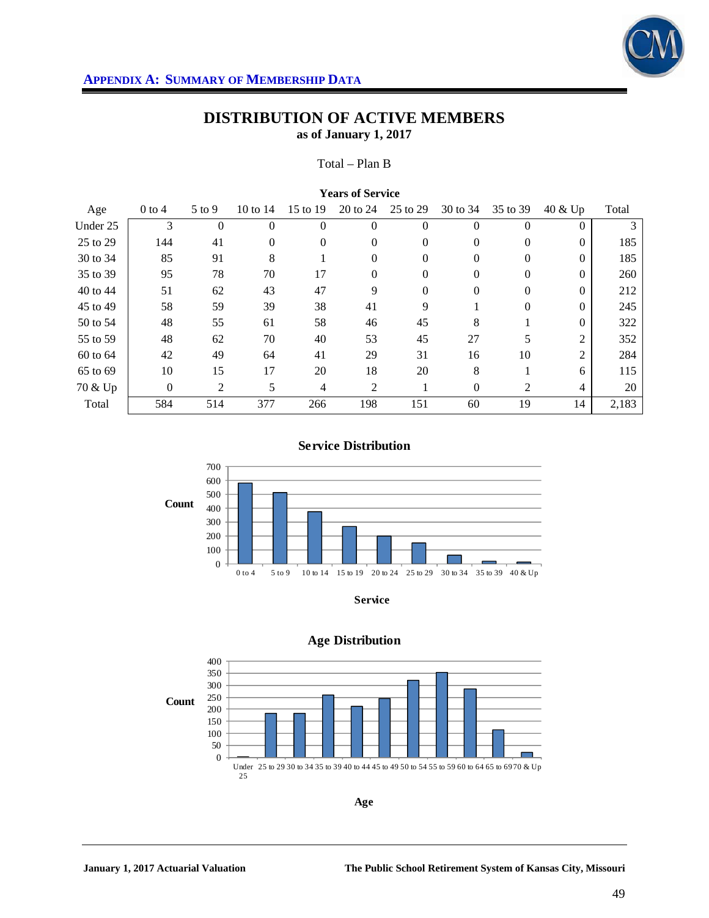## APPENDIX A: SUMMARY OF MEMBERSHIP DATA

# DISTRIBUTION OF ACTIVE MEMBERS
**as of January 1, 2017**

Total – Plan B

| | **Years of Service** | | | | | | | | | |
|---|---|---|---|---|---|---|---|---|---|---|
| Age | 0 to 4 | 5 to 9 | 10 to 14 | 15 to 19 | 20 to 24 | 25 to 29 | 30 to 34 | 35 to 39 | 40 & Up | Total |
| Under 25 | 3 | 0 | 0 | 0 | 0 | 0 | 0 | 0 | 0 | 3 |
| 25 to 29 | 144 | 41 | 0 | 0 | 0 | 0 | 0 | 0 | 0 | 185 |
| 30 to 34 | 85 | 91 | 8 | 1 | 0 | 0 | 0 | 0 | 0 | 185 |
| 35 to 39 | 95 | 78 | 70 | 17 | 0 | 0 | 0 | 0 | 0 | 260 |
| 40 to 44 | 51 | 62 | 43 | 47 | 9 | 0 | 0 | 0 | 0 | 212 |
| 45 to 49 | 58 | 59 | 39 | 38 | 41 | 9 | 1 | 0 | 0 | 245 |
| 50 to 54 | 48 | 55 | 61 | 58 | 46 | 45 | 8 | 1 | 0 | 322 |
| 55 to 59 | 48 | 62 | 70 | 40 | 53 | 45 | 27 | 5 | 2 | 352 |
| 60 to 64 | 42 | 49 | 64 | 41 | 29 | 31 | 16 | 10 | 2 | 284 |
| 65 to 69 | 10 | 15 | 17 | 20 | 18 | 20 | 8 | 1 | 6 | 115 |
| 70 & Up | 0 | 2 | 5 | 4 | 2 | 1 | 0 | 2 | 4 | 20 |
| Total | 584 | 514 | 377 | 266 | 198 | 151 | 60 | 19 | 14 | 2,183 |

**Service Distribution**

**Age Distribution**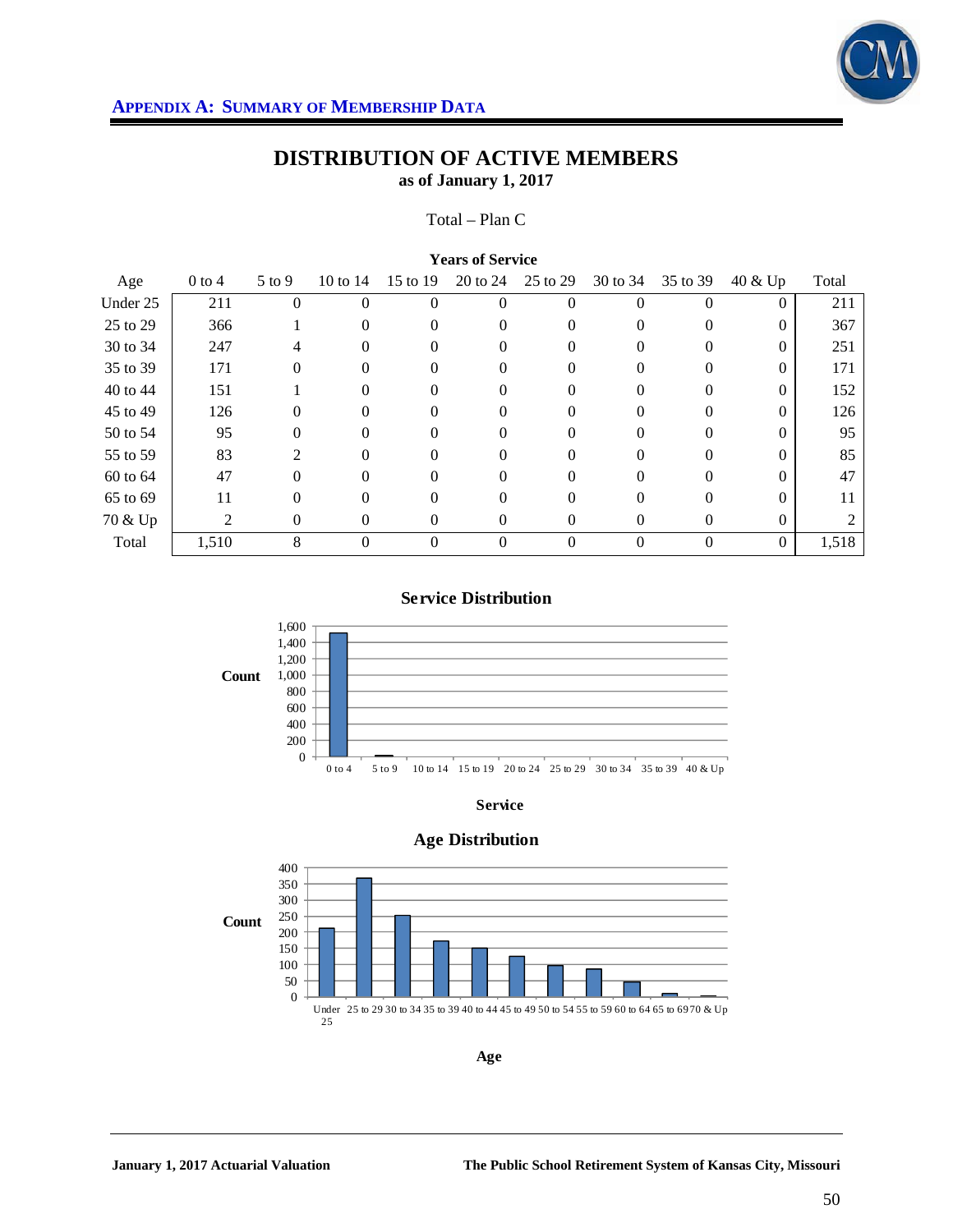## APPENDIX A: SUMMARY OF MEMBERSHIP DATA

# DISTRIBUTION OF ACTIVE MEMBERS
**as of January 1, 2017**

Total – Plan C

| | Years of Service | | | | | | | | | |
|---|---|---|---|---|---|---|---|---|---|---|
| Age | 0 to 4 | 5 to 9 | 10 to 14 | 15 to 19 | 20 to 24 | 25 to 29 | 30 to 34 | 35 to 39 | 40 & Up | Total |
| Under 25 | 211 | 0 | 0 | 0 | 0 | 0 | 0 | 0 | 0 | 211 |
| 25 to 29 | 366 | 1 | 0 | 0 | 0 | 0 | 0 | 0 | 0 | 367 |
| 30 to 34 | 247 | 4 | 0 | 0 | 0 | 0 | 0 | 0 | 0 | 251 |
| 35 to 39 | 171 | 0 | 0 | 0 | 0 | 0 | 0 | 0 | 0 | 171 |
| 40 to 44 | 151 | 1 | 0 | 0 | 0 | 0 | 0 | 0 | 0 | 152 |
| 45 to 49 | 126 | 0 | 0 | 0 | 0 | 0 | 0 | 0 | 0 | 126 |
| 50 to 54 | 95 | 0 | 0 | 0 | 0 | 0 | 0 | 0 | 0 | 95 |
| 55 to 59 | 83 | 2 | 0 | 0 | 0 | 0 | 0 | 0 | 0 | 85 |
| 60 to 64 | 47 | 0 | 0 | 0 | 0 | 0 | 0 | 0 | 0 | 47 |
| 65 to 69 | 11 | 0 | 0 | 0 | 0 | 0 | 0 | 0 | 0 | 11 |
| 70 & Up | 2 | 0 | 0 | 0 | 0 | 0 | 0 | 0 | 0 | 2 |
| Total | 1,510 | 8 | 0 | 0 | 0 | 0 | 0 | 0 | 0 | 1,518 |

**Service Distribution**

| Service | Count |
|---|---|
| 0 to 4 | 1,510 |
| 5 to 9 | 8 |
| 10 to 14 | 0 |
| 15 to 19 | 0 |
| 20 to 24 | 0 |
| 25 to 29 | 0 |
| 30 to 34 | 0 |
| 35 to 39 | 0 |
| 40 & Up | 0 |

**Age Distribution**

| Age | Count |
|---|---|
| Under 25 | 211 |
| 25 to 29 | 367 |
| 30 to 34 | 251 |
| 35 to 39 | 171 |
| 40 to 44 | 152 |
| 45 to 49 | 126 |
| 50 to 54 | 95 |
| 55 to 59 | 85 |
| 60 to 64 | 47 |
| 65 to 69 | 11 |
| 70 & Up | 2 |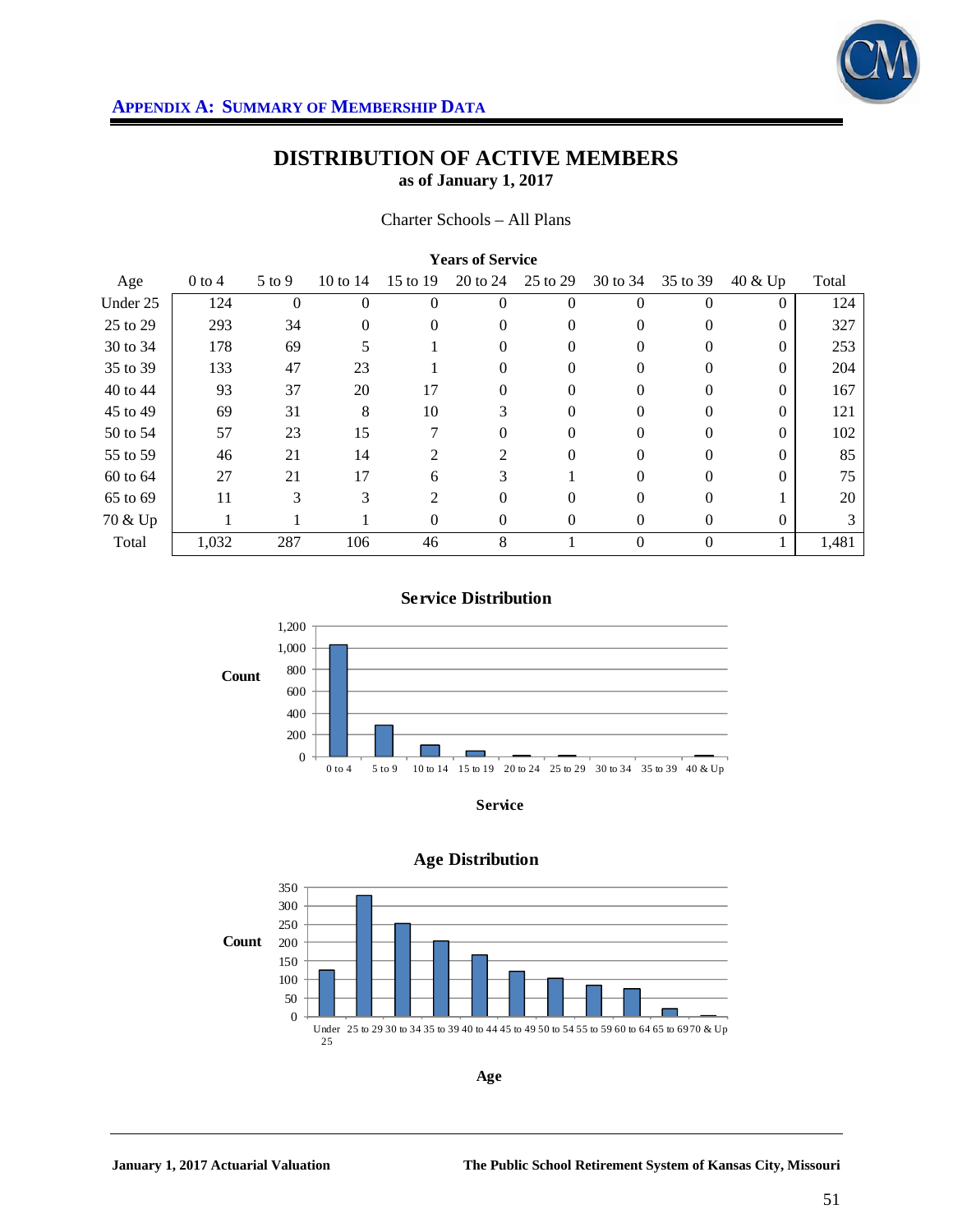## APPENDIX A: SUMMARY OF MEMBERSHIP DATA

# DISTRIBUTION OF ACTIVE MEMBERS

**as of January 1, 2017**

Charter Schools – All Plans

| | Years of Service | | | | | | | | | |
|---|---|---|---|---|---|---|---|---|---|---|
| Age | 0 to 4 | 5 to 9 | 10 to 14 | 15 to 19 | 20 to 24 | 25 to 29 | 30 to 34 | 35 to 39 | 40 & Up | Total |
| Under 25 | 124 | 0 | 0 | 0 | 0 | 0 | 0 | 0 | 0 | 124 |
| 25 to 29 | 293 | 34 | 0 | 0 | 0 | 0 | 0 | 0 | 0 | 327 |
| 30 to 34 | 178 | 69 | 5 | 1 | 0 | 0 | 0 | 0 | 0 | 253 |
| 35 to 39 | 133 | 47 | 23 | 1 | 0 | 0 | 0 | 0 | 0 | 204 |
| 40 to 44 | 93 | 37 | 20 | 17 | 0 | 0 | 0 | 0 | 0 | 167 |
| 45 to 49 | 69 | 31 | 8 | 10 | 3 | 0 | 0 | 0 | 0 | 121 |
| 50 to 54 | 57 | 23 | 15 | 7 | 0 | 0 | 0 | 0 | 0 | 102 |
| 55 to 59 | 46 | 21 | 14 | 2 | 2 | 0 | 0 | 0 | 0 | 85 |
| 60 to 64 | 27 | 21 | 17 | 6 | 3 | 1 | 0 | 0 | 0 | 75 |
| 65 to 69 | 11 | 3 | 3 | 2 | 0 | 0 | 0 | 0 | 1 | 20 |
| 70 & Up | 1 | 1 | 1 | 0 | 0 | 0 | 0 | 0 | 0 | 3 |
| Total | 1,032 | 287 | 106 | 46 | 8 | 1 | 0 | 0 | 1 | 1,481 |

**Service Distribution**

Count

Service

**Age Distribution**

Count

Age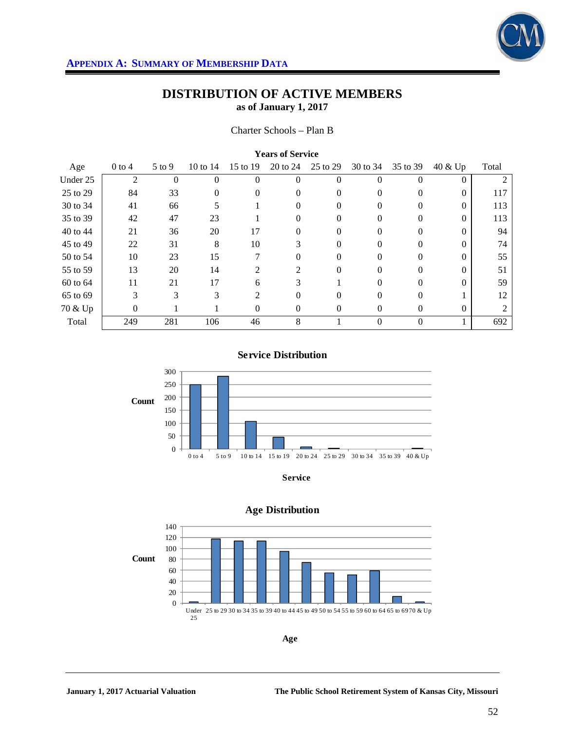**APPENDIX A: SUMMARY OF MEMBERSHIP DATA**

# DISTRIBUTION OF ACTIVE MEMBERS

**as of January 1, 2017**

Charter Schools – Plan B

| | **Years of Service** | | | | | | | | | |
|---|---|---|---|---|---|---|---|---|---|---|
| Age | 0 to 4 | 5 to 9 | 10 to 14 | 15 to 19 | 20 to 24 | 25 to 29 | 30 to 34 | 35 to 39 | 40 & Up | Total |
| Under 25 | 2 | 0 | 0 | 0 | 0 | 0 | 0 | 0 | 0 | 2 |
| 25 to 29 | 84 | 33 | 0 | 0 | 0 | 0 | 0 | 0 | 0 | 117 |
| 30 to 34 | 41 | 66 | 5 | 1 | 0 | 0 | 0 | 0 | 0 | 113 |
| 35 to 39 | 42 | 47 | 23 | 1 | 0 | 0 | 0 | 0 | 0 | 113 |
| 40 to 44 | 21 | 36 | 20 | 17 | 0 | 0 | 0 | 0 | 0 | 94 |
| 45 to 49 | 22 | 31 | 8 | 10 | 3 | 0 | 0 | 0 | 0 | 74 |
| 50 to 54 | 10 | 23 | 15 | 7 | 0 | 0 | 0 | 0 | 0 | 55 |
| 55 to 59 | 13 | 20 | 14 | 2 | 2 | 0 | 0 | 0 | 0 | 51 |
| 60 to 64 | 11 | 21 | 17 | 6 | 3 | 1 | 0 | 0 | 0 | 59 |
| 65 to 69 | 3 | 3 | 3 | 2 | 0 | 0 | 0 | 0 | 1 | 12 |
| 70 & Up | 0 | 1 | 1 | 0 | 0 | 0 | 0 | 0 | 0 | 2 |
| Total | 249 | 281 | 106 | 46 | 8 | 1 | 0 | 0 | 1 | 692 |

**Service Distribution**

**Age Distribution**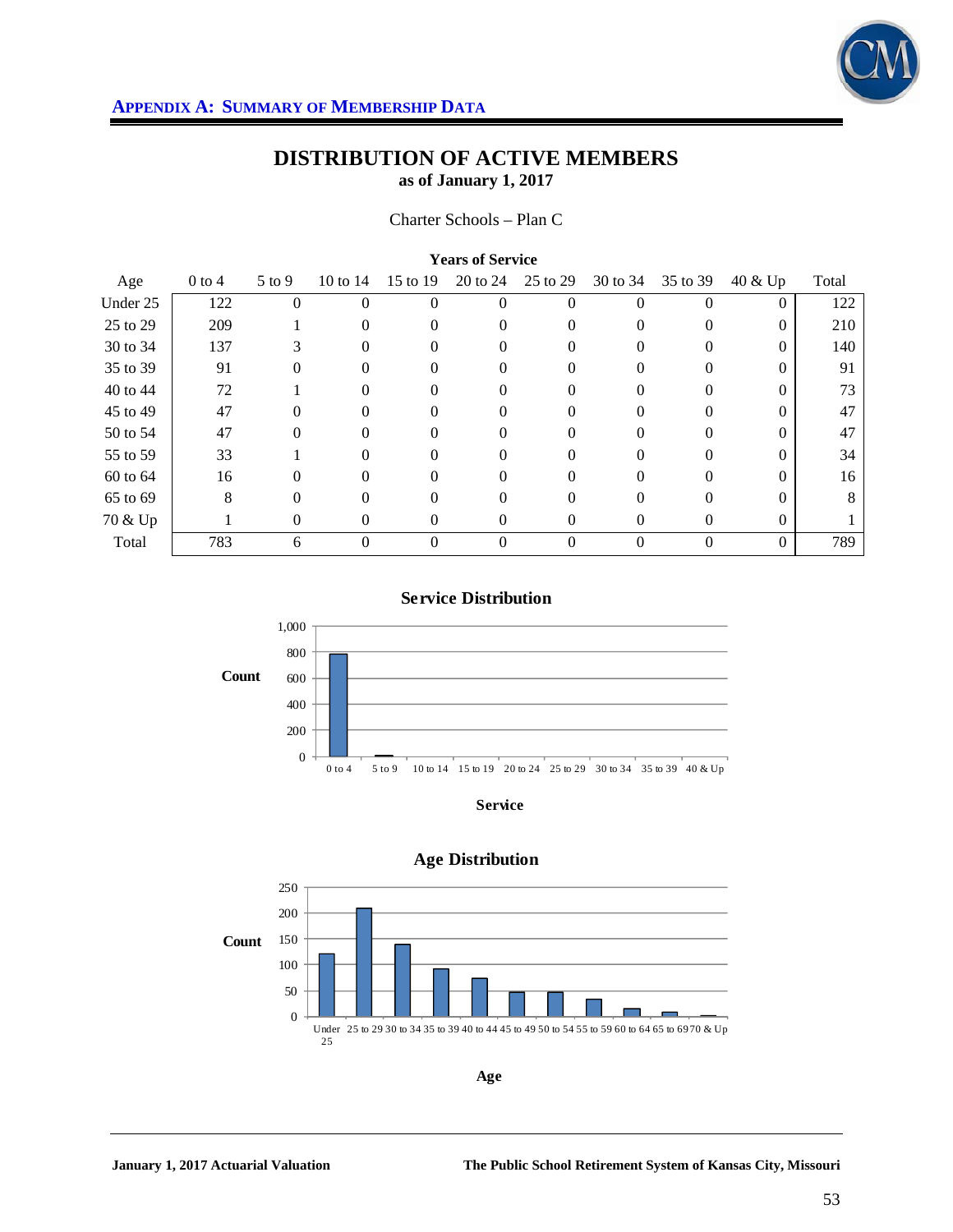## APPENDIX A: SUMMARY OF MEMBERSHIP DATA

# DISTRIBUTION OF ACTIVE MEMBERS

**as of January 1, 2017**

Charter Schools – Plan C

| | **Years of Service** | | | | | | | | | |
|---|---|---|---|---|---|---|---|---|---|---|
| Age | 0 to 4 | 5 to 9 | 10 to 14 | 15 to 19 | 20 to 24 | 25 to 29 | 30 to 34 | 35 to 39 | 40 & Up | Total |
| Under 25 | 122 | 0 | 0 | 0 | 0 | 0 | 0 | 0 | 0 | 122 |
| 25 to 29 | 209 | 1 | 0 | 0 | 0 | 0 | 0 | 0 | 0 | 210 |
| 30 to 34 | 137 | 3 | 0 | 0 | 0 | 0 | 0 | 0 | 0 | 140 |
| 35 to 39 | 91 | 0 | 0 | 0 | 0 | 0 | 0 | 0 | 0 | 91 |
| 40 to 44 | 72 | 1 | 0 | 0 | 0 | 0 | 0 | 0 | 0 | 73 |
| 45 to 49 | 47 | 0 | 0 | 0 | 0 | 0 | 0 | 0 | 0 | 47 |
| 50 to 54 | 47 | 0 | 0 | 0 | 0 | 0 | 0 | 0 | 0 | 47 |
| 55 to 59 | 33 | 1 | 0 | 0 | 0 | 0 | 0 | 0 | 0 | 34 |
| 60 to 64 | 16 | 0 | 0 | 0 | 0 | 0 | 0 | 0 | 0 | 16 |
| 65 to 69 | 8 | 0 | 0 | 0 | 0 | 0 | 0 | 0 | 0 | 8 |
| 70 & Up | 1 | 0 | 0 | 0 | 0 | 0 | 0 | 0 | 0 | 1 |
| Total | 783 | 6 | 0 | 0 | 0 | 0 | 0 | 0 | 0 | 789 |

**Service Distribution**

**Age Distribution**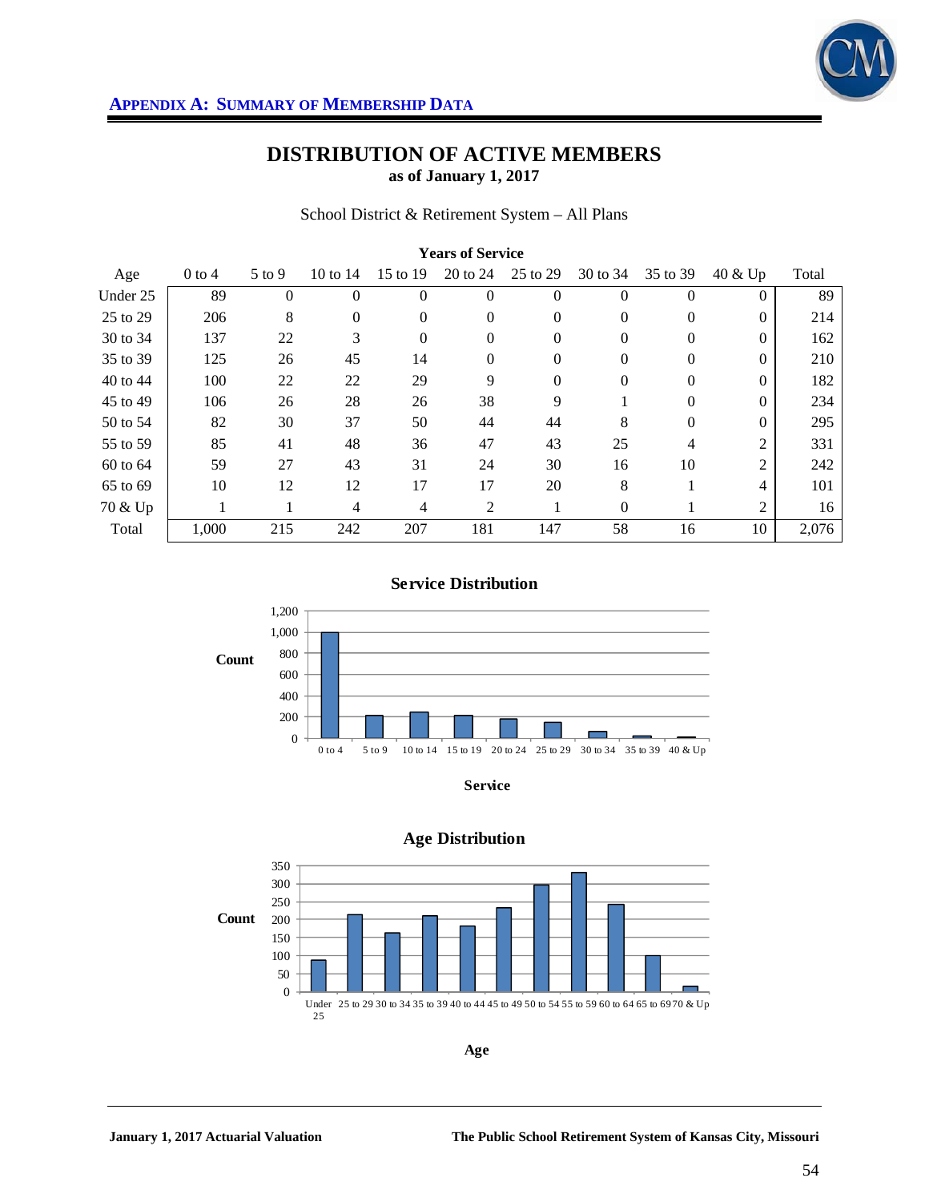## APPENDIX A: SUMMARY OF MEMBERSHIP DATA

# DISTRIBUTION OF ACTIVE MEMBERS
**as of January 1, 2017**

School District & Retirement System – All Plans

| | Years of Service | | | | | | | | | |
|---|---|---|---|---|---|---|---|---|---|---|
| Age | 0 to 4 | 5 to 9 | 10 to 14 | 15 to 19 | 20 to 24 | 25 to 29 | 30 to 34 | 35 to 39 | 40 & Up | Total |
| Under 25 | 89 | 0 | 0 | 0 | 0 | 0 | 0 | 0 | 0 | 89 |
| 25 to 29 | 206 | 8 | 0 | 0 | 0 | 0 | 0 | 0 | 0 | 214 |
| 30 to 34 | 137 | 22 | 3 | 0 | 0 | 0 | 0 | 0 | 0 | 162 |
| 35 to 39 | 125 | 26 | 45 | 14 | 0 | 0 | 0 | 0 | 0 | 210 |
| 40 to 44 | 100 | 22 | 22 | 29 | 9 | 0 | 0 | 0 | 0 | 182 |
| 45 to 49 | 106 | 26 | 28 | 26 | 38 | 9 | 1 | 0 | 0 | 234 |
| 50 to 54 | 82 | 30 | 37 | 50 | 44 | 44 | 8 | 0 | 0 | 295 |
| 55 to 59 | 85 | 41 | 48 | 36 | 47 | 43 | 25 | 4 | 2 | 331 |
| 60 to 64 | 59 | 27 | 43 | 31 | 24 | 30 | 16 | 10 | 2 | 242 |
| 65 to 69 | 10 | 12 | 12 | 17 | 17 | 20 | 8 | 1 | 4 | 101 |
| 70 & Up | 1 | 1 | 4 | 4 | 2 | 1 | 0 | 1 | 2 | 16 |
| Total | 1,000 | 215 | 242 | 207 | 181 | 147 | 58 | 16 | 10 | 2,076 |

**Service Distribution**

| Service | Count |
|---|---|
| 0 to 4 | 1,000 |
| 5 to 9 | 215 |
| 10 to 14 | 242 |
| 15 to 19 | 207 |
| 20 to 24 | 181 |
| 25 to 29 | 147 |
| 30 to 34 | 58 |
| 35 to 39 | 16 |
| 40 & Up | 10 |

**Age Distribution**

| Age | Count |
|---|---|
| Under 25 | 89 |
| 25 to 29 | 214 |
| 30 to 34 | 162 |
| 35 to 39 | 210 |
| 40 to 44 | 182 |
| 45 to 49 | 234 |
| 50 to 54 | 295 |
| 55 to 59 | 331 |
| 60 to 64 | 242 |
| 65 to 69 | 101 |
| 70 & Up | 16 |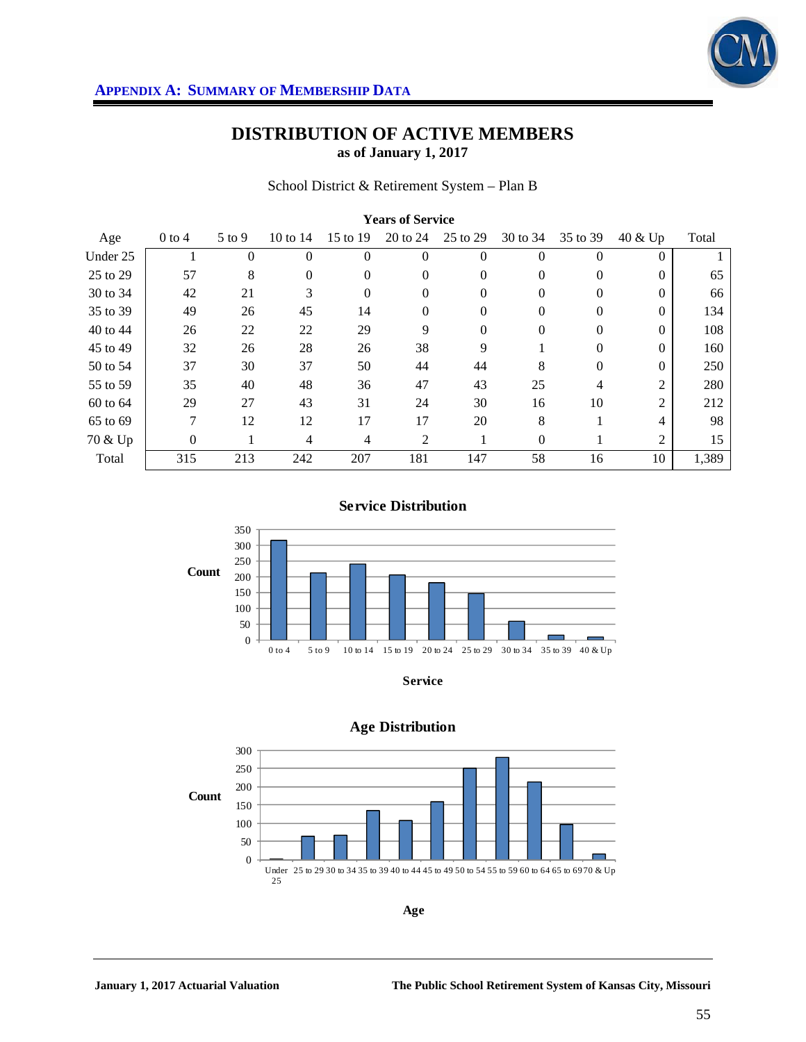## APPENDIX A: SUMMARY OF MEMBERSHIP DATA

# DISTRIBUTION OF ACTIVE MEMBERS
**as of January 1, 2017**

School District & Retirement System – Plan B

| | Years of Service | | | | | | | | | |
|---|---|---|---|---|---|---|---|---|---|---|
| Age | 0 to 4 | 5 to 9 | 10 to 14 | 15 to 19 | 20 to 24 | 25 to 29 | 30 to 34 | 35 to 39 | 40 & Up | Total |
| Under 25 | 1 | 0 | 0 | 0 | 0 | 0 | 0 | 0 | 0 | 1 |
| 25 to 29 | 57 | 8 | 0 | 0 | 0 | 0 | 0 | 0 | 0 | 65 |
| 30 to 34 | 42 | 21 | 3 | 0 | 0 | 0 | 0 | 0 | 0 | 66 |
| 35 to 39 | 49 | 26 | 45 | 14 | 0 | 0 | 0 | 0 | 0 | 134 |
| 40 to 44 | 26 | 22 | 22 | 29 | 9 | 0 | 0 | 0 | 0 | 108 |
| 45 to 49 | 32 | 26 | 28 | 26 | 38 | 9 | 1 | 0 | 0 | 160 |
| 50 to 54 | 37 | 30 | 37 | 50 | 44 | 44 | 8 | 0 | 0 | 250 |
| 55 to 59 | 35 | 40 | 48 | 36 | 47 | 43 | 25 | 4 | 2 | 280 |
| 60 to 64 | 29 | 27 | 43 | 31 | 24 | 30 | 16 | 10 | 2 | 212 |
| 65 to 69 | 7 | 12 | 12 | 17 | 17 | 20 | 8 | 1 | 4 | 98 |
| 70 & Up | 0 | 1 | 4 | 4 | 2 | 1 | 0 | 1 | 2 | 15 |
| Total | 315 | 213 | 242 | 207 | 181 | 147 | 58 | 16 | 10 | 1,389 |

**Service Distribution**

| Service | Count |
|---|---|
| 0 to 4 | 315 |
| 5 to 9 | 213 |
| 10 to 14 | 242 |
| 15 to 19 | 207 |
| 20 to 24 | 181 |
| 25 to 29 | 147 |
| 30 to 34 | 58 |
| 35 to 39 | 16 |
| 40 & Up | 10 |

**Age Distribution**

| Age | Count |
|---|---|
| Under 25 | 1 |
| 25 to 29 | 65 |
| 30 to 34 | 66 |
| 35 to 39 | 134 |
| 40 to 44 | 108 |
| 45 to 49 | 160 |
| 50 to 54 | 250 |
| 55 to 59 | 280 |
| 60 to 64 | 212 |
| 65 to 69 | 98 |
| 70 & Up | 15 |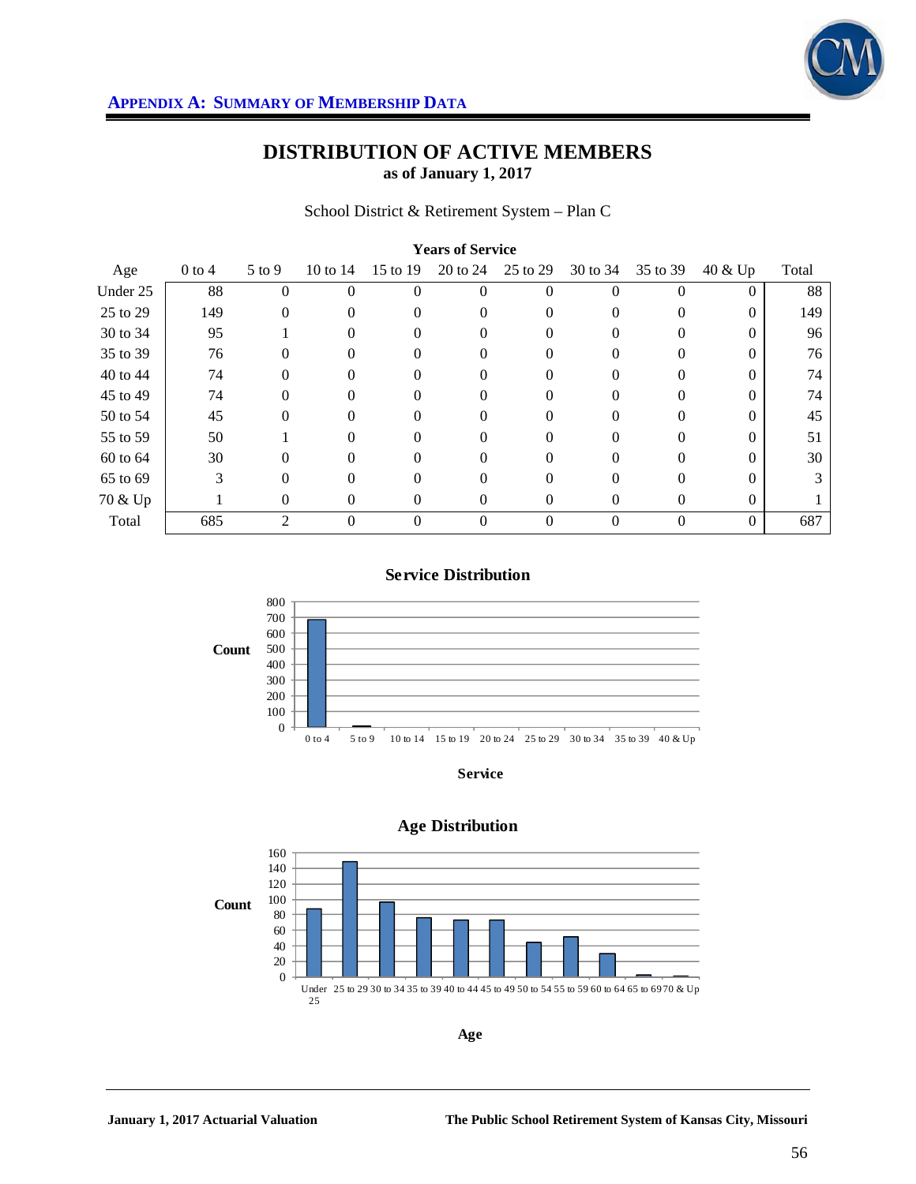**APPENDIX A: SUMMARY OF MEMBERSHIP DATA**

# DISTRIBUTION OF ACTIVE MEMBERS
## as of January 1, 2017

School District & Retirement System – Plan C

| | Years of Service | | | | | | | | | |
|---|---|---|---|---|---|---|---|---|---|---|
| Age | 0 to 4 | 5 to 9 | 10 to 14 | 15 to 19 | 20 to 24 | 25 to 29 | 30 to 34 | 35 to 39 | 40 & Up | Total |
| Under 25 | 88 | 0 | 0 | 0 | 0 | 0 | 0 | 0 | 0 | 88 |
| 25 to 29 | 149 | 0 | 0 | 0 | 0 | 0 | 0 | 0 | 0 | 149 |
| 30 to 34 | 95 | 1 | 0 | 0 | 0 | 0 | 0 | 0 | 0 | 96 |
| 35 to 39 | 76 | 0 | 0 | 0 | 0 | 0 | 0 | 0 | 0 | 76 |
| 40 to 44 | 74 | 0 | 0 | 0 | 0 | 0 | 0 | 0 | 0 | 74 |
| 45 to 49 | 74 | 0 | 0 | 0 | 0 | 0 | 0 | 0 | 0 | 74 |
| 50 to 54 | 45 | 0 | 0 | 0 | 0 | 0 | 0 | 0 | 0 | 45 |
| 55 to 59 | 50 | 1 | 0 | 0 | 0 | 0 | 0 | 0 | 0 | 51 |
| 60 to 64 | 30 | 0 | 0 | 0 | 0 | 0 | 0 | 0 | 0 | 30 |
| 65 to 69 | 3 | 0 | 0 | 0 | 0 | 0 | 0 | 0 | 0 | 3 |
| 70 & Up | 1 | 0 | 0 | 0 | 0 | 0 | 0 | 0 | 0 | 1 |
| Total | 685 | 2 | 0 | 0 | 0 | 0 | 0 | 0 | 0 | 687 |

**Service Distribution**

Count: 0, 100, 200, 300, 400, 500, 600, 700, 800

0 to 4, 5 to 9, 10 to 14, 15 to 19, 20 to 24, 25 to 29, 30 to 34, 35 to 39, 40 & Up

**Service**

**Age Distribution**

Count: 0, 20, 40, 60, 80, 100, 120, 140, 160

Under 25, 25 to 29, 30 to 34, 35 to 39, 40 to 44, 45 to 49, 50 to 54, 55 to 59, 60 to 64, 65 to 69, 70 & Up

**Age**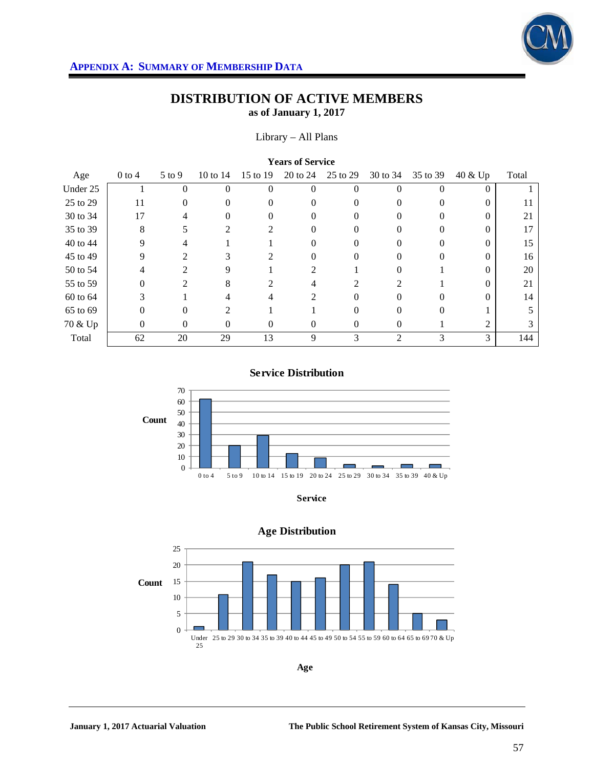**APPENDIX A: SUMMARY OF MEMBERSHIP DATA**

# DISTRIBUTION OF ACTIVE MEMBERS
**as of January 1, 2017**

Library – All Plans

| | Years of Service | | | | | | | | | |
|---|---|---|---|---|---|---|---|---|---|---|
| Age | 0 to 4 | 5 to 9 | 10 to 14 | 15 to 19 | 20 to 24 | 25 to 29 | 30 to 34 | 35 to 39 | 40 & Up | Total |
| Under 25 | 1 | 0 | 0 | 0 | 0 | 0 | 0 | 0 | 0 | 1 |
| 25 to 29 | 11 | 0 | 0 | 0 | 0 | 0 | 0 | 0 | 0 | 11 |
| 30 to 34 | 17 | 4 | 0 | 0 | 0 | 0 | 0 | 0 | 0 | 21 |
| 35 to 39 | 8 | 5 | 2 | 2 | 0 | 0 | 0 | 0 | 0 | 17 |
| 40 to 44 | 9 | 4 | 1 | 1 | 0 | 0 | 0 | 0 | 0 | 15 |
| 45 to 49 | 9 | 2 | 3 | 2 | 0 | 0 | 0 | 0 | 0 | 16 |
| 50 to 54 | 4 | 2 | 9 | 1 | 2 | 1 | 0 | 1 | 0 | 20 |
| 55 to 59 | 0 | 2 | 8 | 2 | 4 | 2 | 2 | 1 | 0 | 21 |
| 60 to 64 | 3 | 1 | 4 | 4 | 2 | 0 | 0 | 0 | 0 | 14 |
| 65 to 69 | 0 | 0 | 2 | 1 | 1 | 0 | 0 | 0 | 1 | 5 |
| 70 & Up | 0 | 0 | 0 | 0 | 0 | 0 | 0 | 1 | 2 | 3 |
| Total | 62 | 20 | 29 | 13 | 9 | 3 | 2 | 3 | 3 | 144 |

**Service Distribution**

Count

0 to 4, 5 to 9, 10 to 14, 15 to 19, 20 to 24, 25 to 29, 30 to 34, 35 to 39, 40 & Up

**Service**

**Age Distribution**

Count

Under 25, 25 to 29, 30 to 34, 35 to 39, 40 to 44, 45 to 49, 50 to 54, 55 to 59, 60 to 64, 65 to 69, 70 & Up

**Age**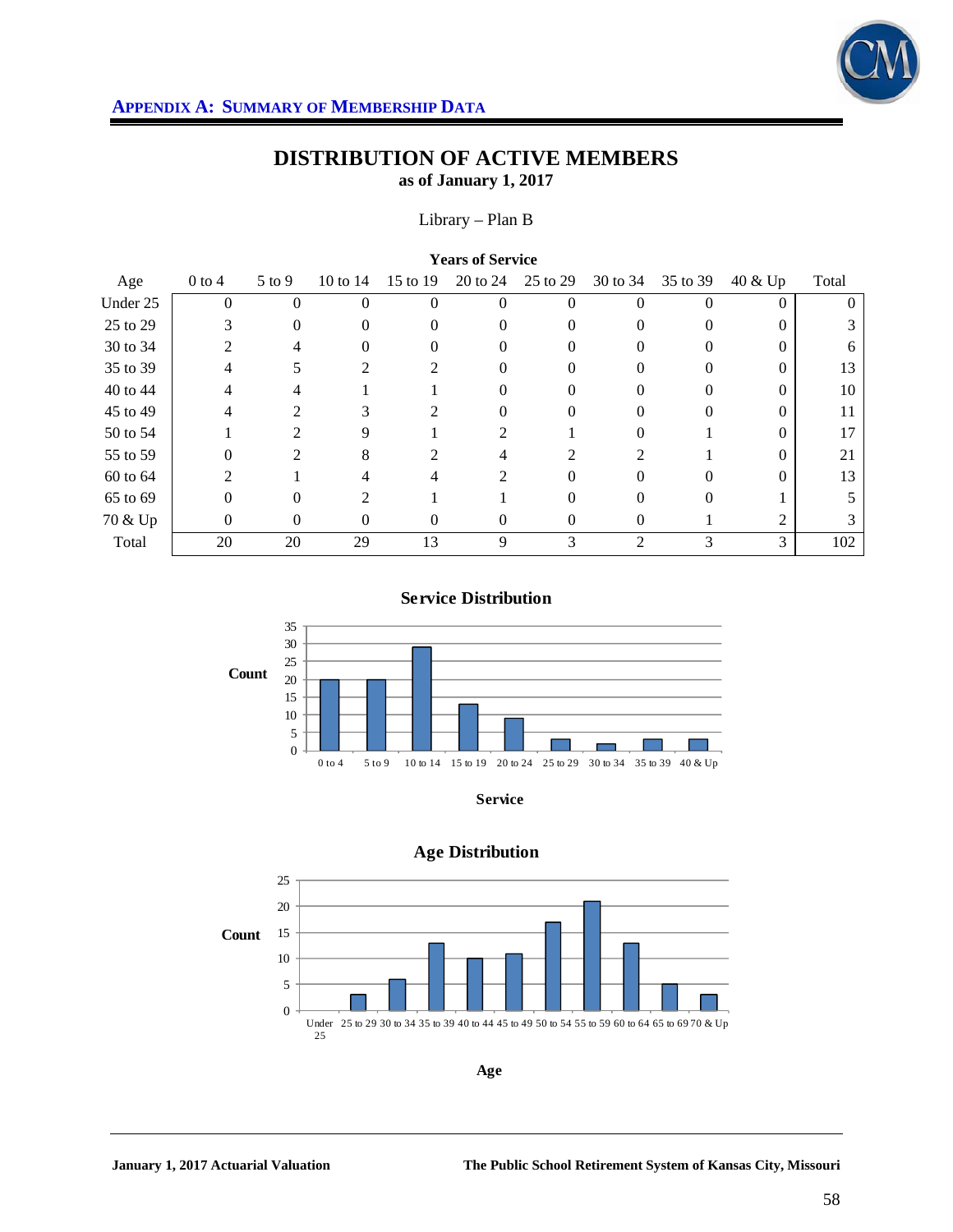**APPENDIX A: SUMMARY OF MEMBERSHIP DATA**

# DISTRIBUTION OF ACTIVE MEMBERS

**as of January 1, 2017**

Library – Plan B

| | **Years of Service** | | | | | | | | | |
|---|---|---|---|---|---|---|---|---|---|---|
| Age | 0 to 4 | 5 to 9 | 10 to 14 | 15 to 19 | 20 to 24 | 25 to 29 | 30 to 34 | 35 to 39 | 40 & Up | Total |
| Under 25 | 0 | 0 | 0 | 0 | 0 | 0 | 0 | 0 | 0 | 0 |
| 25 to 29 | 3 | 0 | 0 | 0 | 0 | 0 | 0 | 0 | 0 | 3 |
| 30 to 34 | 2 | 4 | 0 | 0 | 0 | 0 | 0 | 0 | 0 | 6 |
| 35 to 39 | 4 | 5 | 2 | 2 | 0 | 0 | 0 | 0 | 0 | 13 |
| 40 to 44 | 4 | 4 | 1 | 1 | 0 | 0 | 0 | 0 | 0 | 10 |
| 45 to 49 | 4 | 2 | 3 | 2 | 0 | 0 | 0 | 0 | 0 | 11 |
| 50 to 54 | 1 | 2 | 9 | 1 | 2 | 1 | 0 | 1 | 0 | 17 |
| 55 to 59 | 0 | 2 | 8 | 2 | 4 | 2 | 2 | 1 | 0 | 21 |
| 60 to 64 | 2 | 1 | 4 | 4 | 2 | 0 | 0 | 0 | 0 | 13 |
| 65 to 69 | 0 | 0 | 2 | 1 | 1 | 0 | 0 | 0 | 1 | 5 |
| 70 & Up | 0 | 0 | 0 | 0 | 0 | 0 | 0 | 1 | 2 | 3 |
| Total | 20 | 20 | 29 | 13 | 9 | 3 | 2 | 3 | 3 | 102 |

**Service Distribution**

| Service | Count |
|---|---|
| 0 to 4 | 20 |
| 5 to 9 | 20 |
| 10 to 14 | 29 |
| 15 to 19 | 13 |
| 20 to 24 | 9 |
| 25 to 29 | 3 |
| 30 to 34 | 2 |
| 35 to 39 | 3 |
| 40 & Up | 3 |

**Age Distribution**

| Age | Count |
|---|---|
| Under 25 | 0 |
| 25 to 29 | 3 |
| 30 to 34 | 6 |
| 35 to 39 | 13 |
| 40 to 44 | 10 |
| 45 to 49 | 11 |
| 50 to 54 | 17 |
| 55 to 59 | 21 |
| 60 to 64 | 13 |
| 65 to 69 | 5 |
| 70 & Up | 3 |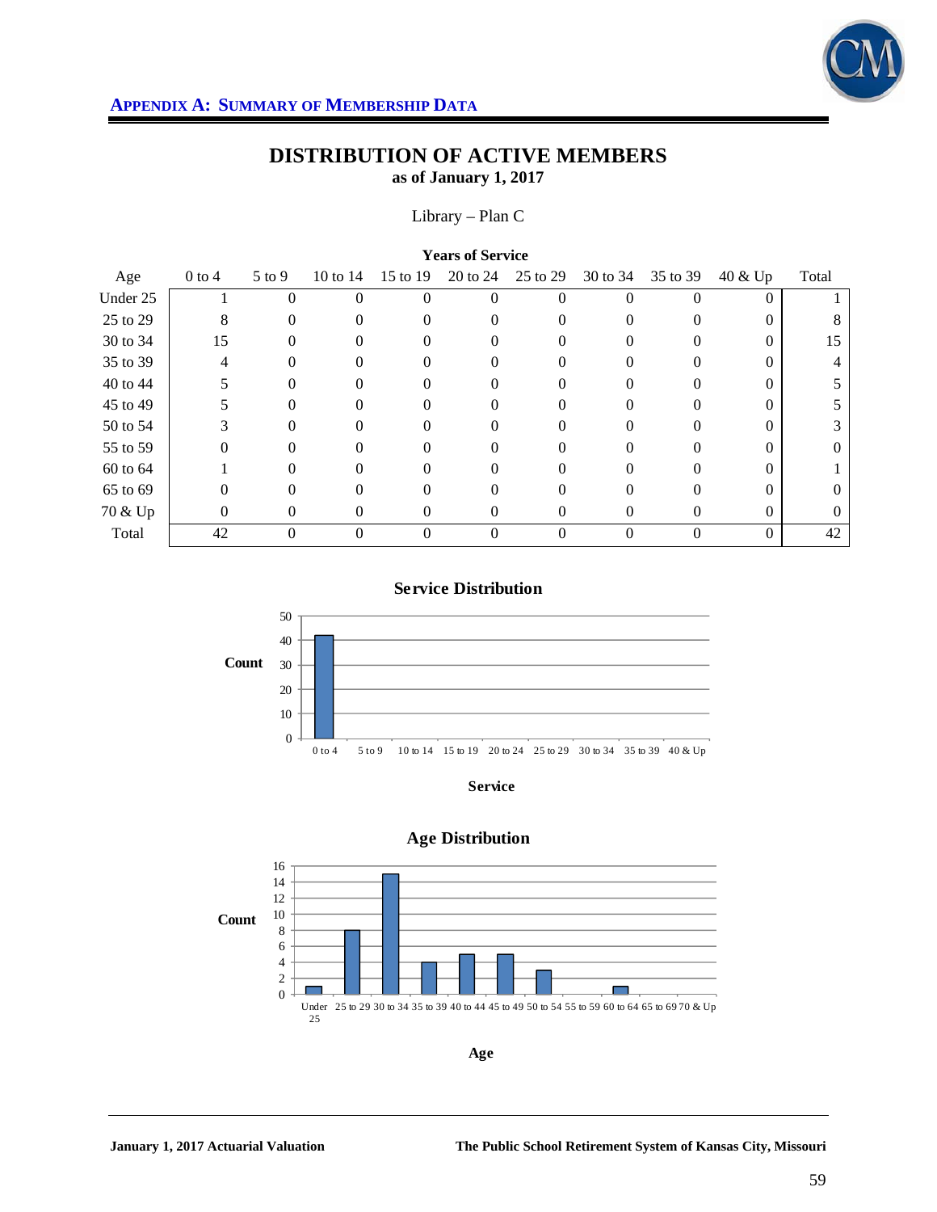## APPENDIX A: SUMMARY OF MEMBERSHIP DATA

# DISTRIBUTION OF ACTIVE MEMBERS
**as of January 1, 2017**

Library – Plan C

| | Years of Service | | | | | | | | | |
|---|---|---|---|---|---|---|---|---|---|---|
| Age | 0 to 4 | 5 to 9 | 10 to 14 | 15 to 19 | 20 to 24 | 25 to 29 | 30 to 34 | 35 to 39 | 40 & Up | Total |
| Under 25 | 1 | 0 | 0 | 0 | 0 | 0 | 0 | 0 | 0 | 1 |
| 25 to 29 | 8 | 0 | 0 | 0 | 0 | 0 | 0 | 0 | 0 | 8 |
| 30 to 34 | 15 | 0 | 0 | 0 | 0 | 0 | 0 | 0 | 0 | 15 |
| 35 to 39 | 4 | 0 | 0 | 0 | 0 | 0 | 0 | 0 | 0 | 4 |
| 40 to 44 | 5 | 0 | 0 | 0 | 0 | 0 | 0 | 0 | 0 | 5 |
| 45 to 49 | 5 | 0 | 0 | 0 | 0 | 0 | 0 | 0 | 0 | 5 |
| 50 to 54 | 3 | 0 | 0 | 0 | 0 | 0 | 0 | 0 | 0 | 3 |
| 55 to 59 | 0 | 0 | 0 | 0 | 0 | 0 | 0 | 0 | 0 | 0 |
| 60 to 64 | 1 | 0 | 0 | 0 | 0 | 0 | 0 | 0 | 0 | 1 |
| 65 to 69 | 0 | 0 | 0 | 0 | 0 | 0 | 0 | 0 | 0 | 0 |
| 70 & Up | 0 | 0 | 0 | 0 | 0 | 0 | 0 | 0 | 0 | 0 |
| Total | 42 | 0 | 0 | 0 | 0 | 0 | 0 | 0 | 0 | 42 |

**Service Distribution**

Count (y-axis: 0 to 50); Service (x-axis: 0 to 4, 5 to 9, 10 to 14, 15 to 19, 20 to 24, 25 to 29, 30 to 34, 35 to 39, 40 & Up)

**Age Distribution**

Count (y-axis: 0 to 16); Age (x-axis: Under 25, 25 to 29, 30 to 34, 35 to 39, 40 to 44, 45 to 49, 50 to 54, 55 to 59, 60 to 64, 65 to 69, 70 & Up)

January 1, 2017 Actuarial Valuation — The Public School Retirement System of Kansas City, Missouri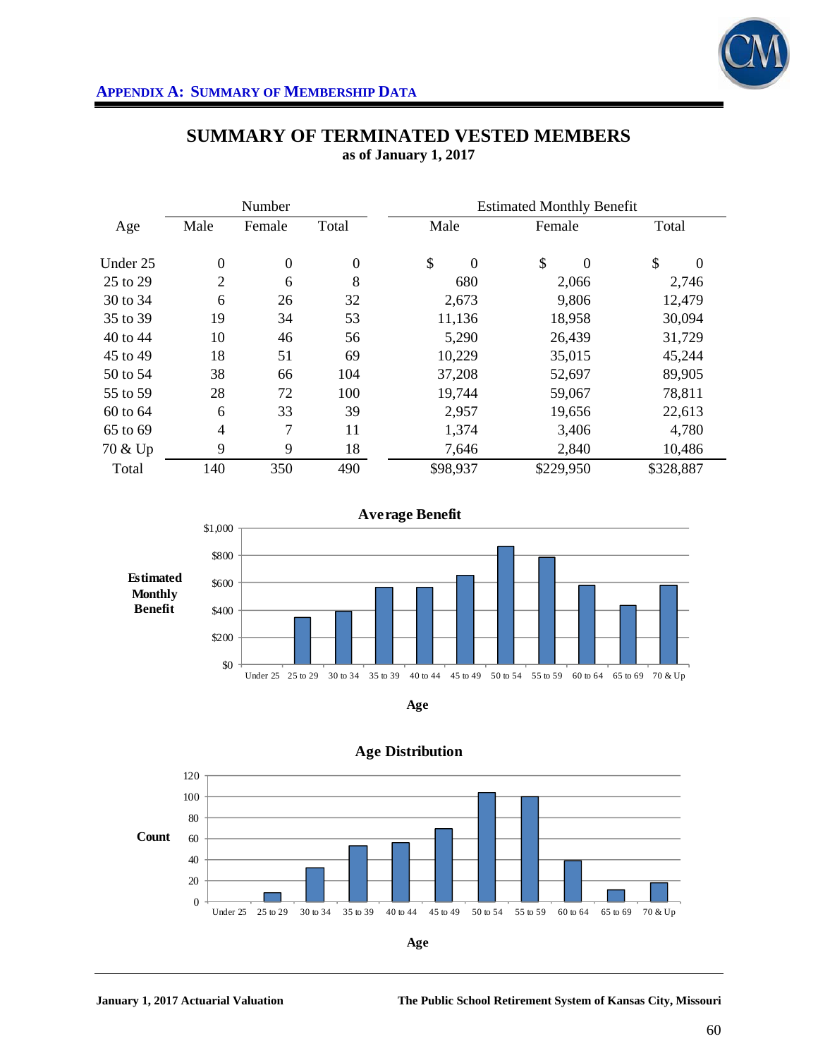## SUMMARY OF TERMINATED VESTED MEMBERS
**as of January 1, 2017**

| Age | Number | | | Estimated Monthly Benefit | | |
|---|---|---|---|---|---|---|
| | Male | Female | Total | Male | Female | Total |
| Under 25 | 0 | 0 | 0 | $ 0 | $ 0 | $ 0 |
| 25 to 29 | 2 | 6 | 8 | 680 | 2,066 | 2,746 |
| 30 to 34 | 6 | 26 | 32 | 2,673 | 9,806 | 12,479 |
| 35 to 39 | 19 | 34 | 53 | 11,136 | 18,958 | 30,094 |
| 40 to 44 | 10 | 46 | 56 | 5,290 | 26,439 | 31,729 |
| 45 to 49 | 18 | 51 | 69 | 10,229 | 35,015 | 45,244 |
| 50 to 54 | 38 | 66 | 104 | 37,208 | 52,697 | 89,905 |
| 55 to 59 | 28 | 72 | 100 | 19,744 | 59,067 | 78,811 |
| 60 to 64 | 6 | 33 | 39 | 2,957 | 19,656 | 22,613 |
| 65 to 69 | 4 | 7 | 11 | 1,374 | 3,406 | 4,780 |
| 70 & Up | 9 | 9 | 18 | 7,646 | 2,840 | 10,486 |
| Total | 140 | 350 | 490 | $98,937 | $229,950 | $328,887 |

**Average Benefit**

Estimated Monthly Benefit ($0 – $1,000) by Age: Under 25, 25 to 29, 30 to 34, 35 to 39, 40 to 44, 45 to 49, 50 to 54, 55 to 59, 60 to 64, 65 to 69, 70 & Up

**Age Distribution**

Count (0 – 120) by Age: Under 25, 25 to 29, 30 to 34, 35 to 39, 40 to 44, 45 to 49, 50 to 54, 55 to 59, 60 to 64, 65 to 69, 70 & Up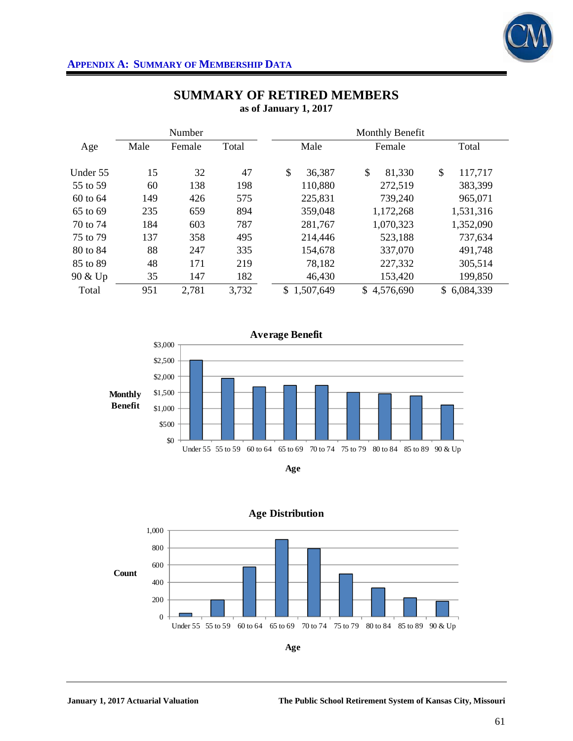## APPENDIX A: SUMMARY OF MEMBERSHIP DATA

# SUMMARY OF RETIRED MEMBERS

**as of January 1, 2017**

| Age | Number | | | Monthly Benefit | | |
|---|---|---|---|---|---|---|
| | Male | Female | Total | Male | Female | Total |
| Under 55 | 15 | 32 | 47 | $ 36,387 | $ 81,330 | $ 117,717 |
| 55 to 59 | 60 | 138 | 198 | 110,880 | 272,519 | 383,399 |
| 60 to 64 | 149 | 426 | 575 | 225,831 | 739,240 | 965,071 |
| 65 to 69 | 235 | 659 | 894 | 359,048 | 1,172,268 | 1,531,316 |
| 70 to 74 | 184 | 603 | 787 | 281,767 | 1,070,323 | 1,352,090 |
| 75 to 79 | 137 | 358 | 495 | 214,446 | 523,188 | 737,634 |
| 80 to 84 | 88 | 247 | 335 | 154,678 | 337,070 | 491,748 |
| 85 to 89 | 48 | 171 | 219 | 78,182 | 227,332 | 305,514 |
| 90 & Up | 35 | 147 | 182 | 46,430 | 153,420 | 199,850 |
| Total | 951 | 2,781 | 3,732 | $ 1,507,649 | $ 4,576,690 | $ 6,084,339 |

**Average Benefit**

| Age | Monthly Benefit |
|---|---|
| Under 55 | ~$2,500 |
| 55 to 59 | ~$1,940 |
| 60 to 64 | ~$1,680 |
| 65 to 69 | ~$1,710 |
| 70 to 74 | ~$1,720 |
| 75 to 79 | ~$1,490 |
| 80 to 84 | ~$1,470 |
| 85 to 89 | ~$1,390 |
| 90 & Up | ~$1,100 |

**Age Distribution**

| Age | Count |
|---|---|
| Under 55 | ~47 |
| 55 to 59 | ~198 |
| 60 to 64 | ~575 |
| 65 to 69 | ~894 |
| 70 to 74 | ~787 |
| 75 to 79 | ~495 |
| 80 to 84 | ~335 |
| 85 to 89 | ~219 |
| 90 & Up | ~182 |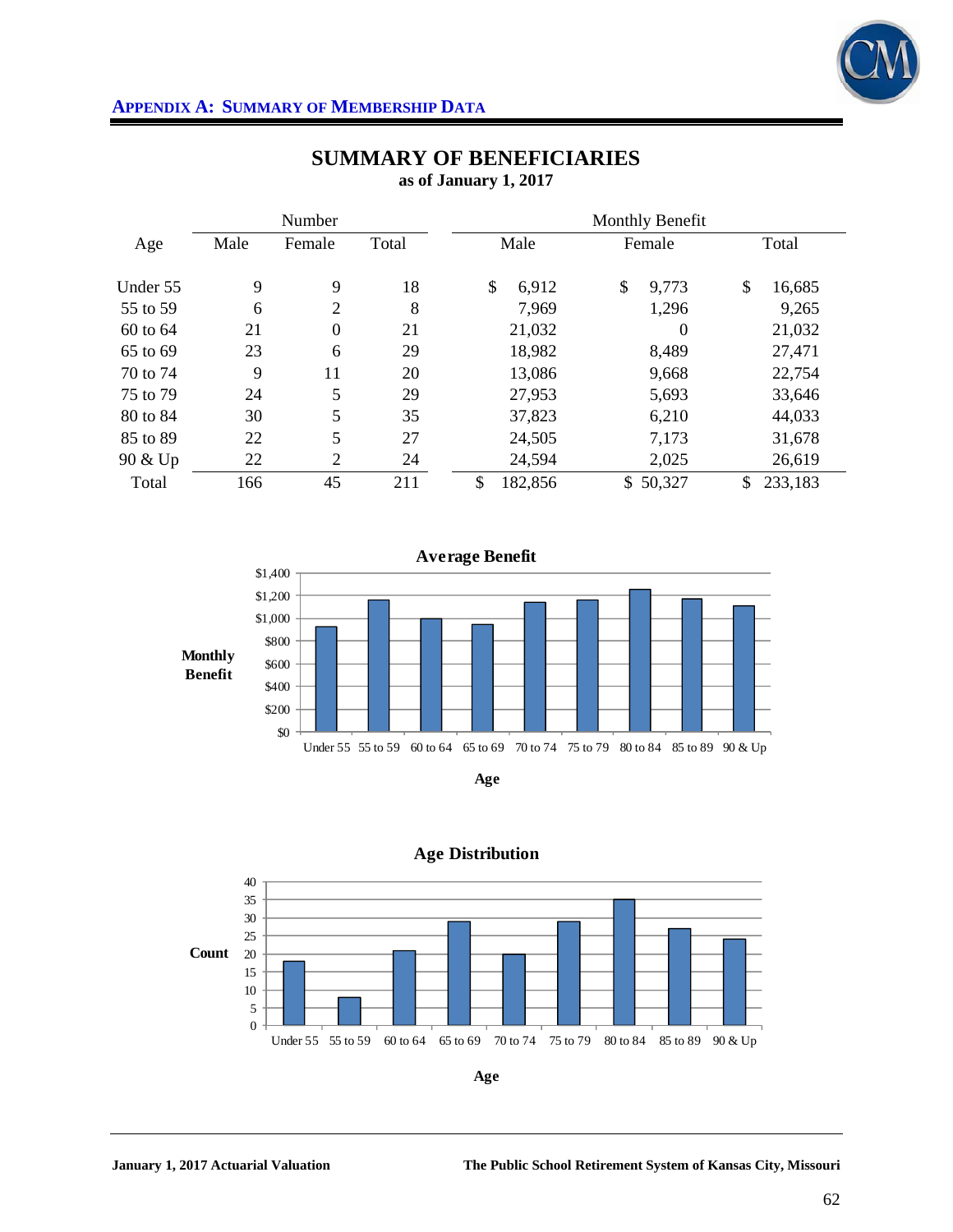## APPENDIX A: SUMMARY OF MEMBERSHIP DATA

# SUMMARY OF BENEFICIARIES

**as of January 1, 2017**

| Age | Number | | | Monthly Benefit | | |
|---|---|---|---|---|---|---|
| | Male | Female | Total | Male | Female | Total |
| Under 55 | 9 | 9 | 18 | $ 6,912 | $ 9,773 | $ 16,685 |
| 55 to 59 | 6 | 2 | 8 | 7,969 | 1,296 | 9,265 |
| 60 to 64 | 21 | 0 | 21 | 21,032 | 0 | 21,032 |
| 65 to 69 | 23 | 6 | 29 | 18,982 | 8,489 | 27,471 |
| 70 to 74 | 9 | 11 | 20 | 13,086 | 9,668 | 22,754 |
| 75 to 79 | 24 | 5 | 29 | 27,953 | 5,693 | 33,646 |
| 80 to 84 | 30 | 5 | 35 | 37,823 | 6,210 | 44,033 |
| 85 to 89 | 22 | 5 | 27 | 24,505 | 7,173 | 31,678 |
| 90 & Up | 22 | 2 | 24 | 24,594 | 2,025 | 26,619 |
| Total | 166 | 45 | 211 | $ 182,856 | $ 50,327 | $ 233,183 |

**Average Benefit**

Monthly Benefit ($0 – $1,400) by Age: Under 55, 55 to 59, 60 to 64, 65 to 69, 70 to 74, 75 to 79, 80 to 84, 85 to 89, 90 & Up

**Age Distribution**

Count (0 – 40) by Age: Under 55, 55 to 59, 60 to 64, 65 to 69, 70 to 74, 75 to 79, 80 to 84, 85 to 89, 90 & Up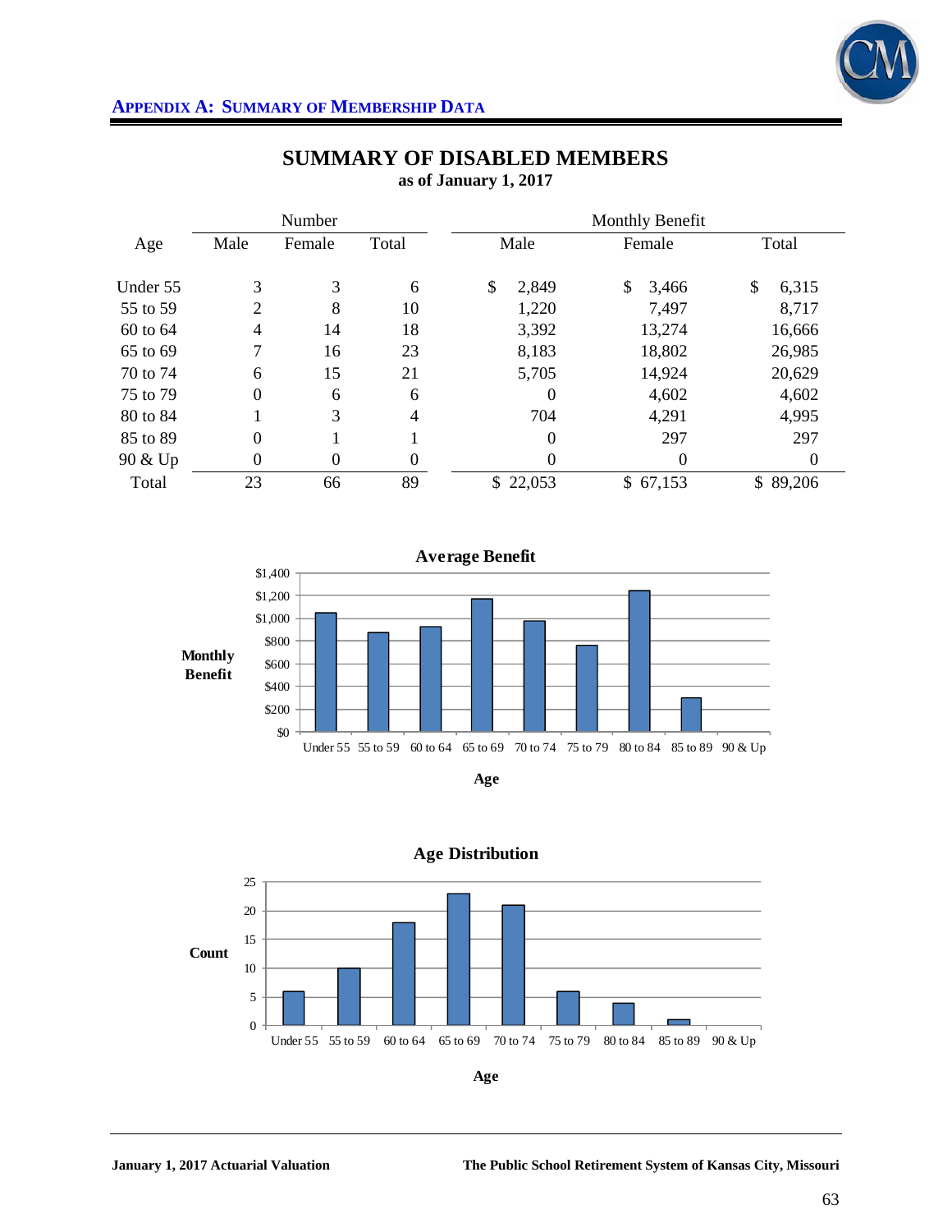## APPENDIX A: SUMMARY OF MEMBERSHIP DATA

# SUMMARY OF DISABLED MEMBERS

**as of January 1, 2017**

| Age | Number | | | Monthly Benefit | | |
|---|---|---|---|---|---|---|
| | Male | Female | Total | Male | Female | Total |
| Under 55 | 3 | 3 | 6 | $ 2,849 | $ 3,466 | $ 6,315 |
| 55 to 59 | 2 | 8 | 10 | 1,220 | 7,497 | 8,717 |
| 60 to 64 | 4 | 14 | 18 | 3,392 | 13,274 | 16,666 |
| 65 to 69 | 7 | 16 | 23 | 8,183 | 18,802 | 26,985 |
| 70 to 74 | 6 | 15 | 21 | 5,705 | 14,924 | 20,629 |
| 75 to 79 | 0 | 6 | 6 | 0 | 4,602 | 4,602 |
| 80 to 84 | 1 | 3 | 4 | 704 | 4,291 | 4,995 |
| 85 to 89 | 0 | 1 | 1 | 0 | 297 | 297 |
| 90 & Up | 0 | 0 | 0 | 0 | 0 | 0 |
| Total | 23 | 66 | 89 | $ 22,053 | $ 67,153 | $ 89,206 |

**Average Benefit**

Monthly Benefit ($0 to $1,400) by Age: Under 55, 55 to 59, 60 to 64, 65 to 69, 70 to 74, 75 to 79, 80 to 84, 85 to 89, 90 & Up

**Age Distribution**

Count (0 to 25) by Age: Under 55, 55 to 59, 60 to 64, 65 to 69, 70 to 74, 75 to 79, 80 to 84, 85 to 89, 90 & Up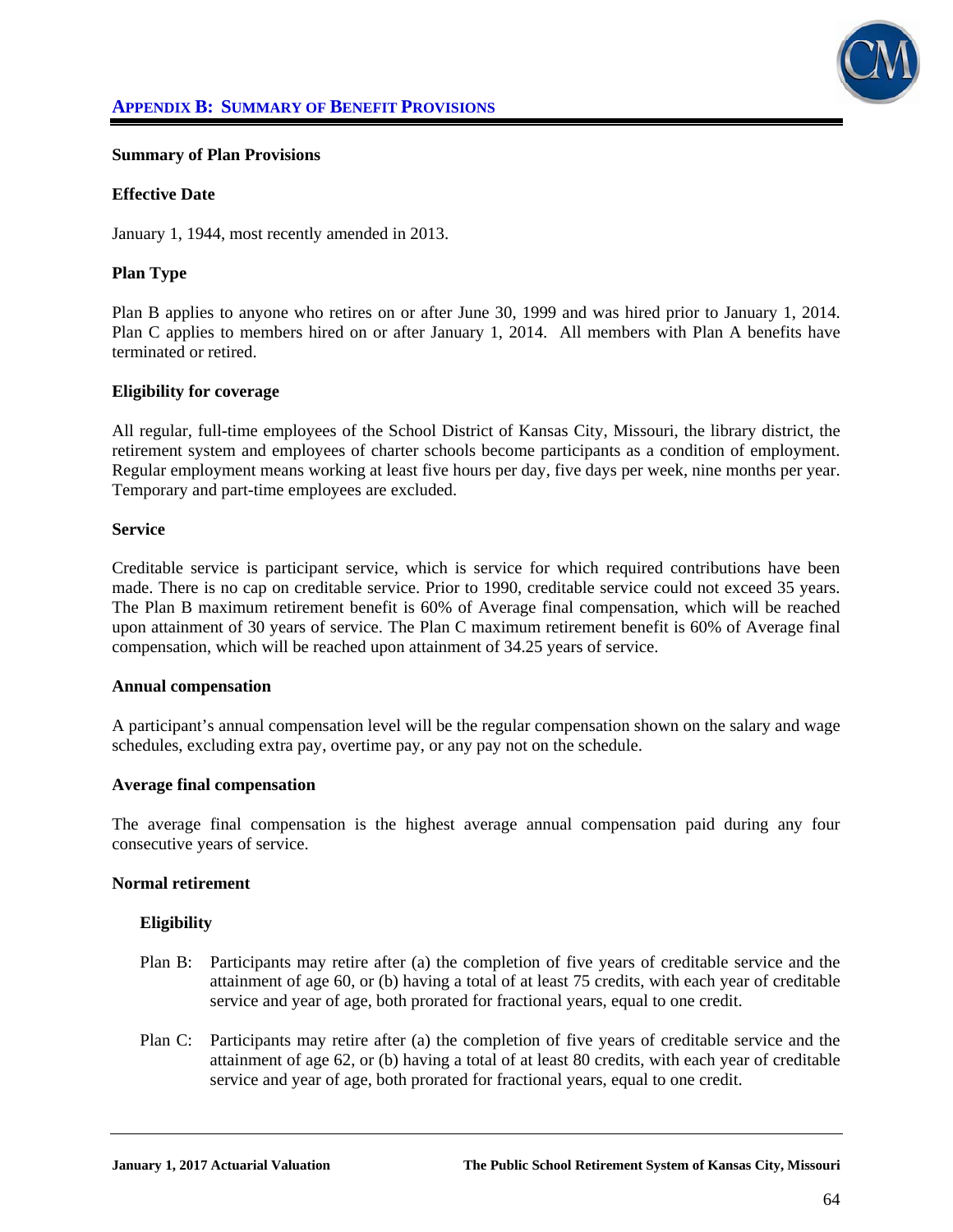## APPENDIX B: SUMMARY OF BENEFIT PROVISIONS

**Summary of Plan Provisions**

**Effective Date**

January 1, 1944, most recently amended in 2013.

**Plan Type**

Plan B applies to anyone who retires on or after June 30, 1999 and was hired prior to January 1, 2014. Plan C applies to members hired on or after January 1, 2014. All members with Plan A benefits have terminated or retired.

**Eligibility for coverage**

All regular, full-time employees of the School District of Kansas City, Missouri, the library district, the retirement system and employees of charter schools become participants as a condition of employment. Regular employment means working at least five hours per day, five days per week, nine months per year. Temporary and part-time employees are excluded.

**Service**

Creditable service is participant service, which is service for which required contributions have been made. There is no cap on creditable service. Prior to 1990, creditable service could not exceed 35 years. The Plan B maximum retirement benefit is 60% of Average final compensation, which will be reached upon attainment of 30 years of service. The Plan C maximum retirement benefit is 60% of Average final compensation, which will be reached upon attainment of 34.25 years of service.

**Annual compensation**

A participant's annual compensation level will be the regular compensation shown on the salary and wage schedules, excluding extra pay, overtime pay, or any pay not on the schedule.

**Average final compensation**

The average final compensation is the highest average annual compensation paid during any four consecutive years of service.

**Normal retirement**

**Eligibility**

Plan B: Participants may retire after (a) the completion of five years of creditable service and the attainment of age 60, or (b) having a total of at least 75 credits, with each year of creditable service and year of age, both prorated for fractional years, equal to one credit.

Plan C: Participants may retire after (a) the completion of five years of creditable service and the attainment of age 62, or (b) having a total of at least 80 credits, with each year of creditable service and year of age, both prorated for fractional years, equal to one credit.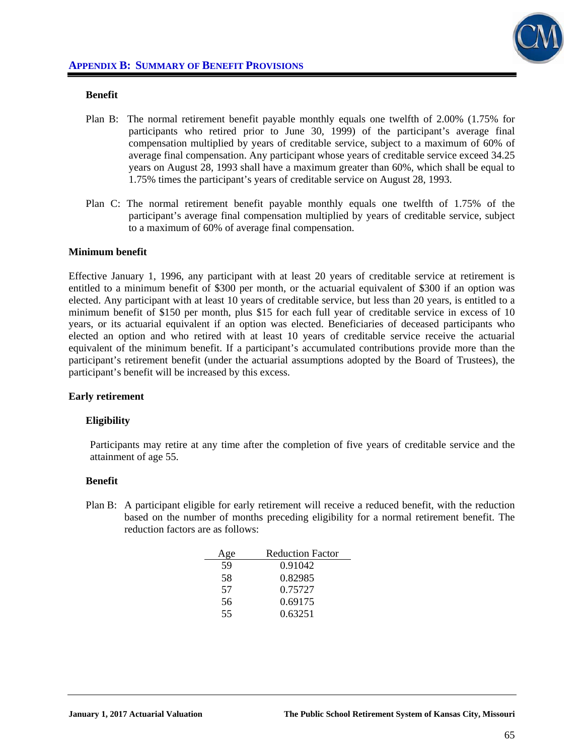**Benefit**

Plan B: The normal retirement benefit payable monthly equals one twelfth of 2.00% (1.75% for participants who retired prior to June 30, 1999) of the participant's average final compensation multiplied by years of creditable service, subject to a maximum of 60% of average final compensation. Any participant whose years of creditable service exceed 34.25 years on August 28, 1993 shall have a maximum greater than 60%, which shall be equal to 1.75% times the participant's years of creditable service on August 28, 1993.

Plan C: The normal retirement benefit payable monthly equals one twelfth of 1.75% of the participant's average final compensation multiplied by years of creditable service, subject to a maximum of 60% of average final compensation.

**Minimum benefit**

Effective January 1, 1996, any participant with at least 20 years of creditable service at retirement is entitled to a minimum benefit of $300 per month, or the actuarial equivalent of $300 if an option was elected. Any participant with at least 10 years of creditable service, but less than 20 years, is entitled to a minimum benefit of $150 per month, plus $15 for each full year of creditable service in excess of 10 years, or its actuarial equivalent if an option was elected. Beneficiaries of deceased participants who elected an option and who retired with at least 10 years of creditable service receive the actuarial equivalent of the minimum benefit. If a participant's accumulated contributions provide more than the participant's retirement benefit (under the actuarial assumptions adopted by the Board of Trustees), the participant's benefit will be increased by this excess.

**Early retirement**

**Eligibility**

Participants may retire at any time after the completion of five years of creditable service and the attainment of age 55.

**Benefit**

Plan B: A participant eligible for early retirement will receive a reduced benefit, with the reduction based on the number of months preceding eligibility for a normal retirement benefit. The reduction factors are as follows:

| Age | Reduction Factor |
|---|---|
| 59 | 0.91042 |
| 58 | 0.82985 |
| 57 | 0.75727 |
| 56 | 0.69175 |
| 55 | 0.63251 |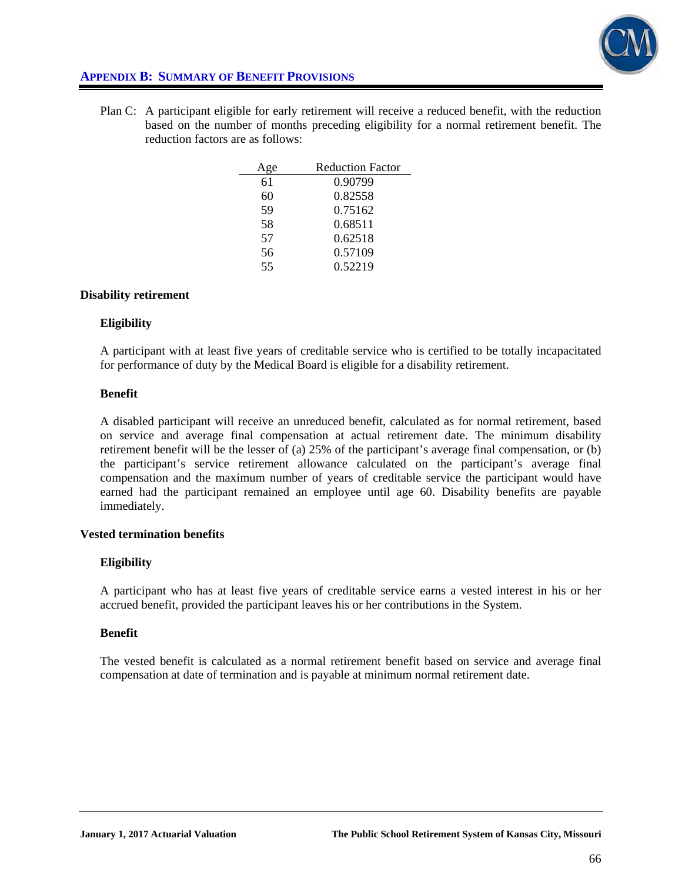Plan C: A participant eligible for early retirement will receive a reduced benefit, with the reduction based on the number of months preceding eligibility for a normal retirement benefit. The reduction factors are as follows:

| Age | Reduction Factor |
|---|---|
| 61 | 0.90799 |
| 60 | 0.82558 |
| 59 | 0.75162 |
| 58 | 0.68511 |
| 57 | 0.62518 |
| 56 | 0.57109 |
| 55 | 0.52219 |

### Disability retirement

#### Eligibility

A participant with at least five years of creditable service who is certified to be totally incapacitated for performance of duty by the Medical Board is eligible for a disability retirement.

#### Benefit

A disabled participant will receive an unreduced benefit, calculated as for normal retirement, based on service and average final compensation at actual retirement date. The minimum disability retirement benefit will be the lesser of (a) 25% of the participant's average final compensation, or (b) the participant's service retirement allowance calculated on the participant's average final compensation and the maximum number of years of creditable service the participant would have earned had the participant remained an employee until age 60. Disability benefits are payable immediately.

### Vested termination benefits

#### Eligibility

A participant who has at least five years of creditable service earns a vested interest in his or her accrued benefit, provided the participant leaves his or her contributions in the System.

#### Benefit

The vested benefit is calculated as a normal retirement benefit based on service and average final compensation at date of termination and is payable at minimum normal retirement date.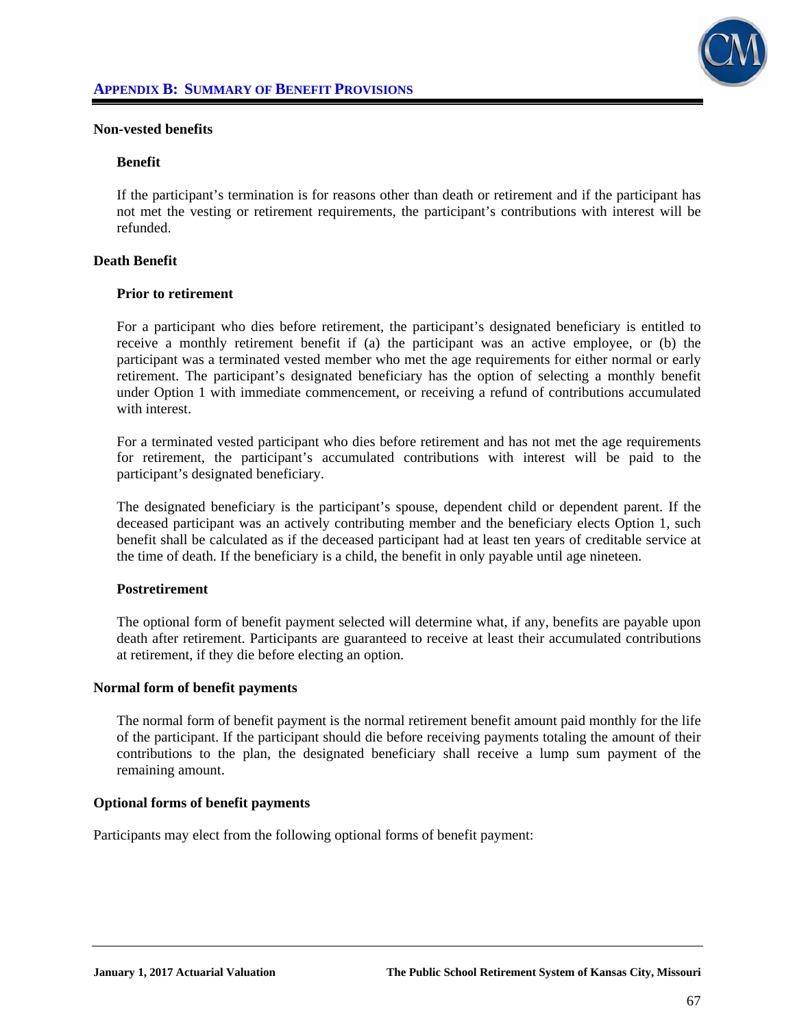**Non-vested benefits**

**Benefit**

If the participant's termination is for reasons other than death or retirement and if the participant has not met the vesting or retirement requirements, the participant's contributions with interest will be refunded.

**Death Benefit**

**Prior to retirement**

For a participant who dies before retirement, the participant's designated beneficiary is entitled to receive a monthly retirement benefit if (a) the participant was an active employee, or (b) the participant was a terminated vested member who met the age requirements for either normal or early retirement. The participant's designated beneficiary has the option of selecting a monthly benefit under Option 1 with immediate commencement, or receiving a refund of contributions accumulated with interest.

For a terminated vested participant who dies before retirement and has not met the age requirements for retirement, the participant's accumulated contributions with interest will be paid to the participant's designated beneficiary.

The designated beneficiary is the participant's spouse, dependent child or dependent parent. If the deceased participant was an actively contributing member and the beneficiary elects Option 1, such benefit shall be calculated as if the deceased participant had at least ten years of creditable service at the time of death. If the beneficiary is a child, the benefit in only payable until age nineteen.

**Postretirement**

The optional form of benefit payment selected will determine what, if any, benefits are payable upon death after retirement. Participants are guaranteed to receive at least their accumulated contributions at retirement, if they die before electing an option.

**Normal form of benefit payments**

The normal form of benefit payment is the normal retirement benefit amount paid monthly for the life of the participant. If the participant should die before receiving payments totaling the amount of their contributions to the plan, the designated beneficiary shall receive a lump sum payment of the remaining amount.

**Optional forms of benefit payments**

Participants may elect from the following optional forms of benefit payment: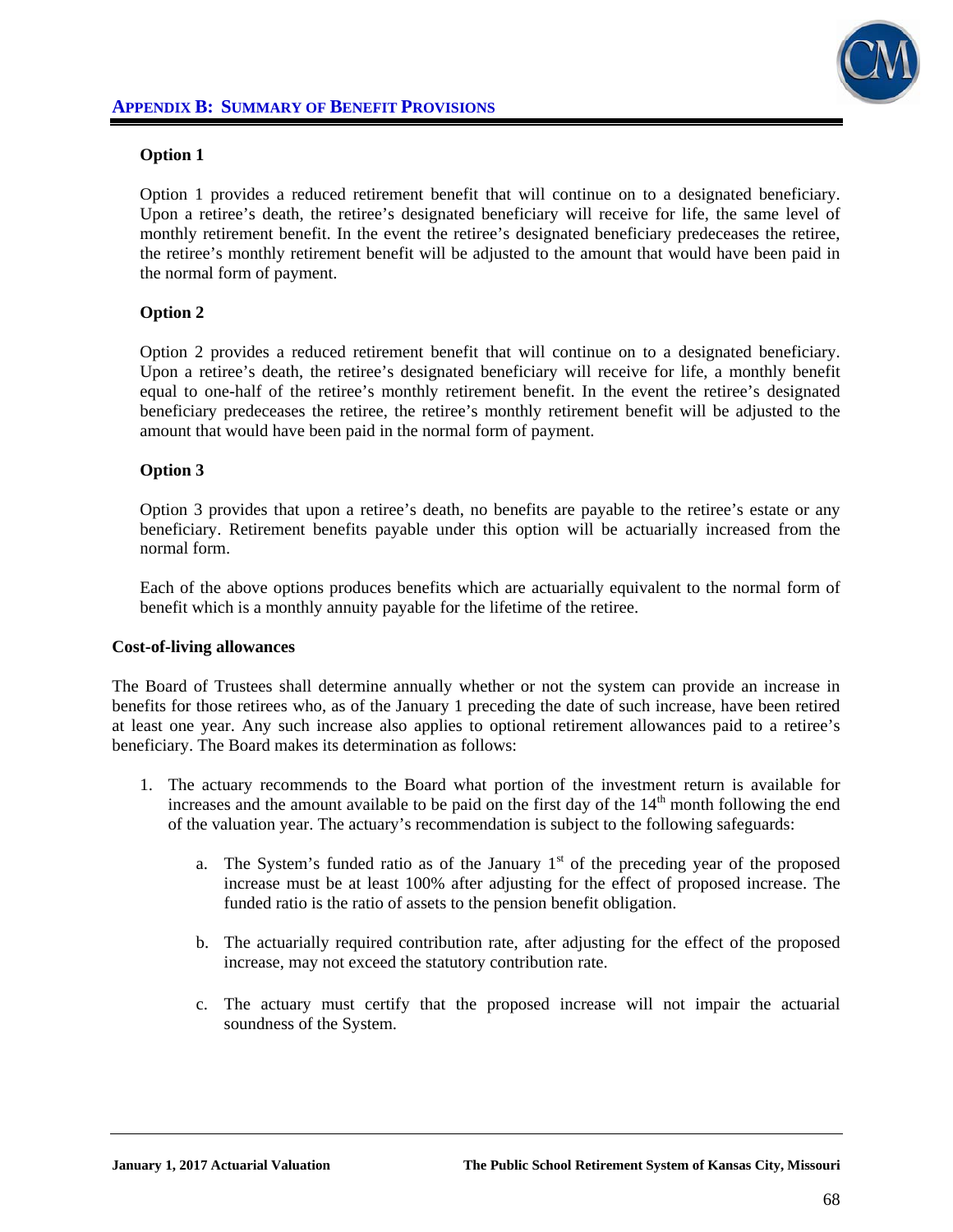### Option 1

Option 1 provides a reduced retirement benefit that will continue on to a designated beneficiary. Upon a retiree's death, the retiree's designated beneficiary will receive for life, the same level of monthly retirement benefit. In the event the retiree's designated beneficiary predeceases the retiree, the retiree's monthly retirement benefit will be adjusted to the amount that would have been paid in the normal form of payment.

### Option 2

Option 2 provides a reduced retirement benefit that will continue on to a designated beneficiary. Upon a retiree's death, the retiree's designated beneficiary will receive for life, a monthly benefit equal to one-half of the retiree's monthly retirement benefit. In the event the retiree's designated beneficiary predeceases the retiree, the retiree's monthly retirement benefit will be adjusted to the amount that would have been paid in the normal form of payment.

### Option 3

Option 3 provides that upon a retiree's death, no benefits are payable to the retiree's estate or any beneficiary. Retirement benefits payable under this option will be actuarially increased from the normal form.

Each of the above options produces benefits which are actuarially equivalent to the normal form of benefit which is a monthly annuity payable for the lifetime of the retiree.

**Cost-of-living allowances**

The Board of Trustees shall determine annually whether or not the system can provide an increase in benefits for those retirees who, as of the January 1 preceding the date of such increase, have been retired at least one year. Any such increase also applies to optional retirement allowances paid to a retiree's beneficiary. The Board makes its determination as follows:

1. The actuary recommends to the Board what portion of the investment return is available for increases and the amount available to be paid on the first day of the 14th month following the end of the valuation year. The actuary's recommendation is subject to the following safeguards:

    a. The System's funded ratio as of the January 1st of the preceding year of the proposed increase must be at least 100% after adjusting for the effect of proposed increase. The funded ratio is the ratio of assets to the pension benefit obligation.

    b. The actuarially required contribution rate, after adjusting for the effect of the proposed increase, may not exceed the statutory contribution rate.

    c. The actuary must certify that the proposed increase will not impair the actuarial soundness of the System.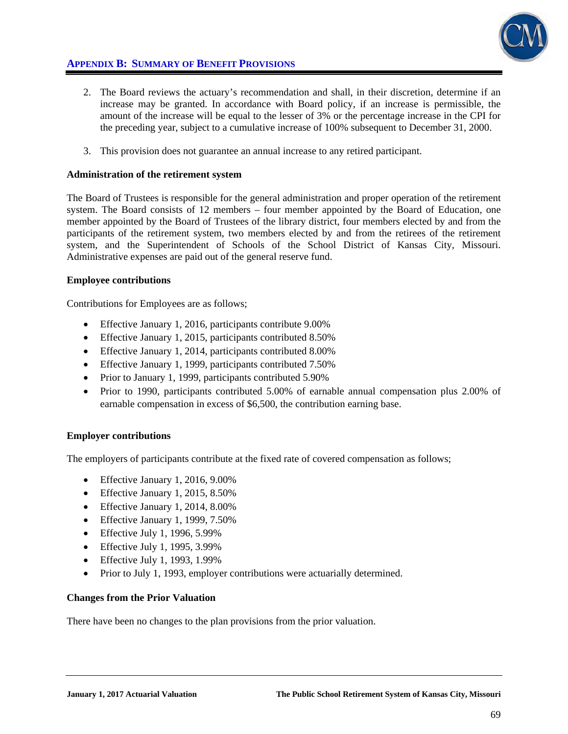2. The Board reviews the actuary's recommendation and shall, in their discretion, determine if an increase may be granted. In accordance with Board policy, if an increase is permissible, the amount of the increase will be equal to the lesser of 3% or the percentage increase in the CPI for the preceding year, subject to a cumulative increase of 100% subsequent to December 31, 2000.

3. This provision does not guarantee an annual increase to any retired participant.

**Administration of the retirement system**

The Board of Trustees is responsible for the general administration and proper operation of the retirement system. The Board consists of 12 members – four member appointed by the Board of Education, one member appointed by the Board of Trustees of the library district, four members elected by and from the participants of the retirement system, two members elected by and from the retirees of the retirement system, and the Superintendent of Schools of the School District of Kansas City, Missouri. Administrative expenses are paid out of the general reserve fund.

**Employee contributions**

Contributions for Employees are as follows;

- Effective January 1, 2016, participants contribute 9.00%
- Effective January 1, 2015, participants contributed 8.50%
- Effective January 1, 2014, participants contributed 8.00%
- Effective January 1, 1999, participants contributed 7.50%
- Prior to January 1, 1999, participants contributed 5.90%
- Prior to 1990, participants contributed 5.00% of earnable annual compensation plus 2.00% of earnable compensation in excess of $6,500, the contribution earning base.

**Employer contributions**

The employers of participants contribute at the fixed rate of covered compensation as follows;

- Effective January 1, 2016, 9.00%
- Effective January 1, 2015, 8.50%
- Effective January 1, 2014, 8.00%
- Effective January 1, 1999, 7.50%
- Effective July 1, 1996, 5.99%
- Effective July 1, 1995, 3.99%
- Effective July 1, 1993, 1.99%
- Prior to July 1, 1993, employer contributions were actuarially determined.

**Changes from the Prior Valuation**

There have been no changes to the plan provisions from the prior valuation.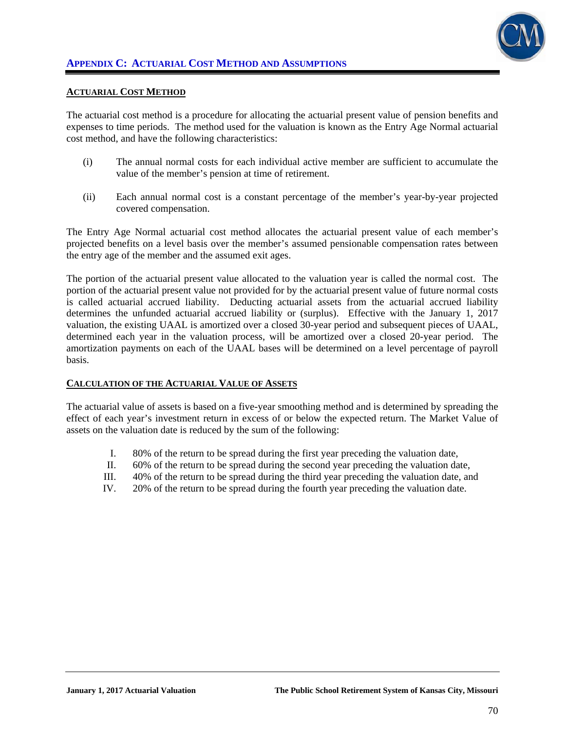## APPENDIX C: ACTUARIAL COST METHOD AND ASSUMPTIONS

### ACTUARIAL COST METHOD

The actuarial cost method is a procedure for allocating the actuarial present value of pension benefits and expenses to time periods. The method used for the valuation is known as the Entry Age Normal actuarial cost method, and have the following characteristics:

(i) The annual normal costs for each individual active member are sufficient to accumulate the value of the member's pension at time of retirement.

(ii) Each annual normal cost is a constant percentage of the member's year-by-year projected covered compensation.

The Entry Age Normal actuarial cost method allocates the actuarial present value of each member's projected benefits on a level basis over the member's assumed pensionable compensation rates between the entry age of the member and the assumed exit ages.

The portion of the actuarial present value allocated to the valuation year is called the normal cost. The portion of the actuarial present value not provided for by the actuarial present value of future normal costs is called actuarial accrued liability. Deducting actuarial assets from the actuarial accrued liability determines the unfunded actuarial accrued liability or (surplus). Effective with the January 1, 2017 valuation, the existing UAAL is amortized over a closed 30-year period and subsequent pieces of UAAL, determined each year in the valuation process, will be amortized over a closed 20-year period. The amortization payments on each of the UAAL bases will be determined on a level percentage of payroll basis.

### CALCULATION OF THE ACTUARIAL VALUE OF ASSETS

The actuarial value of assets is based on a five-year smoothing method and is determined by spreading the effect of each year's investment return in excess of or below the expected return. The Market Value of assets on the valuation date is reduced by the sum of the following:

I. 80% of the return to be spread during the first year preceding the valuation date,
II. 60% of the return to be spread during the second year preceding the valuation date,
III. 40% of the return to be spread during the third year preceding the valuation date, and
IV. 20% of the return to be spread during the fourth year preceding the valuation date.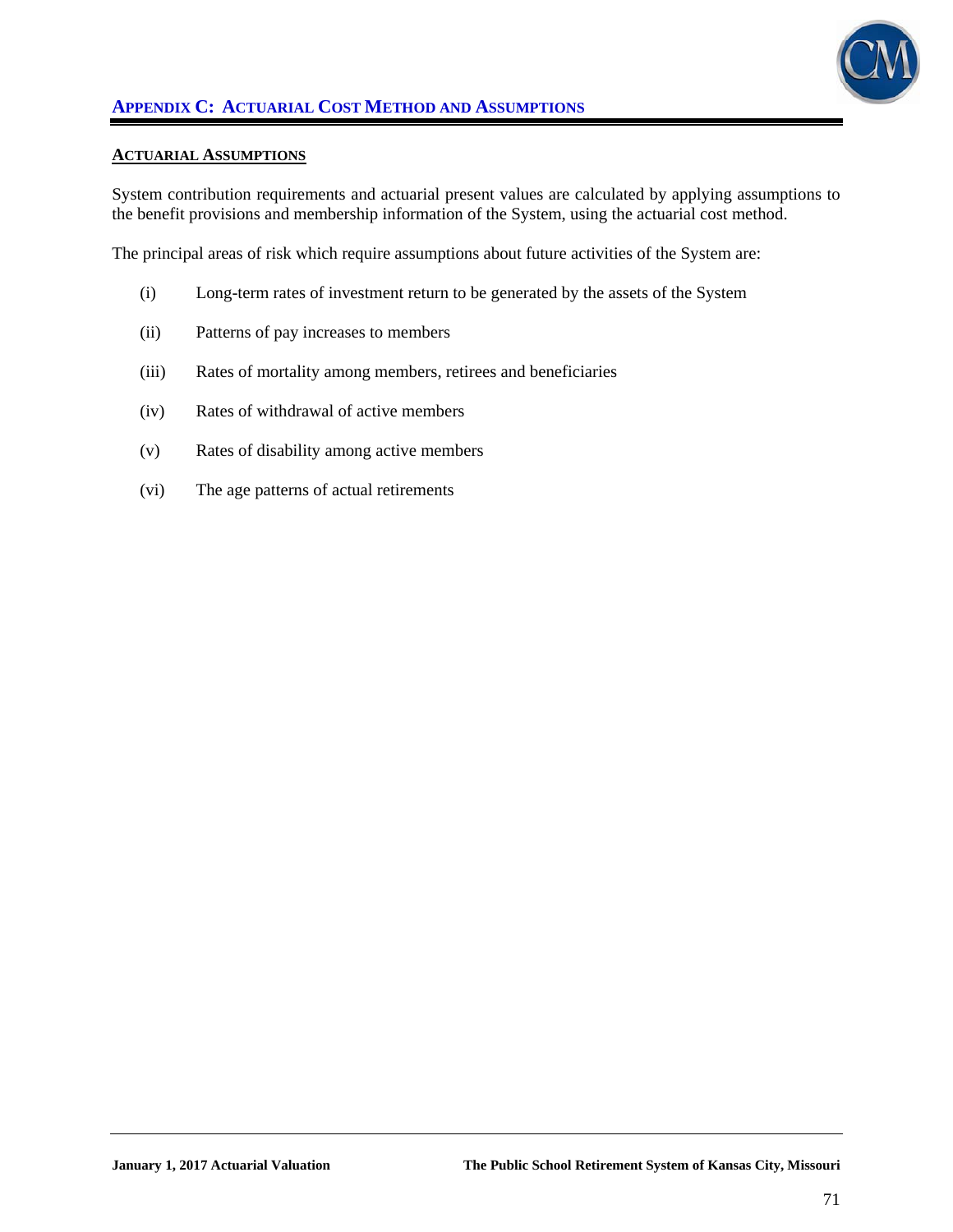## APPENDIX C: ACTUARIAL COST METHOD AND ASSUMPTIONS

### ACTUARIAL ASSUMPTIONS

System contribution requirements and actuarial present values are calculated by applying assumptions to the benefit provisions and membership information of the System, using the actuarial cost method.

The principal areas of risk which require assumptions about future activities of the System are:

(i) Long-term rates of investment return to be generated by the assets of the System

(ii) Patterns of pay increases to members

(iii) Rates of mortality among members, retirees and beneficiaries

(iv) Rates of withdrawal of active members

(v) Rates of disability among active members

(vi) The age patterns of actual retirements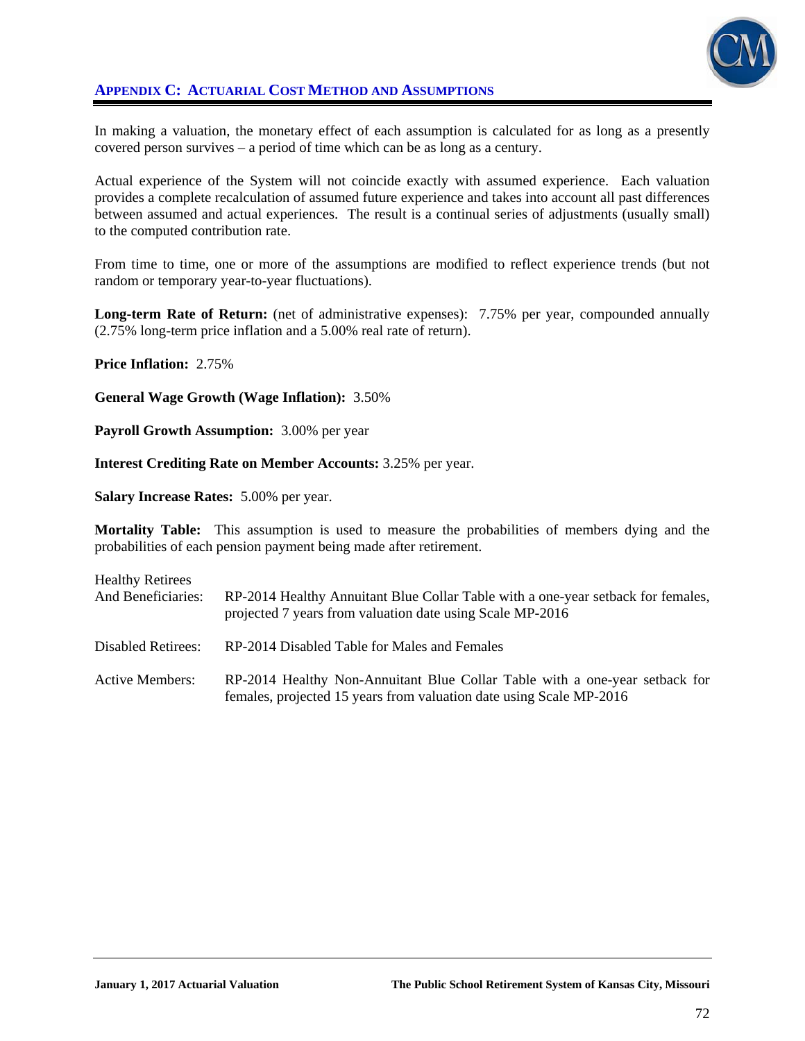## APPENDIX C: ACTUARIAL COST METHOD AND ASSUMPTIONS

In making a valuation, the monetary effect of each assumption is calculated for as long as a presently covered person survives – a period of time which can be as long as a century.

Actual experience of the System will not coincide exactly with assumed experience. Each valuation provides a complete recalculation of assumed future experience and takes into account all past differences between assumed and actual experiences. The result is a continual series of adjustments (usually small) to the computed contribution rate.

From time to time, one or more of the assumptions are modified to reflect experience trends (but not random or temporary year-to-year fluctuations).

**Long-term Rate of Return:** (net of administrative expenses): 7.75% per year, compounded annually (2.75% long-term price inflation and a 5.00% real rate of return).

**Price Inflation:** 2.75%

**General Wage Growth (Wage Inflation):** 3.50%

**Payroll Growth Assumption:** 3.00% per year

**Interest Crediting Rate on Member Accounts:** 3.25% per year.

**Salary Increase Rates:** 5.00% per year.

**Mortality Table:** This assumption is used to measure the probabilities of members dying and the probabilities of each pension payment being made after retirement.

| | |
|---|---|
| Healthy Retirees And Beneficiaries: | RP-2014 Healthy Annuitant Blue Collar Table with a one-year setback for females, projected 7 years from valuation date using Scale MP-2016 |
| Disabled Retirees: | RP-2014 Disabled Table for Males and Females |
| Active Members: | RP-2014 Healthy Non-Annuitant Blue Collar Table with a one-year setback for females, projected 15 years from valuation date using Scale MP-2016 |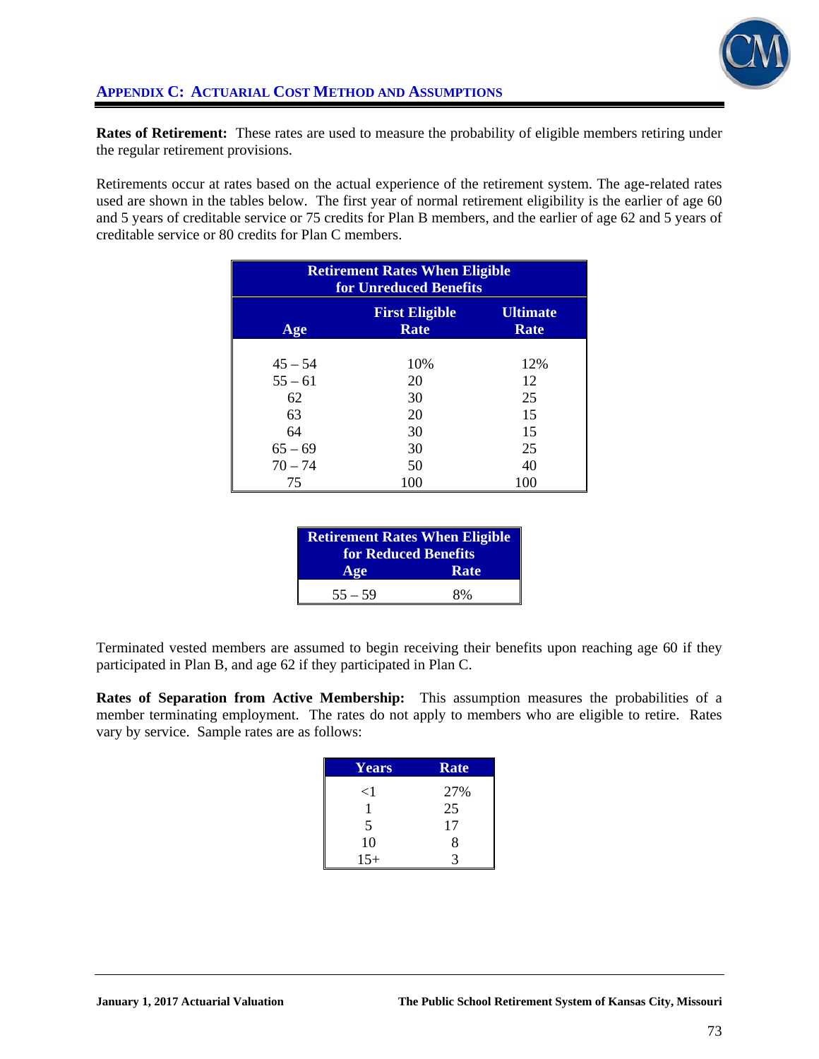## APPENDIX C: ACTUARIAL COST METHOD AND ASSUMPTIONS

**Rates of Retirement:** These rates are used to measure the probability of eligible members retiring under the regular retirement provisions.

Retirements occur at rates based on the actual experience of the retirement system. The age-related rates used are shown in the tables below. The first year of normal retirement eligibility is the earlier of age 60 and 5 years of creditable service or 75 credits for Plan B members, and the earlier of age 62 and 5 years of creditable service or 80 credits for Plan C members.

| Retirement Rates When Eligible for Unreduced Benefits | | |
|---|---|---|
| Age | First Eligible Rate | Ultimate Rate |
| 45 – 54 | 10% | 12% |
| 55 – 61 | 20 | 12 |
| 62 | 30 | 25 |
| 63 | 20 | 15 |
| 64 | 30 | 15 |
| 65 – 69 | 30 | 25 |
| 70 – 74 | 50 | 40 |
| 75 | 100 | 100 |

| Retirement Rates When Eligible for Reduced Benefits | |
|---|---|
| Age | Rate |
| 55 – 59 | 8% |

Terminated vested members are assumed to begin receiving their benefits upon reaching age 60 if they participated in Plan B, and age 62 if they participated in Plan C.

**Rates of Separation from Active Membership:** This assumption measures the probabilities of a member terminating employment. The rates do not apply to members who are eligible to retire. Rates vary by service. Sample rates are as follows:

| Years | Rate |
|---|---|
| <1 | 27% |
| 1 | 25 |
| 5 | 17 |
| 10 | 8 |
| 15+ | 3 |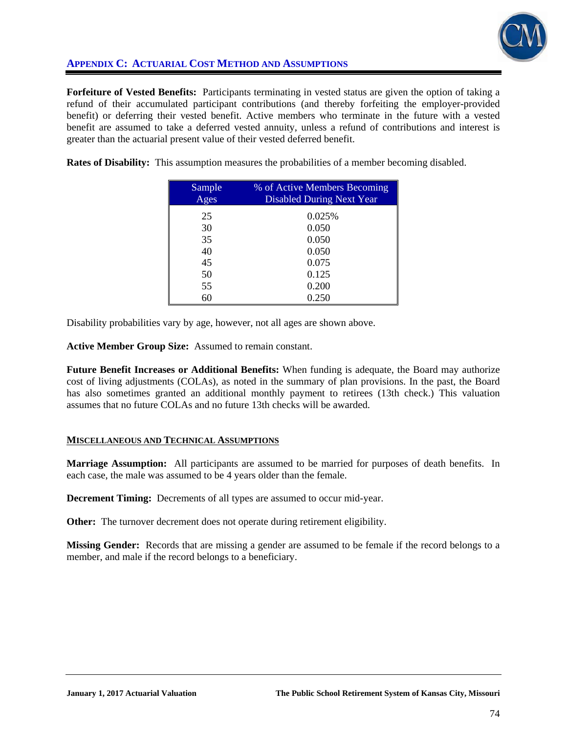## APPENDIX C: ACTUARIAL COST METHOD AND ASSUMPTIONS

**Forfeiture of Vested Benefits:** Participants terminating in vested status are given the option of taking a refund of their accumulated participant contributions (and thereby forfeiting the employer-provided benefit) or deferring their vested benefit. Active members who terminate in the future with a vested benefit are assumed to take a deferred vested annuity, unless a refund of contributions and interest is greater than the actuarial present value of their vested deferred benefit.

**Rates of Disability:** This assumption measures the probabilities of a member becoming disabled.

| Sample Ages | % of Active Members Becoming Disabled During Next Year |
|---|---|
| 25 | 0.025% |
| 30 | 0.050 |
| 35 | 0.050 |
| 40 | 0.050 |
| 45 | 0.075 |
| 50 | 0.125 |
| 55 | 0.200 |
| 60 | 0.250 |

Disability probabilities vary by age, however, not all ages are shown above.

**Active Member Group Size:** Assumed to remain constant.

**Future Benefit Increases or Additional Benefits:** When funding is adequate, the Board may authorize cost of living adjustments (COLAs), as noted in the summary of plan provisions. In the past, the Board has also sometimes granted an additional monthly payment to retirees (13th check.) This valuation assumes that no future COLAs and no future 13th checks will be awarded.

### MISCELLANEOUS AND TECHNICAL ASSUMPTIONS

**Marriage Assumption:** All participants are assumed to be married for purposes of death benefits. In each case, the male was assumed to be 4 years older than the female.

**Decrement Timing:** Decrements of all types are assumed to occur mid-year.

**Other:** The turnover decrement does not operate during retirement eligibility.

**Missing Gender:** Records that are missing a gender are assumed to be female if the record belongs to a member, and male if the record belongs to a beneficiary.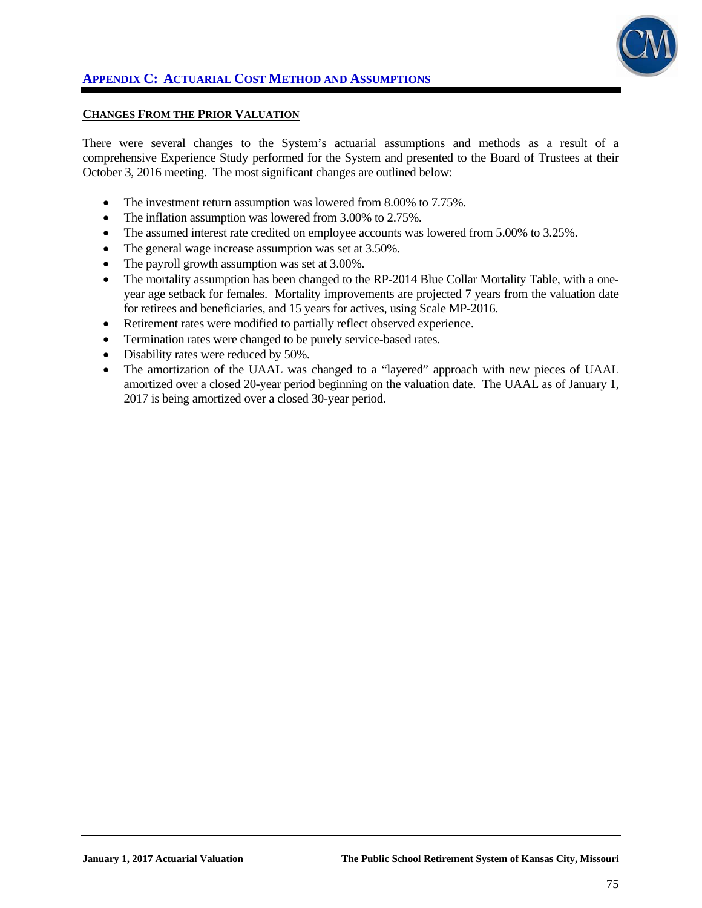## APPENDIX C: ACTUARIAL COST METHOD AND ASSUMPTIONS

### CHANGES FROM THE PRIOR VALUATION

There were several changes to the System's actuarial assumptions and methods as a result of a comprehensive Experience Study performed for the System and presented to the Board of Trustees at their October 3, 2016 meeting. The most significant changes are outlined below:

- The investment return assumption was lowered from 8.00% to 7.75%.
- The inflation assumption was lowered from 3.00% to 2.75%.
- The assumed interest rate credited on employee accounts was lowered from 5.00% to 3.25%.
- The general wage increase assumption was set at 3.50%.
- The payroll growth assumption was set at 3.00%.
- The mortality assumption has been changed to the RP-2014 Blue Collar Mortality Table, with a one-year age setback for females. Mortality improvements are projected 7 years from the valuation date for retirees and beneficiaries, and 15 years for actives, using Scale MP-2016.
- Retirement rates were modified to partially reflect observed experience.
- Termination rates were changed to be purely service-based rates.
- Disability rates were reduced by 50%.
- The amortization of the UAAL was changed to a "layered" approach with new pieces of UAAL amortized over a closed 20-year period beginning on the valuation date. The UAAL as of January 1, 2017 is being amortized over a closed 30-year period.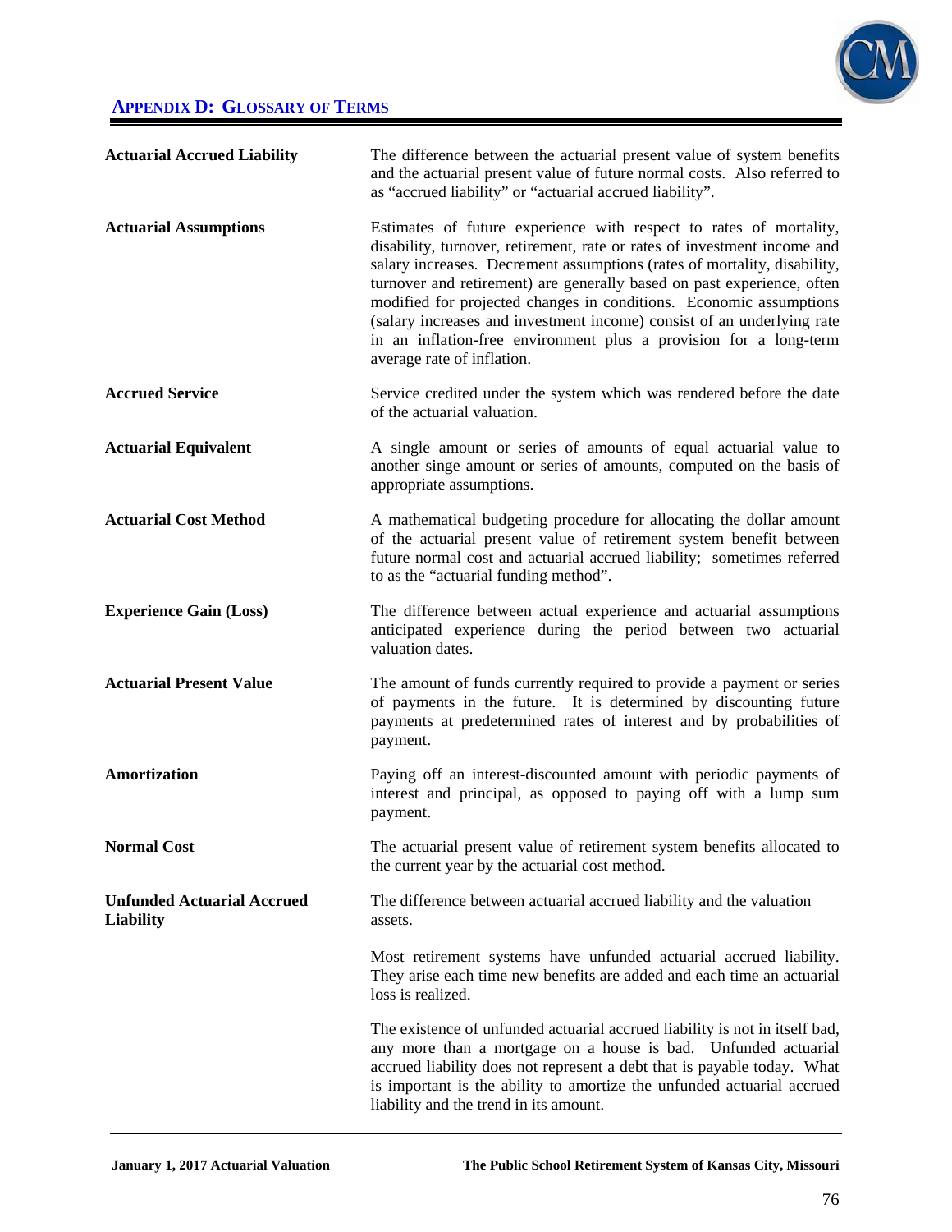## APPENDIX D: GLOSSARY OF TERMS

**Actuarial Accrued Liability**

The difference between the actuarial present value of system benefits and the actuarial present value of future normal costs. Also referred to as "accrued liability" or "actuarial accrued liability".

**Actuarial Assumptions**

Estimates of future experience with respect to rates of mortality, disability, turnover, retirement, rate or rates of investment income and salary increases. Decrement assumptions (rates of mortality, disability, turnover and retirement) are generally based on past experience, often modified for projected changes in conditions. Economic assumptions (salary increases and investment income) consist of an underlying rate in an inflation-free environment plus a provision for a long-term average rate of inflation.

**Accrued Service**

Service credited under the system which was rendered before the date of the actuarial valuation.

**Actuarial Equivalent**

A single amount or series of amounts of equal actuarial value to another singe amount or series of amounts, computed on the basis of appropriate assumptions.

**Actuarial Cost Method**

A mathematical budgeting procedure for allocating the dollar amount of the actuarial present value of retirement system benefit between future normal cost and actuarial accrued liability; sometimes referred to as the "actuarial funding method".

**Experience Gain (Loss)**

The difference between actual experience and actuarial assumptions anticipated experience during the period between two actuarial valuation dates.

**Actuarial Present Value**

The amount of funds currently required to provide a payment or series of payments in the future. It is determined by discounting future payments at predetermined rates of interest and by probabilities of payment.

**Amortization**

Paying off an interest-discounted amount with periodic payments of interest and principal, as opposed to paying off with a lump sum payment.

**Normal Cost**

The actuarial present value of retirement system benefits allocated to the current year by the actuarial cost method.

**Unfunded Actuarial Accrued Liability**

The difference between actuarial accrued liability and the valuation assets.

Most retirement systems have unfunded actuarial accrued liability. They arise each time new benefits are added and each time an actuarial loss is realized.

The existence of unfunded actuarial accrued liability is not in itself bad, any more than a mortgage on a house is bad. Unfunded actuarial accrued liability does not represent a debt that is payable today. What is important is the ability to amortize the unfunded actuarial accrued liability and the trend in its amount.